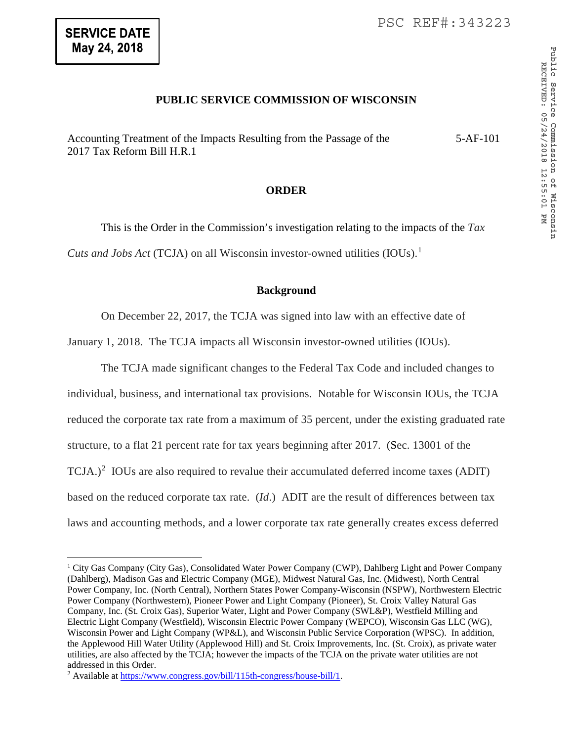**SERVICE DATE May 24, 2018**

PSC REF#:343223

**PUBLIC SERVICE COMMISSION OF WISCONSIN**

Accounting Treatment of the Impacts Resulting from the Passage of the 2017 Tax Reform Bill H.R.1 — 5-AF-101

**ORDER**

This is the Order in the Commission's investigation relating to the impacts of the *Tax Cuts and Jobs Act* (TCJA) on all Wisconsin investor-owned utilities (IOUs).[1]

**Background**

On December 22, 2017, the TCJA was signed into law with an effective date of January 1, 2018. The TCJA impacts all Wisconsin investor-owned utilities (IOUs).

The TCJA made significant changes to the Federal Tax Code and included changes to individual, business, and international tax provisions. Notable for Wisconsin IOUs, the TCJA reduced the corporate tax rate from a maximum of 35 percent, under the existing graduated rate structure, to a flat 21 percent rate for tax years beginning after 2017. (Sec. 13001 of the TCJA.)[2] IOUs are also required to revalue their accumulated deferred income taxes (ADIT) based on the reduced corporate tax rate. (*Id*.) ADIT are the result of differences between tax laws and accounting methods, and a lower corporate tax rate generally creates excess deferred

---

[1] City Gas Company (City Gas), Consolidated Water Power Company (CWP), Dahlberg Light and Power Company (Dahlberg), Madison Gas and Electric Company (MGE), Midwest Natural Gas, Inc. (Midwest), North Central Power Company, Inc. (North Central), Northern States Power Company-Wisconsin (NSPW), Northwestern Electric Power Company (Northwestern), Pioneer Power and Light Company (Pioneer), St. Croix Valley Natural Gas Company, Inc. (St. Croix Gas), Superior Water, Light and Power Company (SWL&P), Westfield Milling and Electric Light Company (Westfield), Wisconsin Electric Power Company (WEPCO), Wisconsin Gas LLC (WG), Wisconsin Power and Light Company (WP&L), and Wisconsin Public Service Corporation (WPSC). In addition, the Applewood Hill Water Utility (Applewood Hill) and St. Croix Improvements, Inc. (St. Croix), as private water utilities, are also affected by the TCJA; however the impacts of the TCJA on the private water utilities are not addressed in this Order.

[2] Available at https://www.congress.gov/bill/115th-congress/house-bill/1.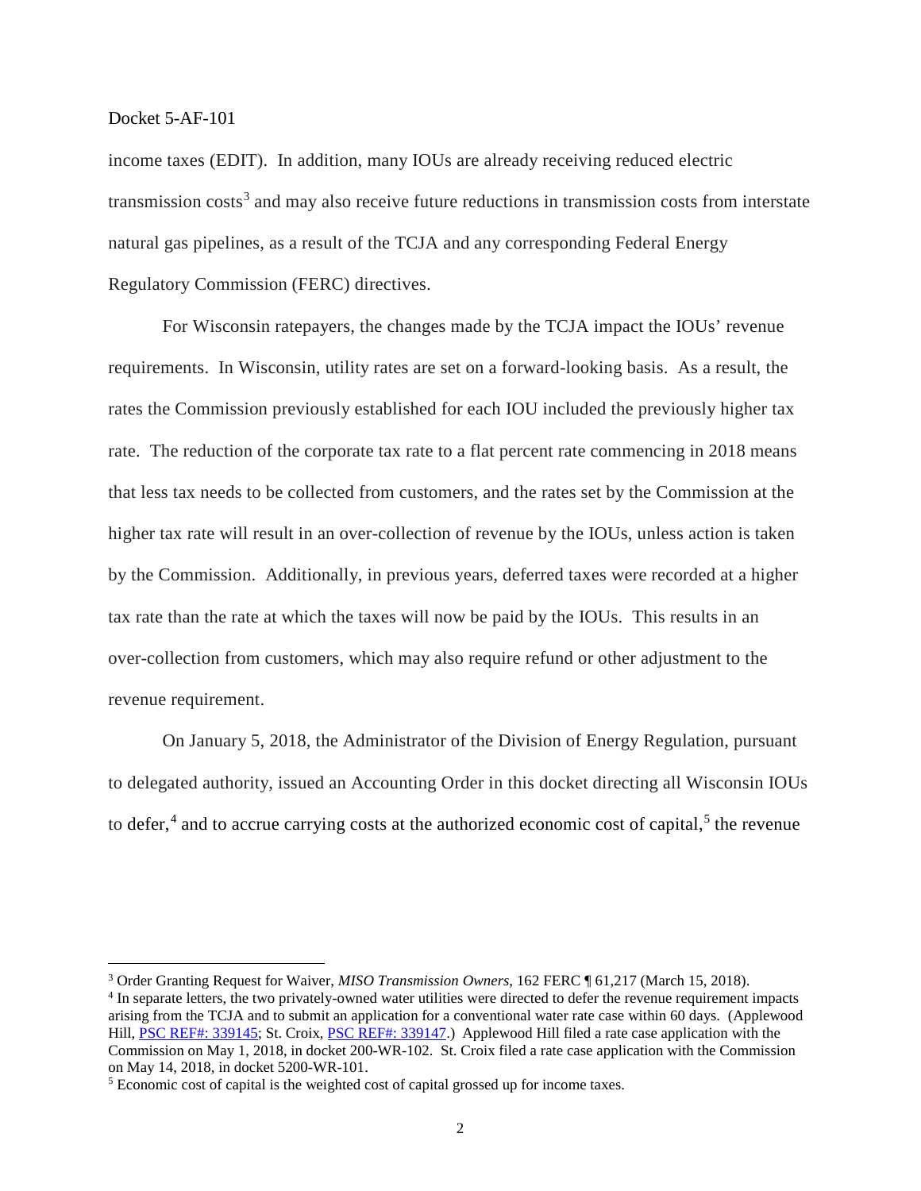income taxes (EDIT). In addition, many IOUs are already receiving reduced electric transmission costs[3] and may also receive future reductions in transmission costs from interstate natural gas pipelines, as a result of the TCJA and any corresponding Federal Energy Regulatory Commission (FERC) directives.

For Wisconsin ratepayers, the changes made by the TCJA impact the IOUs' revenue requirements. In Wisconsin, utility rates are set on a forward-looking basis. As a result, the rates the Commission previously established for each IOU included the previously higher tax rate. The reduction of the corporate tax rate to a flat percent rate commencing in 2018 means that less tax needs to be collected from customers, and the rates set by the Commission at the higher tax rate will result in an over-collection of revenue by the IOUs, unless action is taken by the Commission. Additionally, in previous years, deferred taxes were recorded at a higher tax rate than the rate at which the taxes will now be paid by the IOUs. This results in an over-collection from customers, which may also require refund or other adjustment to the revenue requirement.

On January 5, 2018, the Administrator of the Division of Energy Regulation, pursuant to delegated authority, issued an Accounting Order in this docket directing all Wisconsin IOUs to defer,[4] and to accrue carrying costs at the authorized economic cost of capital,[5] the revenue

---

[3] Order Granting Request for Waiver, *MISO Transmission Owners*, 162 FERC ¶ 61,217 (March 15, 2018).

[4] In separate letters, the two privately-owned water utilities were directed to defer the revenue requirement impacts arising from the TCJA and to submit an application for a conventional water rate case within 60 days. (Applewood Hill, PSC REF#: 339145; St. Croix, PSC REF#: 339147.) Applewood Hill filed a rate case application with the Commission on May 1, 2018, in docket 200-WR-102. St. Croix filed a rate case application with the Commission on May 14, 2018, in docket 5200-WR-101.

[5] Economic cost of capital is the weighted cost of capital grossed up for income taxes.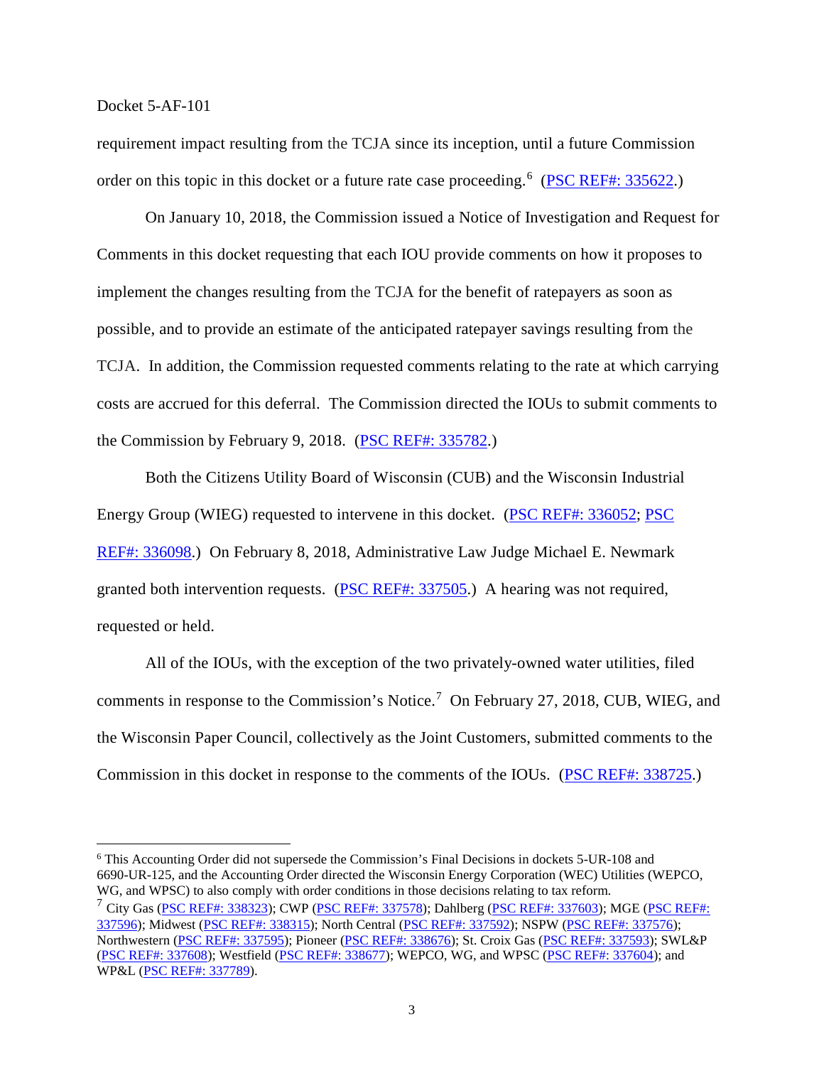requirement impact resulting from the TCJA since its inception, until a future Commission order on this topic in this docket or a future rate case proceeding.[6] (PSC REF#: 335622.)

On January 10, 2018, the Commission issued a Notice of Investigation and Request for Comments in this docket requesting that each IOU provide comments on how it proposes to implement the changes resulting from the TCJA for the benefit of ratepayers as soon as possible, and to provide an estimate of the anticipated ratepayer savings resulting from the TCJA. In addition, the Commission requested comments relating to the rate at which carrying costs are accrued for this deferral. The Commission directed the IOUs to submit comments to the Commission by February 9, 2018. (PSC REF#: 335782.)

Both the Citizens Utility Board of Wisconsin (CUB) and the Wisconsin Industrial Energy Group (WIEG) requested to intervene in this docket. (PSC REF#: 336052; PSC REF#: 336098.) On February 8, 2018, Administrative Law Judge Michael E. Newmark granted both intervention requests. (PSC REF#: 337505.) A hearing was not required, requested or held.

All of the IOUs, with the exception of the two privately-owned water utilities, filed comments in response to the Commission's Notice.[7] On February 27, 2018, CUB, WIEG, and the Wisconsin Paper Council, collectively as the Joint Customers, submitted comments to the Commission in this docket in response to the comments of the IOUs. (PSC REF#: 338725.)

---

[6] This Accounting Order did not supersede the Commission's Final Decisions in dockets 5-UR-108 and 6690-UR-125, and the Accounting Order directed the Wisconsin Energy Corporation (WEC) Utilities (WEPCO, WG, and WPSC) to also comply with order conditions in those decisions relating to tax reform.

[7] City Gas (PSC REF#: 338323); CWP (PSC REF#: 337578); Dahlberg (PSC REF#: 337603); MGE (PSC REF#: 337596); Midwest (PSC REF#: 338315); North Central (PSC REF#: 337592); NSPW (PSC REF#: 337576); Northwestern (PSC REF#: 337595); Pioneer (PSC REF#: 338676); St. Croix Gas (PSC REF#: 337593); SWL&P (PSC REF#: 337608); Westfield (PSC REF#: 338677); WEPCO, WG, and WPSC (PSC REF#: 337604); and WP&L (PSC REF#: 337789).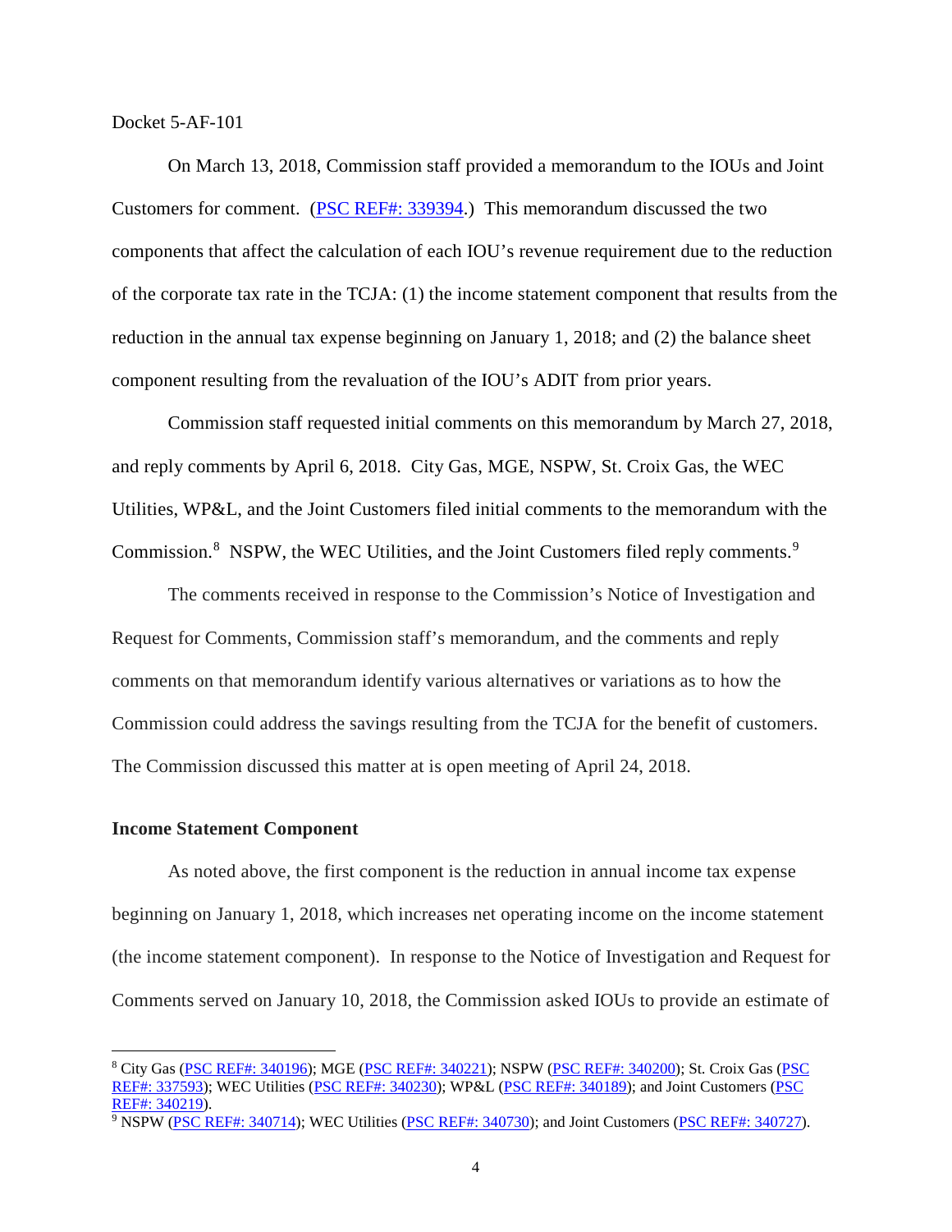Docket 5-AF-101

On March 13, 2018, Commission staff provided a memorandum to the IOUs and Joint Customers for comment. (PSC REF#: 339394.) This memorandum discussed the two components that affect the calculation of each IOU's revenue requirement due to the reduction of the corporate tax rate in the TCJA: (1) the income statement component that results from the reduction in the annual tax expense beginning on January 1, 2018; and (2) the balance sheet component resulting from the revaluation of the IOU's ADIT from prior years.

Commission staff requested initial comments on this memorandum by March 27, 2018, and reply comments by April 6, 2018. City Gas, MGE, NSPW, St. Croix Gas, the WEC Utilities, WP&L, and the Joint Customers filed initial comments to the memorandum with the Commission.[8] NSPW, the WEC Utilities, and the Joint Customers filed reply comments.[9]

The comments received in response to the Commission's Notice of Investigation and Request for Comments, Commission staff's memorandum, and the comments and reply comments on that memorandum identify various alternatives or variations as to how the Commission could address the savings resulting from the TCJA for the benefit of customers. The Commission discussed this matter at is open meeting of April 24, 2018.

**Income Statement Component**

As noted above, the first component is the reduction in annual income tax expense beginning on January 1, 2018, which increases net operating income on the income statement (the income statement component). In response to the Notice of Investigation and Request for Comments served on January 10, 2018, the Commission asked IOUs to provide an estimate of

[8] City Gas (PSC REF#: 340196); MGE (PSC REF#: 340221); NSPW (PSC REF#: 340200); St. Croix Gas (PSC REF#: 337593); WEC Utilities (PSC REF#: 340230); WP&L (PSC REF#: 340189); and Joint Customers (PSC REF#: 340219).

[9] NSPW (PSC REF#: 340714); WEC Utilities (PSC REF#: 340730); and Joint Customers (PSC REF#: 340727).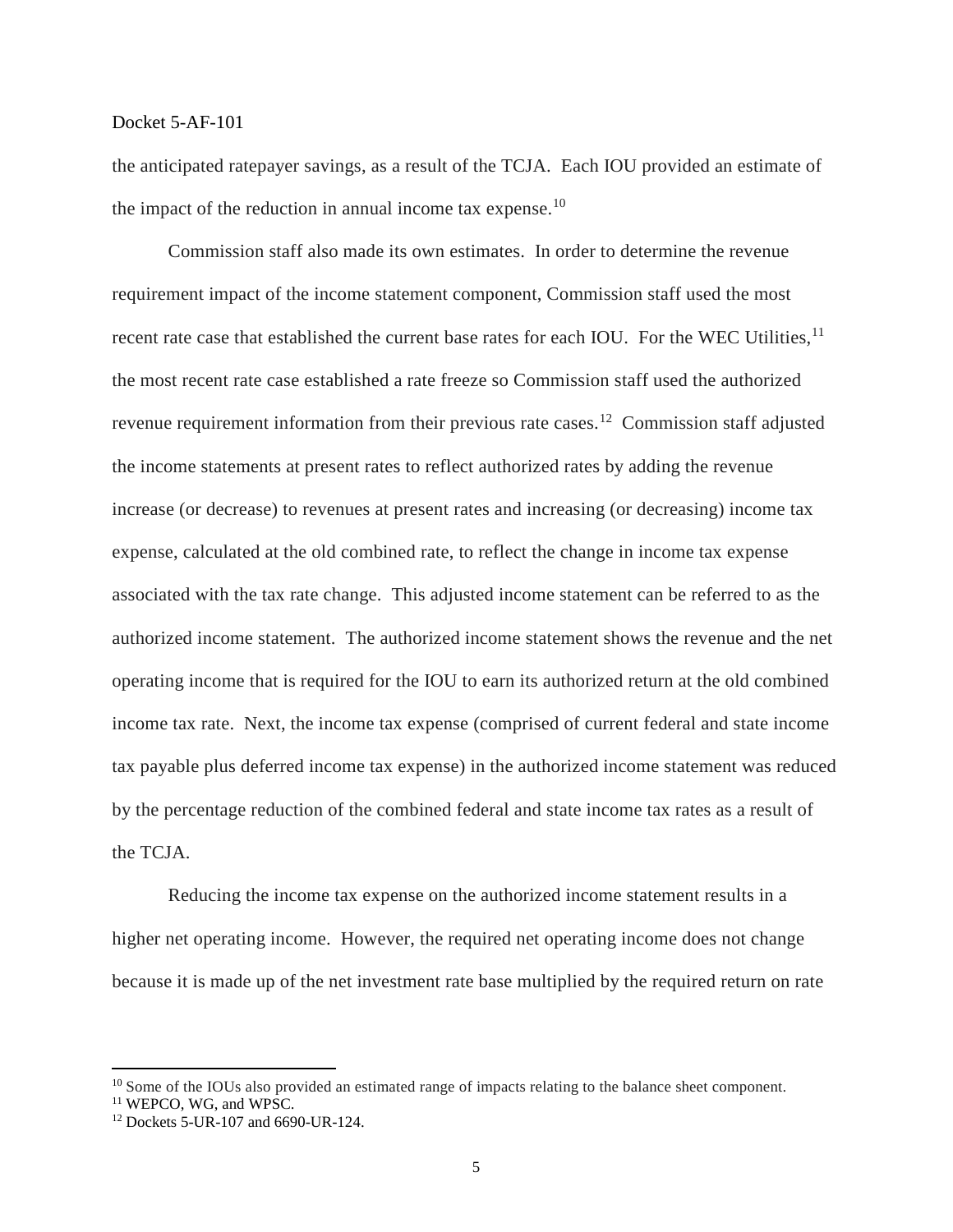the anticipated ratepayer savings, as a result of the TCJA. Each IOU provided an estimate of the impact of the reduction in annual income tax expense.[10]

Commission staff also made its own estimates. In order to determine the revenue requirement impact of the income statement component, Commission staff used the most recent rate case that established the current base rates for each IOU. For the WEC Utilities,[11] the most recent rate case established a rate freeze so Commission staff used the authorized revenue requirement information from their previous rate cases.[12] Commission staff adjusted the income statements at present rates to reflect authorized rates by adding the revenue increase (or decrease) to revenues at present rates and increasing (or decreasing) income tax expense, calculated at the old combined rate, to reflect the change in income tax expense associated with the tax rate change. This adjusted income statement can be referred to as the authorized income statement. The authorized income statement shows the revenue and the net operating income that is required for the IOU to earn its authorized return at the old combined income tax rate. Next, the income tax expense (comprised of current federal and state income tax payable plus deferred income tax expense) in the authorized income statement was reduced by the percentage reduction of the combined federal and state income tax rates as a result of the TCJA.

Reducing the income tax expense on the authorized income statement results in a higher net operating income. However, the required net operating income does not change because it is made up of the net investment rate base multiplied by the required return on rate

---

[10] Some of the IOUs also provided an estimated range of impacts relating to the balance sheet component.

[11] WEPCO, WG, and WPSC.

[12] Dockets 5-UR-107 and 6690-UR-124.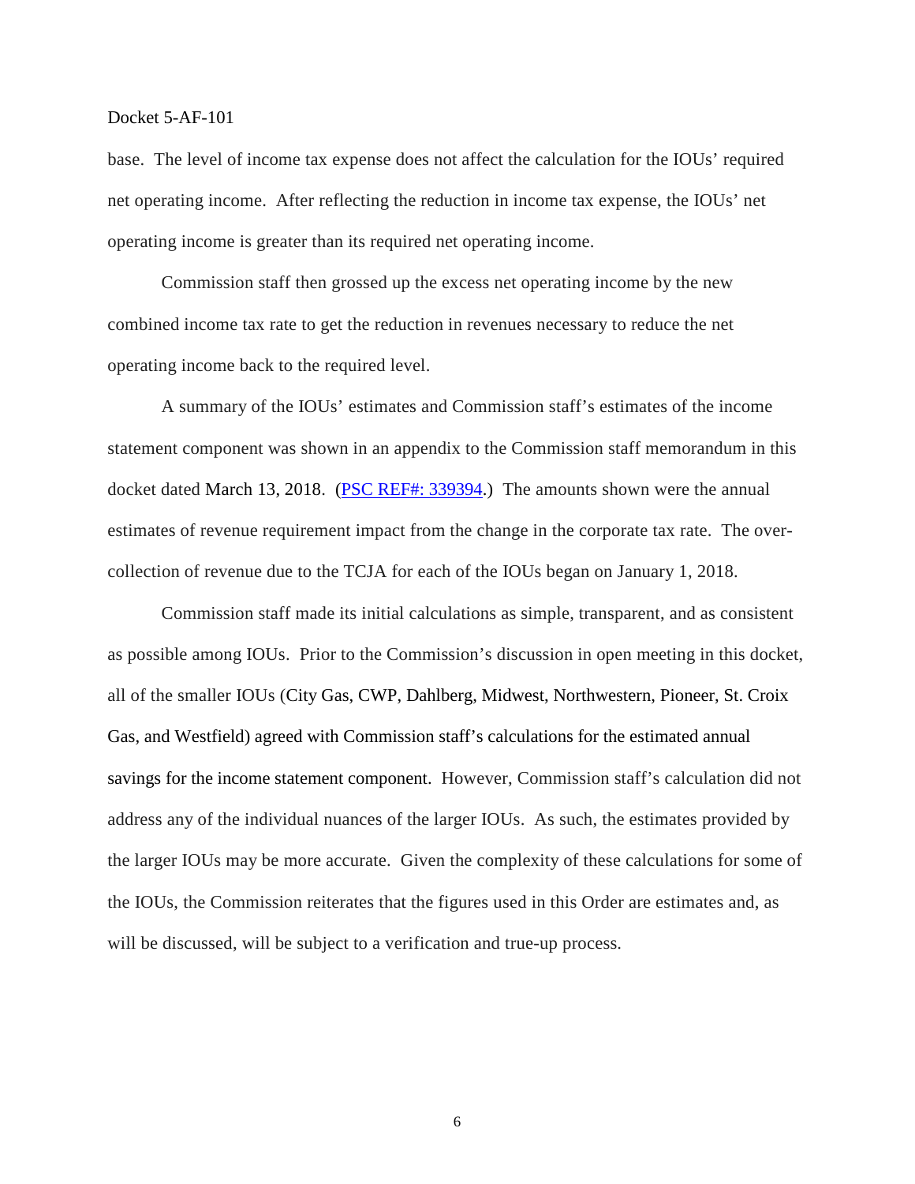base. The level of income tax expense does not affect the calculation for the IOUs' required net operating income. After reflecting the reduction in income tax expense, the IOUs' net operating income is greater than its required net operating income.

Commission staff then grossed up the excess net operating income by the new combined income tax rate to get the reduction in revenues necessary to reduce the net operating income back to the required level.

A summary of the IOUs' estimates and Commission staff's estimates of the income statement component was shown in an appendix to the Commission staff memorandum in this docket dated March 13, 2018. (PSC REF#: 339394.) The amounts shown were the annual estimates of revenue requirement impact from the change in the corporate tax rate. The over-collection of revenue due to the TCJA for each of the IOUs began on January 1, 2018.

Commission staff made its initial calculations as simple, transparent, and as consistent as possible among IOUs. Prior to the Commission's discussion in open meeting in this docket, all of the smaller IOUs (City Gas, CWP, Dahlberg, Midwest, Northwestern, Pioneer, St. Croix Gas, and Westfield) agreed with Commission staff's calculations for the estimated annual savings for the income statement component. However, Commission staff's calculation did not address any of the individual nuances of the larger IOUs. As such, the estimates provided by the larger IOUs may be more accurate. Given the complexity of these calculations for some of the IOUs, the Commission reiterates that the figures used in this Order are estimates and, as will be discussed, will be subject to a verification and true-up process.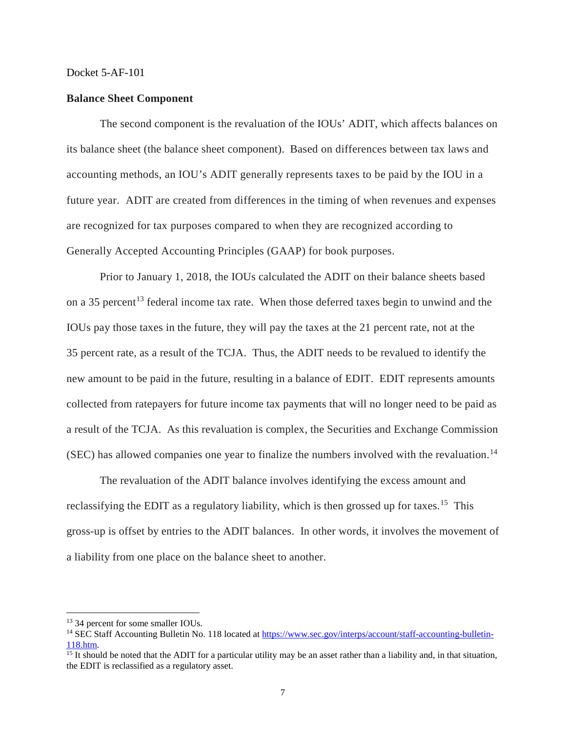**Balance Sheet Component**

The second component is the revaluation of the IOUs' ADIT, which affects balances on its balance sheet (the balance sheet component). Based on differences between tax laws and accounting methods, an IOU's ADIT generally represents taxes to be paid by the IOU in a future year. ADIT are created from differences in the timing of when revenues and expenses are recognized for tax purposes compared to when they are recognized according to Generally Accepted Accounting Principles (GAAP) for book purposes.

Prior to January 1, 2018, the IOUs calculated the ADIT on their balance sheets based on a 35 percent[13] federal income tax rate. When those deferred taxes begin to unwind and the IOUs pay those taxes in the future, they will pay the taxes at the 21 percent rate, not at the 35 percent rate, as a result of the TCJA. Thus, the ADIT needs to be revalued to identify the new amount to be paid in the future, resulting in a balance of EDIT. EDIT represents amounts collected from ratepayers for future income tax payments that will no longer need to be paid as a result of the TCJA. As this revaluation is complex, the Securities and Exchange Commission (SEC) has allowed companies one year to finalize the numbers involved with the revaluation.[14]

The revaluation of the ADIT balance involves identifying the excess amount and reclassifying the EDIT as a regulatory liability, which is then grossed up for taxes.[15] This gross-up is offset by entries to the ADIT balances. In other words, it involves the movement of a liability from one place on the balance sheet to another.

---

[13] 34 percent for some smaller IOUs.

[14] SEC Staff Accounting Bulletin No. 118 located at [https://www.sec.gov/interps/account/staff-accounting-bulletin-118.htm](https://www.sec.gov/interps/account/staff-accounting-bulletin-118.htm).

[15] It should be noted that the ADIT for a particular utility may be an asset rather than a liability and, in that situation, the EDIT is reclassified as a regulatory asset.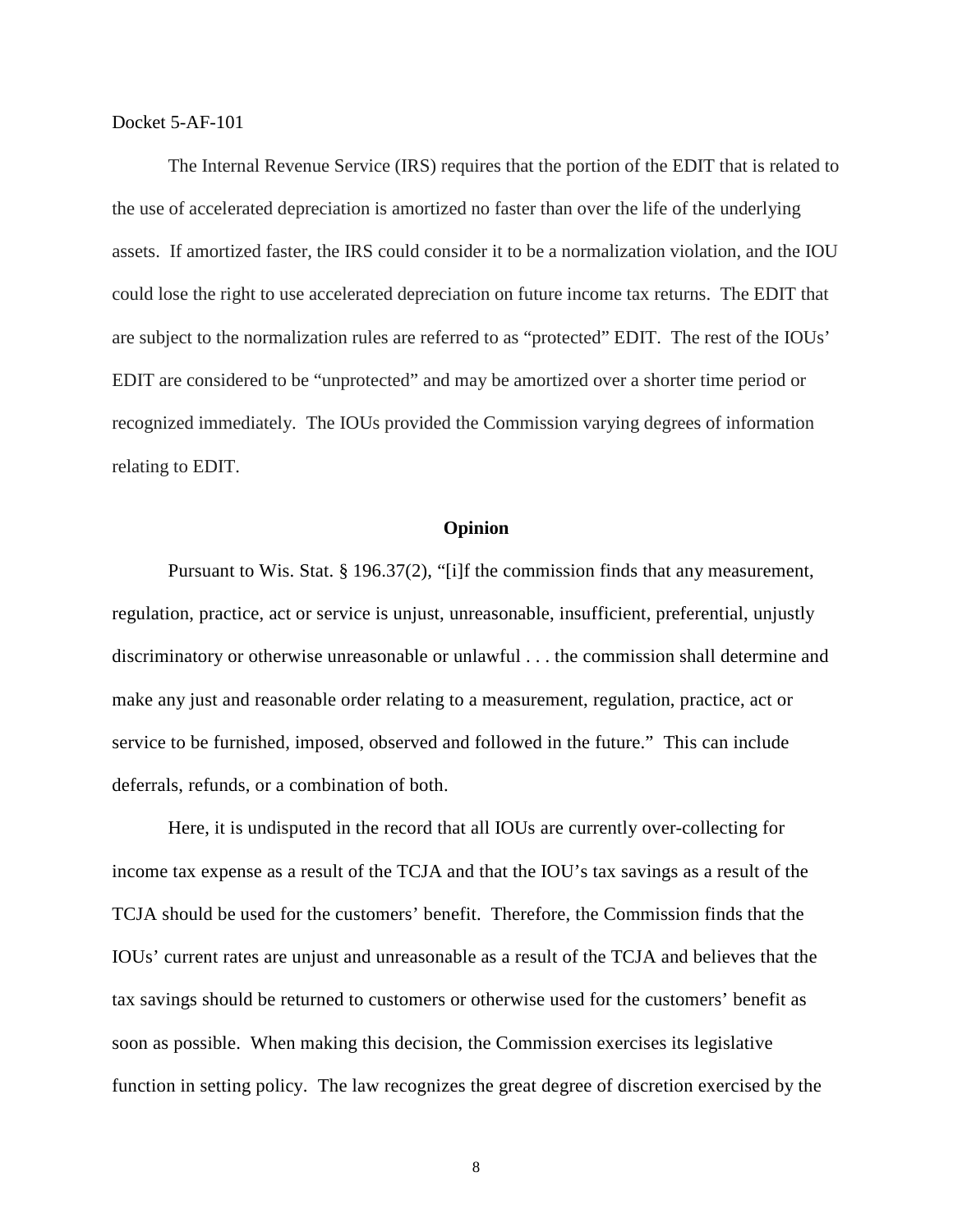The Internal Revenue Service (IRS) requires that the portion of the EDIT that is related to the use of accelerated depreciation is amortized no faster than over the life of the underlying assets. If amortized faster, the IRS could consider it to be a normalization violation, and the IOU could lose the right to use accelerated depreciation on future income tax returns. The EDIT that are subject to the normalization rules are referred to as "protected" EDIT. The rest of the IOUs' EDIT are considered to be "unprotected" and may be amortized over a shorter time period or recognized immediately. The IOUs provided the Commission varying degrees of information relating to EDIT.

## Opinion

Pursuant to Wis. Stat. § 196.37(2), "[i]f the commission finds that any measurement, regulation, practice, act or service is unjust, unreasonable, insufficient, preferential, unjustly discriminatory or otherwise unreasonable or unlawful . . . the commission shall determine and make any just and reasonable order relating to a measurement, regulation, practice, act or service to be furnished, imposed, observed and followed in the future." This can include deferrals, refunds, or a combination of both.

Here, it is undisputed in the record that all IOUs are currently over-collecting for income tax expense as a result of the TCJA and that the IOU's tax savings as a result of the TCJA should be used for the customers' benefit. Therefore, the Commission finds that the IOUs' current rates are unjust and unreasonable as a result of the TCJA and believes that the tax savings should be returned to customers or otherwise used for the customers' benefit as soon as possible. When making this decision, the Commission exercises its legislative function in setting policy. The law recognizes the great degree of discretion exercised by the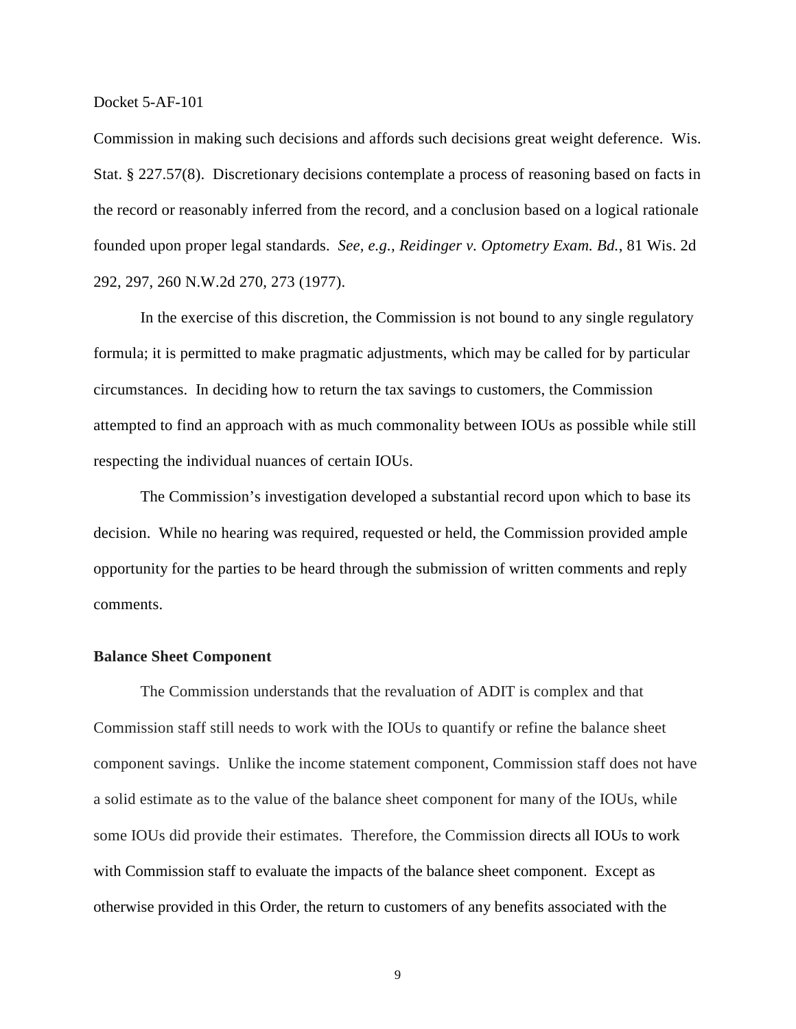Commission in making such decisions and affords such decisions great weight deference. Wis. Stat. § 227.57(8). Discretionary decisions contemplate a process of reasoning based on facts in the record or reasonably inferred from the record, and a conclusion based on a logical rationale founded upon proper legal standards. *See, e.g.*, *Reidinger v. Optometry Exam. Bd.*, 81 Wis. 2d 292, 297, 260 N.W.2d 270, 273 (1977).

In the exercise of this discretion, the Commission is not bound to any single regulatory formula; it is permitted to make pragmatic adjustments, which may be called for by particular circumstances. In deciding how to return the tax savings to customers, the Commission attempted to find an approach with as much commonality between IOUs as possible while still respecting the individual nuances of certain IOUs.

The Commission's investigation developed a substantial record upon which to base its decision. While no hearing was required, requested or held, the Commission provided ample opportunity for the parties to be heard through the submission of written comments and reply comments.

**Balance Sheet Component**

The Commission understands that the revaluation of ADIT is complex and that Commission staff still needs to work with the IOUs to quantify or refine the balance sheet component savings. Unlike the income statement component, Commission staff does not have a solid estimate as to the value of the balance sheet component for many of the IOUs, while some IOUs did provide their estimates. Therefore, the Commission directs all IOUs to work with Commission staff to evaluate the impacts of the balance sheet component. Except as otherwise provided in this Order, the return to customers of any benefits associated with the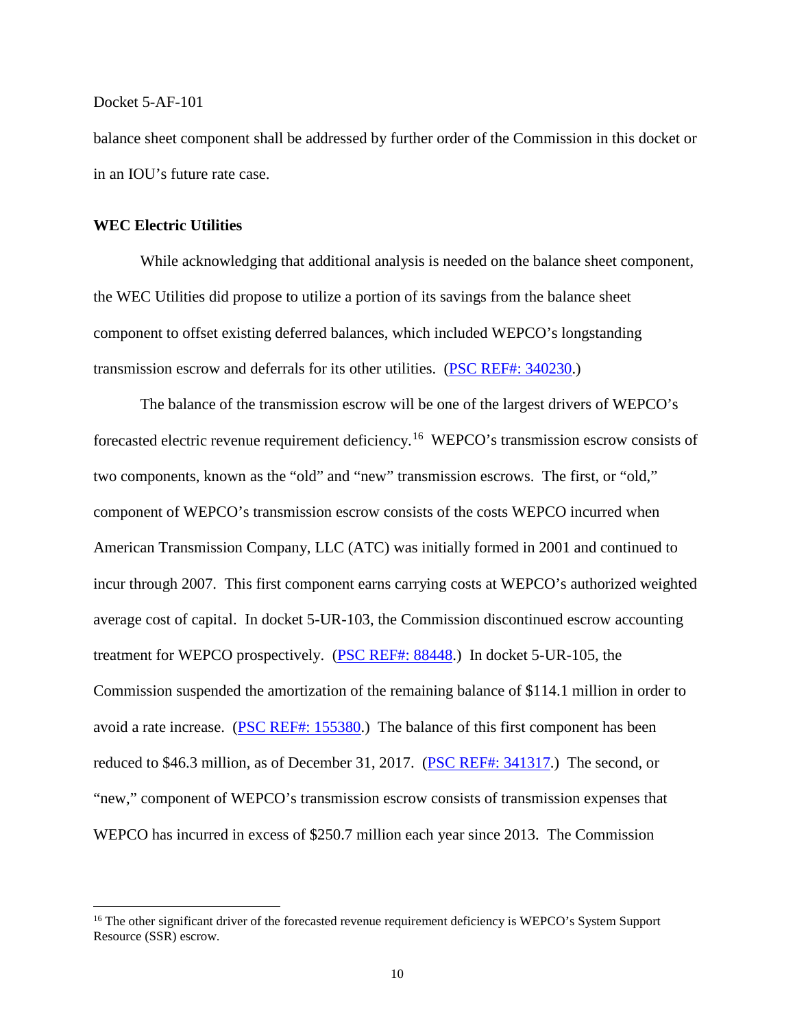balance sheet component shall be addressed by further order of the Commission in this docket or in an IOU's future rate case.

**WEC Electric Utilities**

While acknowledging that additional analysis is needed on the balance sheet component, the WEC Utilities did propose to utilize a portion of its savings from the balance sheet component to offset existing deferred balances, which included WEPCO's longstanding transmission escrow and deferrals for its other utilities. (PSC REF#: 340230.)

The balance of the transmission escrow will be one of the largest drivers of WEPCO's forecasted electric revenue requirement deficiency.[16] WEPCO's transmission escrow consists of two components, known as the "old" and "new" transmission escrows. The first, or "old," component of WEPCO's transmission escrow consists of the costs WEPCO incurred when American Transmission Company, LLC (ATC) was initially formed in 2001 and continued to incur through 2007. This first component earns carrying costs at WEPCO's authorized weighted average cost of capital. In docket 5-UR-103, the Commission discontinued escrow accounting treatment for WEPCO prospectively. (PSC REF#: 88448.) In docket 5-UR-105, the Commission suspended the amortization of the remaining balance of $114.1 million in order to avoid a rate increase. (PSC REF#: 155380.) The balance of this first component has been reduced to $46.3 million, as of December 31, 2017. (PSC REF#: 341317.) The second, or "new," component of WEPCO's transmission escrow consists of transmission expenses that WEPCO has incurred in excess of $250.7 million each year since 2013. The Commission

[16] The other significant driver of the forecasted revenue requirement deficiency is WEPCO's System Support Resource (SSR) escrow.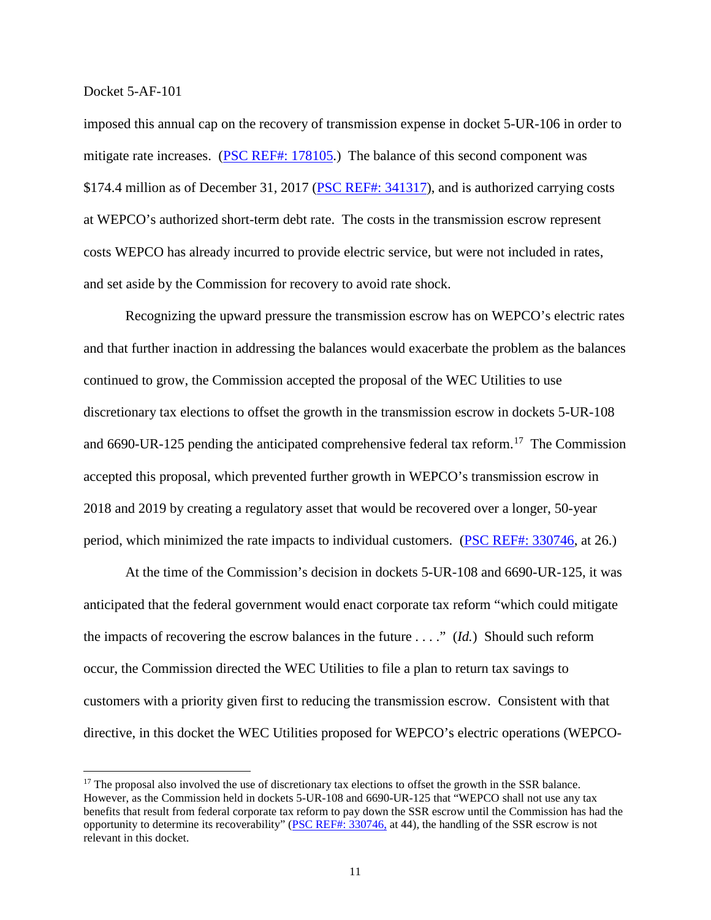imposed this annual cap on the recovery of transmission expense in docket 5-UR-106 in order to mitigate rate increases. (PSC REF#: 178105.) The balance of this second component was $174.4 million as of December 31, 2017 (PSC REF#: 341317), and is authorized carrying costs at WEPCO's authorized short-term debt rate. The costs in the transmission escrow represent costs WEPCO has already incurred to provide electric service, but were not included in rates, and set aside by the Commission for recovery to avoid rate shock.

Recognizing the upward pressure the transmission escrow has on WEPCO's electric rates and that further inaction in addressing the balances would exacerbate the problem as the balances continued to grow, the Commission accepted the proposal of the WEC Utilities to use discretionary tax elections to offset the growth in the transmission escrow in dockets 5-UR-108 and 6690-UR-125 pending the anticipated comprehensive federal tax reform.[17] The Commission accepted this proposal, which prevented further growth in WEPCO's transmission escrow in 2018 and 2019 by creating a regulatory asset that would be recovered over a longer, 50-year period, which minimized the rate impacts to individual customers. (PSC REF#: 330746, at 26.)

At the time of the Commission's decision in dockets 5-UR-108 and 6690-UR-125, it was anticipated that the federal government would enact corporate tax reform "which could mitigate the impacts of recovering the escrow balances in the future . . . ." (*Id.*) Should such reform occur, the Commission directed the WEC Utilities to file a plan to return tax savings to customers with a priority given first to reducing the transmission escrow. Consistent with that directive, in this docket the WEC Utilities proposed for WEPCO's electric operations (WEPCO-

---

[17] The proposal also involved the use of discretionary tax elections to offset the growth in the SSR balance. However, as the Commission held in dockets 5-UR-108 and 6690-UR-125 that "WEPCO shall not use any tax benefits that result from federal corporate tax reform to pay down the SSR escrow until the Commission has had the opportunity to determine its recoverability" (PSC REF#: 330746, at 44), the handling of the SSR escrow is not relevant in this docket.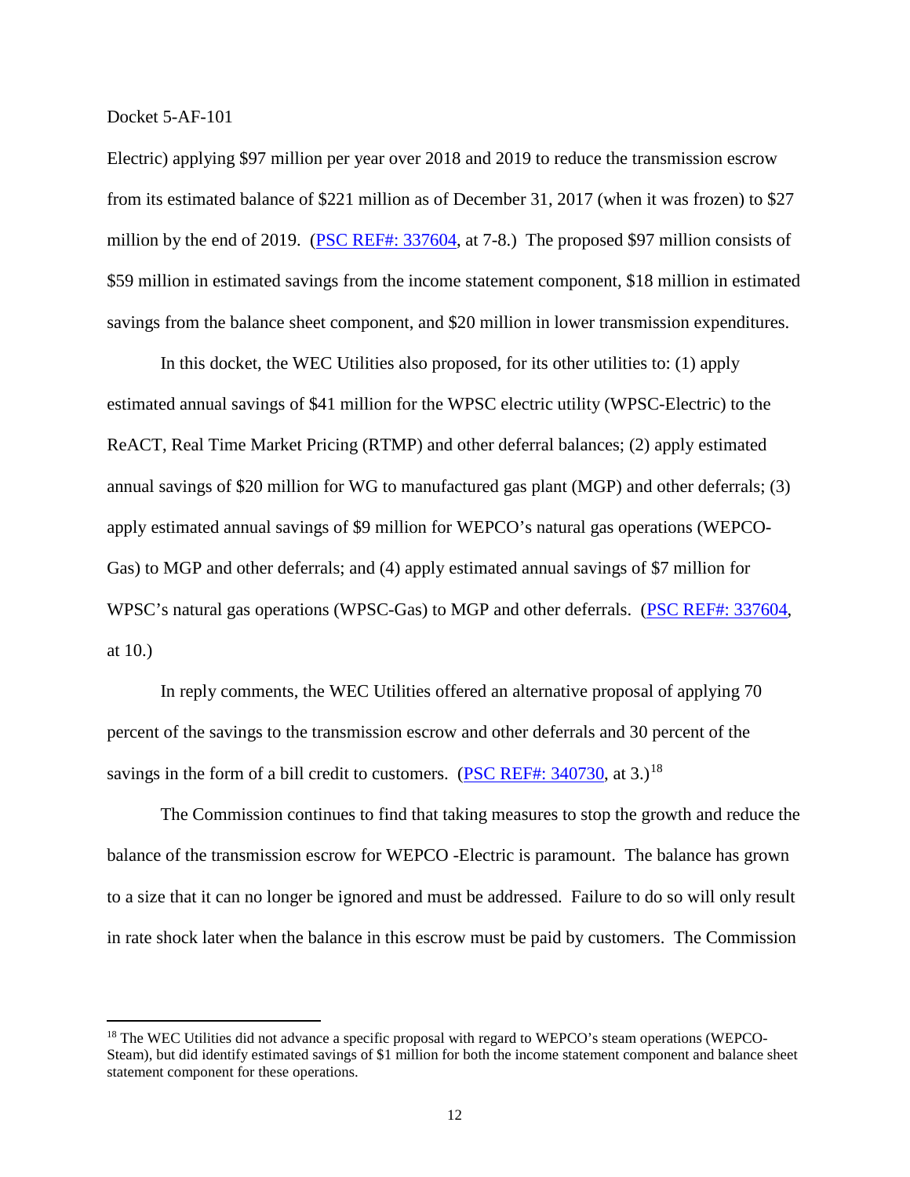Electric) applying $97 million per year over 2018 and 2019 to reduce the transmission escrow from its estimated balance of $221 million as of December 31, 2017 (when it was frozen) to $27 million by the end of 2019. (PSC REF#: 337604, at 7-8.) The proposed $97 million consists of $59 million in estimated savings from the income statement component, $18 million in estimated savings from the balance sheet component, and $20 million in lower transmission expenditures.

In this docket, the WEC Utilities also proposed, for its other utilities to: (1) apply estimated annual savings of $41 million for the WPSC electric utility (WPSC-Electric) to the ReACT, Real Time Market Pricing (RTMP) and other deferral balances; (2) apply estimated annual savings of $20 million for WG to manufactured gas plant (MGP) and other deferrals; (3) apply estimated annual savings of $9 million for WEPCO's natural gas operations (WEPCO-Gas) to MGP and other deferrals; and (4) apply estimated annual savings of $7 million for WPSC's natural gas operations (WPSC-Gas) to MGP and other deferrals. (PSC REF#: 337604, at 10.)

In reply comments, the WEC Utilities offered an alternative proposal of applying 70 percent of the savings to the transmission escrow and other deferrals and 30 percent of the savings in the form of a bill credit to customers. (PSC REF#: 340730, at 3.)[18]

The Commission continues to find that taking measures to stop the growth and reduce the balance of the transmission escrow for WEPCO -Electric is paramount. The balance has grown to a size that it can no longer be ignored and must be addressed. Failure to do so will only result in rate shock later when the balance in this escrow must be paid by customers. The Commission

[18] The WEC Utilities did not advance a specific proposal with regard to WEPCO's steam operations (WEPCO-Steam), but did identify estimated savings of $1 million for both the income statement component and balance sheet statement component for these operations.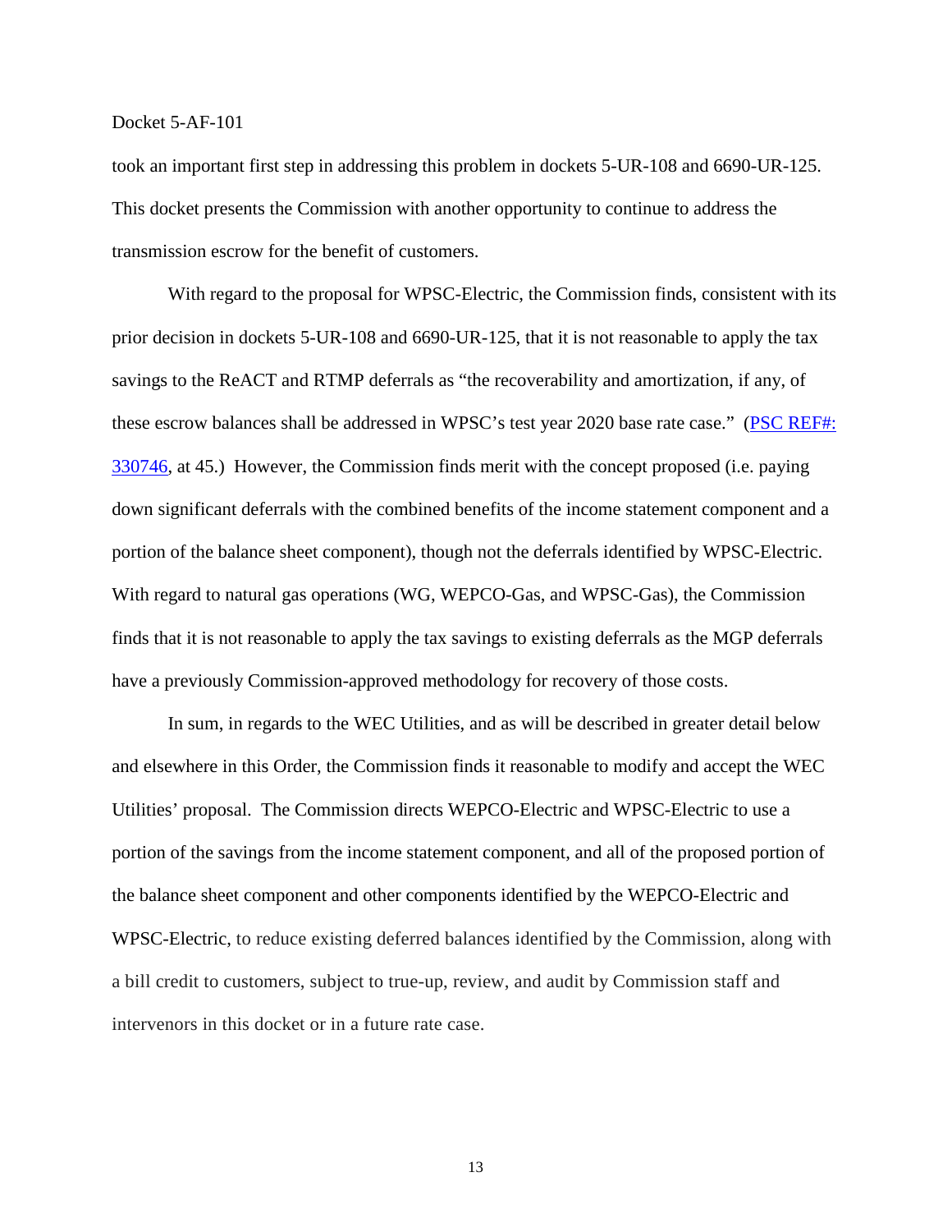took an important first step in addressing this problem in dockets 5-UR-108 and 6690-UR-125. This docket presents the Commission with another opportunity to continue to address the transmission escrow for the benefit of customers.

With regard to the proposal for WPSC-Electric, the Commission finds, consistent with its prior decision in dockets 5-UR-108 and 6690-UR-125, that it is not reasonable to apply the tax savings to the ReACT and RTMP deferrals as "the recoverability and amortization, if any, of these escrow balances shall be addressed in WPSC's test year 2020 base rate case." (PSC REF#: 330746, at 45.) However, the Commission finds merit with the concept proposed (i.e. paying down significant deferrals with the combined benefits of the income statement component and a portion of the balance sheet component), though not the deferrals identified by WPSC-Electric. With regard to natural gas operations (WG, WEPCO-Gas, and WPSC-Gas), the Commission finds that it is not reasonable to apply the tax savings to existing deferrals as the MGP deferrals have a previously Commission-approved methodology for recovery of those costs.

In sum, in regards to the WEC Utilities, and as will be described in greater detail below and elsewhere in this Order, the Commission finds it reasonable to modify and accept the WEC Utilities' proposal. The Commission directs WEPCO-Electric and WPSC-Electric to use a portion of the savings from the income statement component, and all of the proposed portion of the balance sheet component and other components identified by the WEPCO-Electric and WPSC-Electric, to reduce existing deferred balances identified by the Commission, along with a bill credit to customers, subject to true-up, review, and audit by Commission staff and intervenors in this docket or in a future rate case.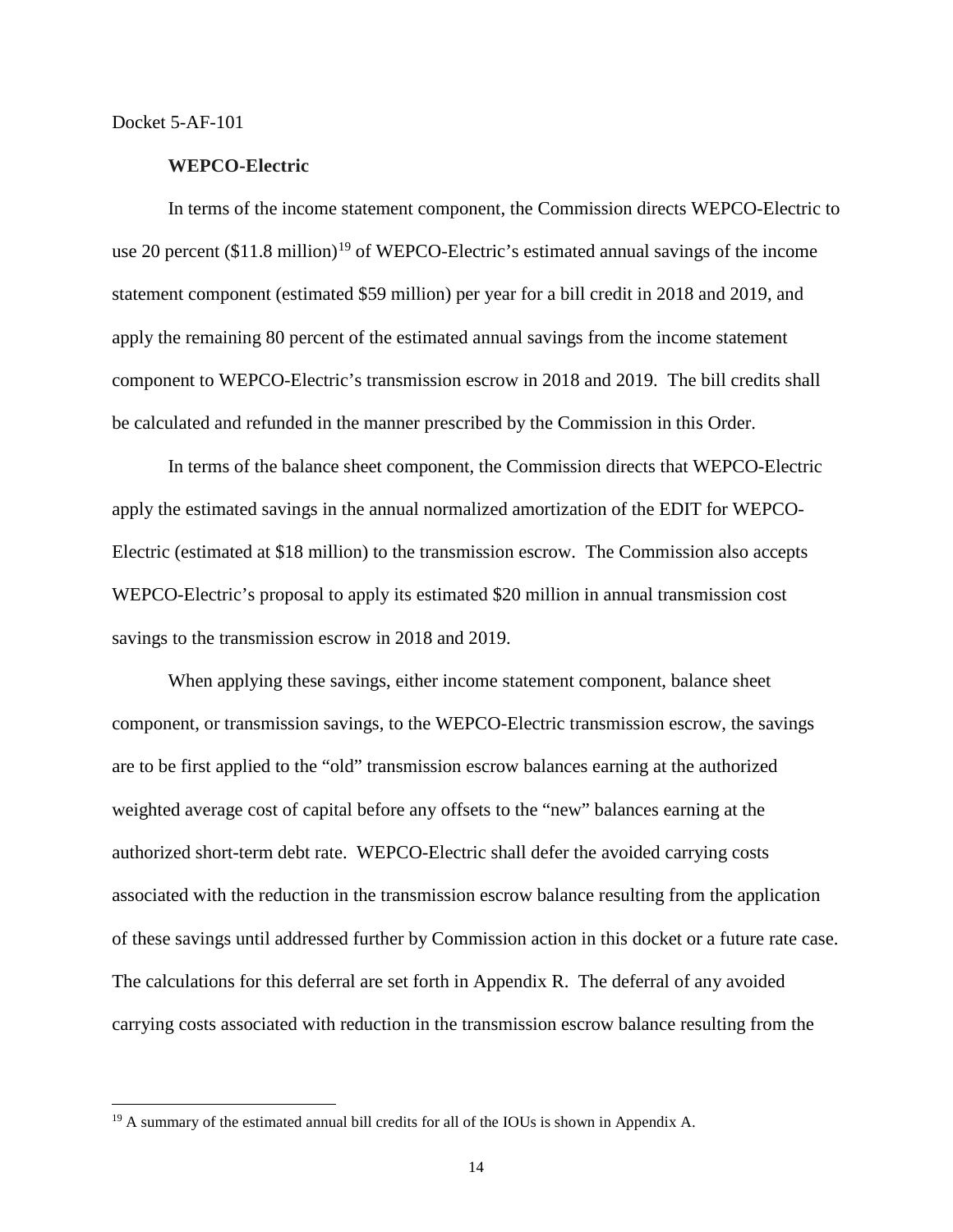Docket 5-AF-101

**WEPCO-Electric**

In terms of the income statement component, the Commission directs WEPCO-Electric to use 20 percent ($11.8 million)[19] of WEPCO-Electric's estimated annual savings of the income statement component (estimated $59 million) per year for a bill credit in 2018 and 2019, and apply the remaining 80 percent of the estimated annual savings from the income statement component to WEPCO-Electric's transmission escrow in 2018 and 2019. The bill credits shall be calculated and refunded in the manner prescribed by the Commission in this Order.

In terms of the balance sheet component, the Commission directs that WEPCO-Electric apply the estimated savings in the annual normalized amortization of the EDIT for WEPCO-Electric (estimated at $18 million) to the transmission escrow. The Commission also accepts WEPCO-Electric's proposal to apply its estimated $20 million in annual transmission cost savings to the transmission escrow in 2018 and 2019.

When applying these savings, either income statement component, balance sheet component, or transmission savings, to the WEPCO-Electric transmission escrow, the savings are to be first applied to the "old" transmission escrow balances earning at the authorized weighted average cost of capital before any offsets to the "new" balances earning at the authorized short-term debt rate. WEPCO-Electric shall defer the avoided carrying costs associated with the reduction in the transmission escrow balance resulting from the application of these savings until addressed further by Commission action in this docket or a future rate case. The calculations for this deferral are set forth in Appendix R. The deferral of any avoided carrying costs associated with reduction in the transmission escrow balance resulting from the

[19] A summary of the estimated annual bill credits for all of the IOUs is shown in Appendix A.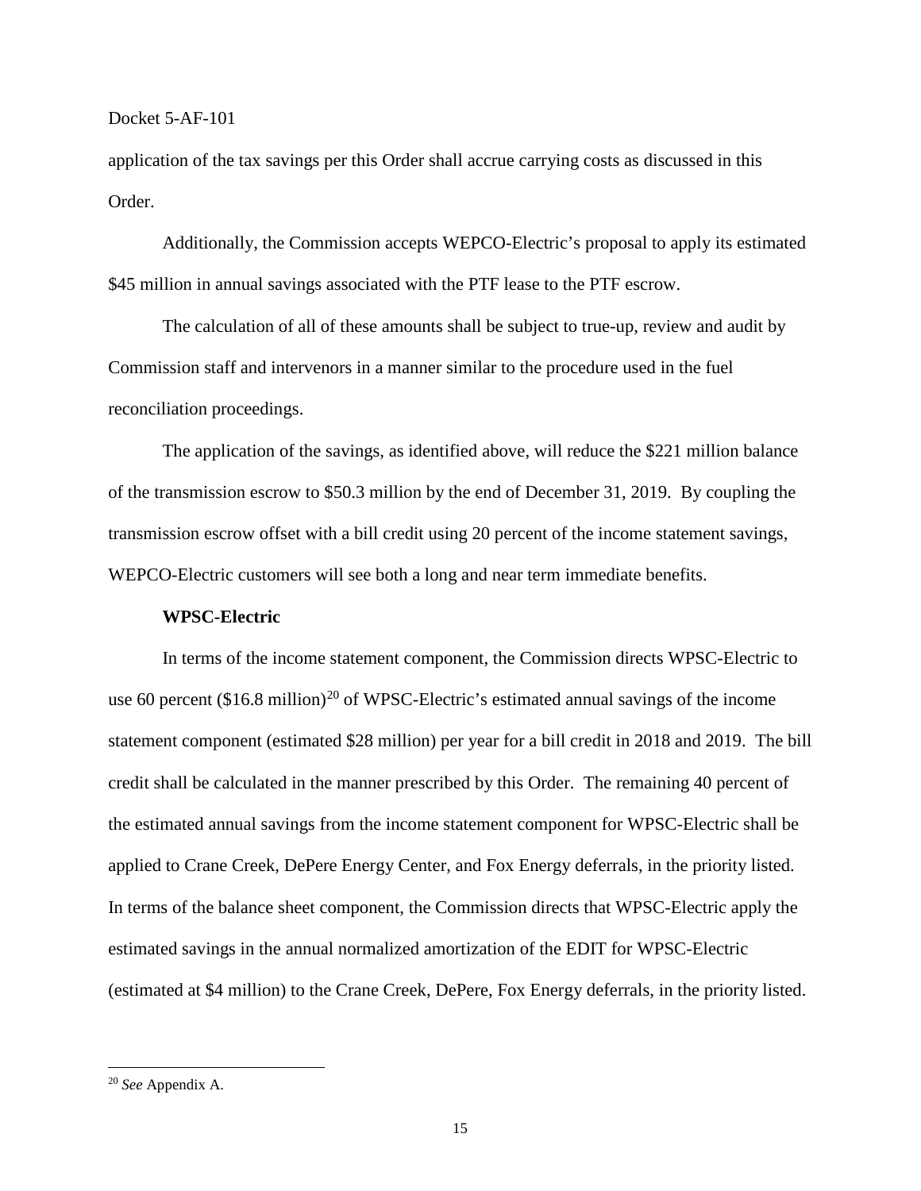application of the tax savings per this Order shall accrue carrying costs as discussed in this Order.

Additionally, the Commission accepts WEPCO-Electric's proposal to apply its estimated \$45 million in annual savings associated with the PTF lease to the PTF escrow.

The calculation of all of these amounts shall be subject to true-up, review and audit by Commission staff and intervenors in a manner similar to the procedure used in the fuel reconciliation proceedings.

The application of the savings, as identified above, will reduce the \$221 million balance of the transmission escrow to \$50.3 million by the end of December 31, 2019. By coupling the transmission escrow offset with a bill credit using 20 percent of the income statement savings, WEPCO-Electric customers will see both a long and near term immediate benefits.

**WPSC-Electric**

In terms of the income statement component, the Commission directs WPSC-Electric to use 60 percent (\$16.8 million)[20] of WPSC-Electric's estimated annual savings of the income statement component (estimated \$28 million) per year for a bill credit in 2018 and 2019. The bill credit shall be calculated in the manner prescribed by this Order. The remaining 40 percent of the estimated annual savings from the income statement component for WPSC-Electric shall be applied to Crane Creek, DePere Energy Center, and Fox Energy deferrals, in the priority listed. In terms of the balance sheet component, the Commission directs that WPSC-Electric apply the estimated savings in the annual normalized amortization of the EDIT for WPSC-Electric (estimated at \$4 million) to the Crane Creek, DePere, Fox Energy deferrals, in the priority listed.

[20] *See* Appendix A.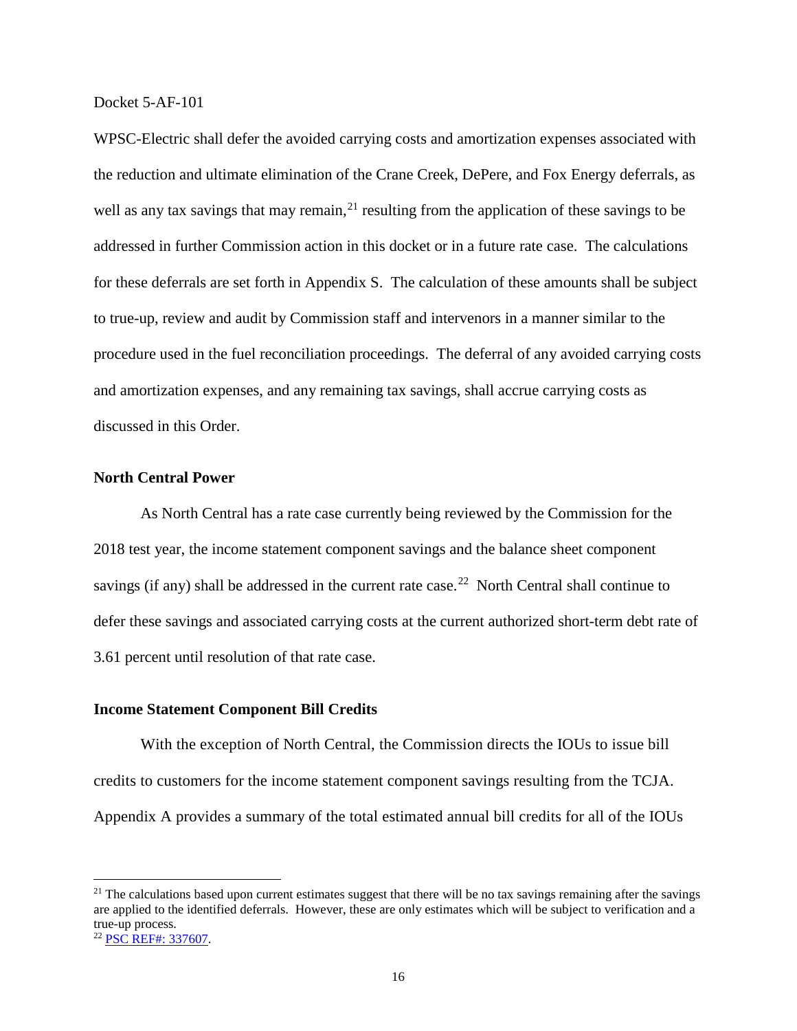Docket 5-AF-101

WPSC-Electric shall defer the avoided carrying costs and amortization expenses associated with the reduction and ultimate elimination of the Crane Creek, DePere, and Fox Energy deferrals, as well as any tax savings that may remain,[21] resulting from the application of these savings to be addressed in further Commission action in this docket or in a future rate case. The calculations for these deferrals are set forth in Appendix S. The calculation of these amounts shall be subject to true-up, review and audit by Commission staff and intervenors in a manner similar to the procedure used in the fuel reconciliation proceedings. The deferral of any avoided carrying costs and amortization expenses, and any remaining tax savings, shall accrue carrying costs as discussed in this Order.

**North Central Power**

As North Central has a rate case currently being reviewed by the Commission for the 2018 test year, the income statement component savings and the balance sheet component savings (if any) shall be addressed in the current rate case.[22] North Central shall continue to defer these savings and associated carrying costs at the current authorized short-term debt rate of 3.61 percent until resolution of that rate case.

**Income Statement Component Bill Credits**

With the exception of North Central, the Commission directs the IOUs to issue bill credits to customers for the income statement component savings resulting from the TCJA. Appendix A provides a summary of the total estimated annual bill credits for all of the IOUs

[21] The calculations based upon current estimates suggest that there will be no tax savings remaining after the savings are applied to the identified deferrals. However, these are only estimates which will be subject to verification and a true-up process.

[22] PSC REF#: 337607.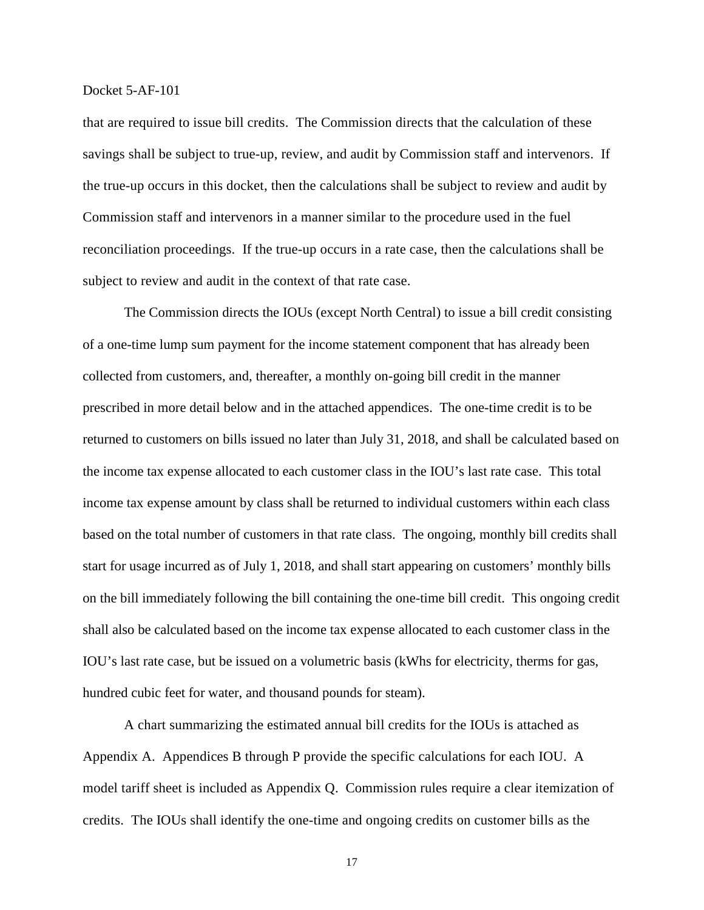that are required to issue bill credits. The Commission directs that the calculation of these savings shall be subject to true-up, review, and audit by Commission staff and intervenors. If the true-up occurs in this docket, then the calculations shall be subject to review and audit by Commission staff and intervenors in a manner similar to the procedure used in the fuel reconciliation proceedings. If the true-up occurs in a rate case, then the calculations shall be subject to review and audit in the context of that rate case.

The Commission directs the IOUs (except North Central) to issue a bill credit consisting of a one-time lump sum payment for the income statement component that has already been collected from customers, and, thereafter, a monthly on-going bill credit in the manner prescribed in more detail below and in the attached appendices. The one-time credit is to be returned to customers on bills issued no later than July 31, 2018, and shall be calculated based on the income tax expense allocated to each customer class in the IOU's last rate case. This total income tax expense amount by class shall be returned to individual customers within each class based on the total number of customers in that rate class. The ongoing, monthly bill credits shall start for usage incurred as of July 1, 2018, and shall start appearing on customers' monthly bills on the bill immediately following the bill containing the one-time bill credit. This ongoing credit shall also be calculated based on the income tax expense allocated to each customer class in the IOU's last rate case, but be issued on a volumetric basis (kWhs for electricity, therms for gas, hundred cubic feet for water, and thousand pounds for steam).

A chart summarizing the estimated annual bill credits for the IOUs is attached as Appendix A. Appendices B through P provide the specific calculations for each IOU. A model tariff sheet is included as Appendix Q. Commission rules require a clear itemization of credits. The IOUs shall identify the one-time and ongoing credits on customer bills as the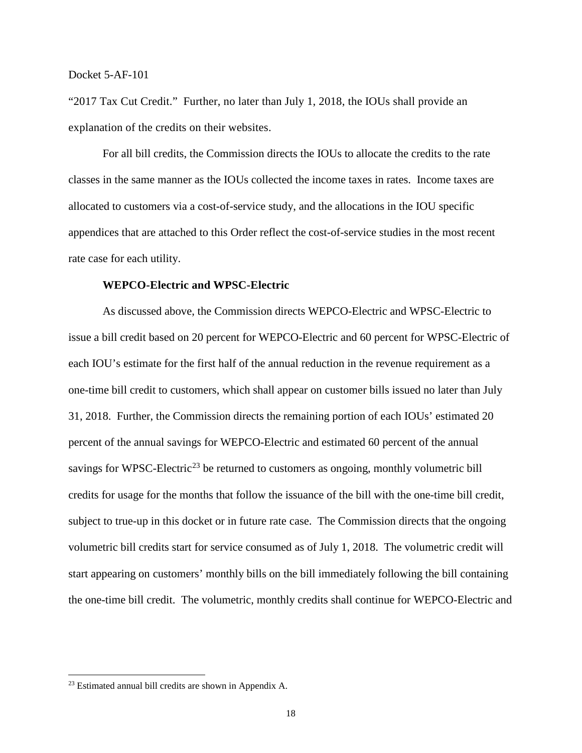"2017 Tax Cut Credit." Further, no later than July 1, 2018, the IOUs shall provide an explanation of the credits on their websites.

For all bill credits, the Commission directs the IOUs to allocate the credits to the rate classes in the same manner as the IOUs collected the income taxes in rates. Income taxes are allocated to customers via a cost-of-service study, and the allocations in the IOU specific appendices that are attached to this Order reflect the cost-of-service studies in the most recent rate case for each utility.

**WEPCO-Electric and WPSC-Electric**

As discussed above, the Commission directs WEPCO-Electric and WPSC-Electric to issue a bill credit based on 20 percent for WEPCO-Electric and 60 percent for WPSC-Electric of each IOU's estimate for the first half of the annual reduction in the revenue requirement as a one-time bill credit to customers, which shall appear on customer bills issued no later than July 31, 2018. Further, the Commission directs the remaining portion of each IOUs' estimated 20 percent of the annual savings for WEPCO-Electric and estimated 60 percent of the annual savings for WPSC-Electric[23] be returned to customers as ongoing, monthly volumetric bill credits for usage for the months that follow the issuance of the bill with the one-time bill credit, subject to true-up in this docket or in future rate case. The Commission directs that the ongoing volumetric bill credits start for service consumed as of July 1, 2018. The volumetric credit will start appearing on customers' monthly bills on the bill immediately following the bill containing the one-time bill credit. The volumetric, monthly credits shall continue for WEPCO-Electric and

[23] Estimated annual bill credits are shown in Appendix A.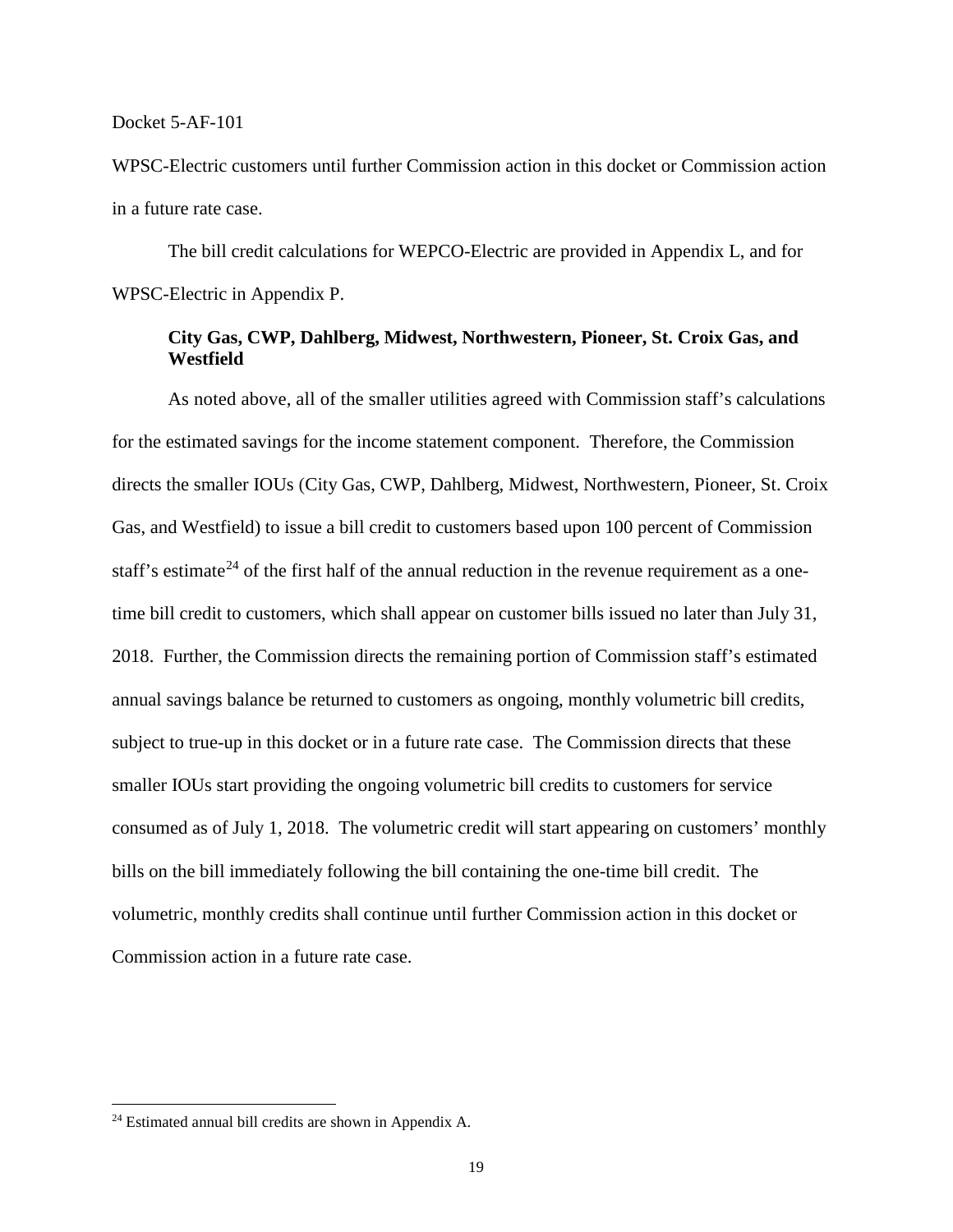WPSC-Electric customers until further Commission action in this docket or Commission action in a future rate case.

The bill credit calculations for WEPCO-Electric are provided in Appendix L, and for WPSC-Electric in Appendix P.

**City Gas, CWP, Dahlberg, Midwest, Northwestern, Pioneer, St. Croix Gas, and Westfield**

As noted above, all of the smaller utilities agreed with Commission staff's calculations for the estimated savings for the income statement component. Therefore, the Commission directs the smaller IOUs (City Gas, CWP, Dahlberg, Midwest, Northwestern, Pioneer, St. Croix Gas, and Westfield) to issue a bill credit to customers based upon 100 percent of Commission staff's estimate[24] of the first half of the annual reduction in the revenue requirement as a one-time bill credit to customers, which shall appear on customer bills issued no later than July 31, 2018. Further, the Commission directs the remaining portion of Commission staff's estimated annual savings balance be returned to customers as ongoing, monthly volumetric bill credits, subject to true-up in this docket or in a future rate case. The Commission directs that these smaller IOUs start providing the ongoing volumetric bill credits to customers for service consumed as of July 1, 2018. The volumetric credit will start appearing on customers' monthly bills on the bill immediately following the bill containing the one-time bill credit. The volumetric, monthly credits shall continue until further Commission action in this docket or Commission action in a future rate case.

[24] Estimated annual bill credits are shown in Appendix A.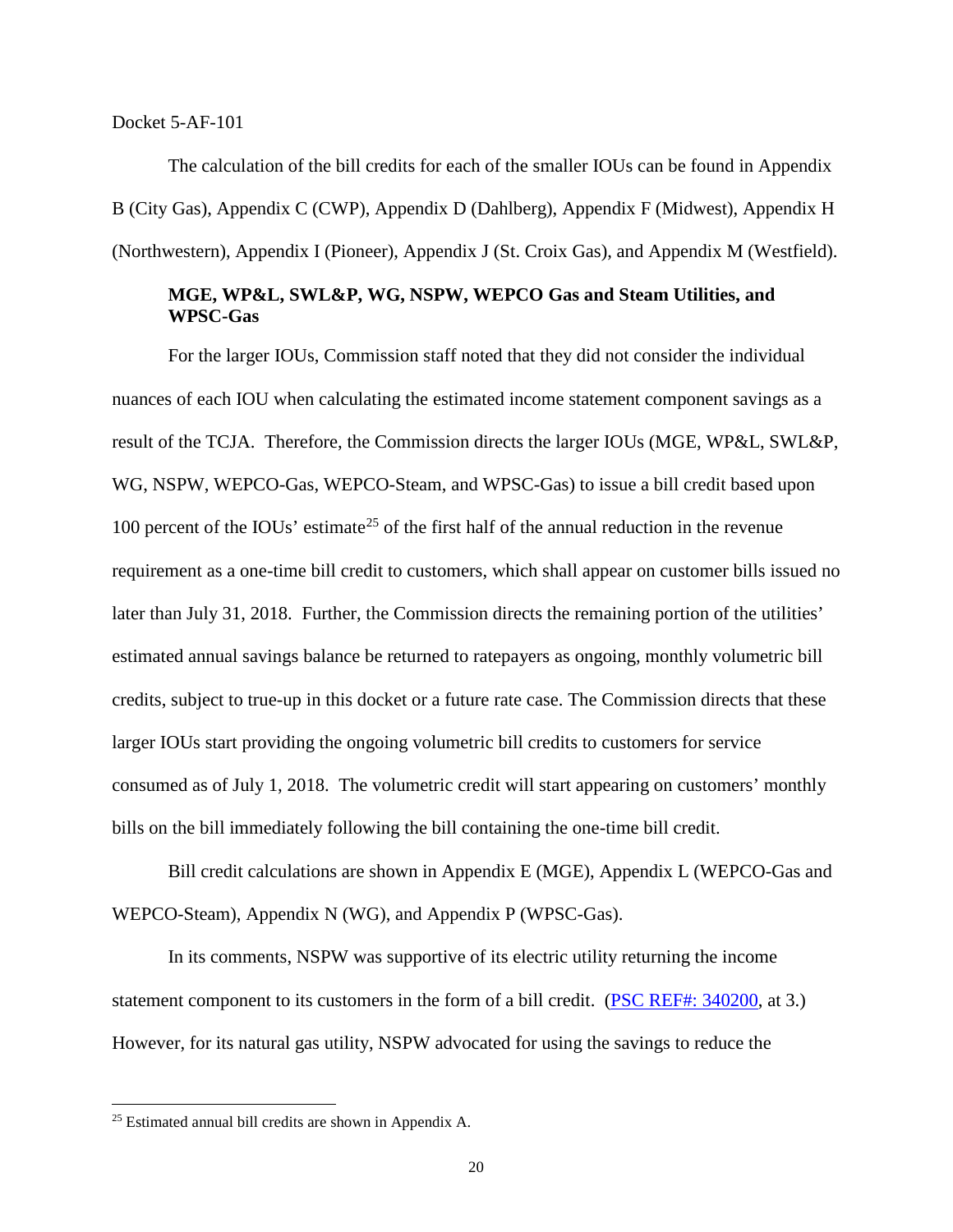Docket 5-AF-101

The calculation of the bill credits for each of the smaller IOUs can be found in Appendix B (City Gas), Appendix C (CWP), Appendix D (Dahlberg), Appendix F (Midwest), Appendix H (Northwestern), Appendix I (Pioneer), Appendix J (St. Croix Gas), and Appendix M (Westfield).

**MGE, WP&L, SWL&P, WG, NSPW, WEPCO Gas and Steam Utilities, and WPSC-Gas**

For the larger IOUs, Commission staff noted that they did not consider the individual nuances of each IOU when calculating the estimated income statement component savings as a result of the TCJA. Therefore, the Commission directs the larger IOUs (MGE, WP&L, SWL&P, WG, NSPW, WEPCO-Gas, WEPCO-Steam, and WPSC-Gas) to issue a bill credit based upon 100 percent of the IOUs' estimate[25] of the first half of the annual reduction in the revenue requirement as a one-time bill credit to customers, which shall appear on customer bills issued no later than July 31, 2018. Further, the Commission directs the remaining portion of the utilities' estimated annual savings balance be returned to ratepayers as ongoing, monthly volumetric bill credits, subject to true-up in this docket or a future rate case. The Commission directs that these larger IOUs start providing the ongoing volumetric bill credits to customers for service consumed as of July 1, 2018. The volumetric credit will start appearing on customers' monthly bills on the bill immediately following the bill containing the one-time bill credit.

Bill credit calculations are shown in Appendix E (MGE), Appendix L (WEPCO-Gas and WEPCO-Steam), Appendix N (WG), and Appendix P (WPSC-Gas).

In its comments, NSPW was supportive of its electric utility returning the income statement component to its customers in the form of a bill credit. (PSC REF#: 340200, at 3.) However, for its natural gas utility, NSPW advocated for using the savings to reduce the

[25] Estimated annual bill credits are shown in Appendix A.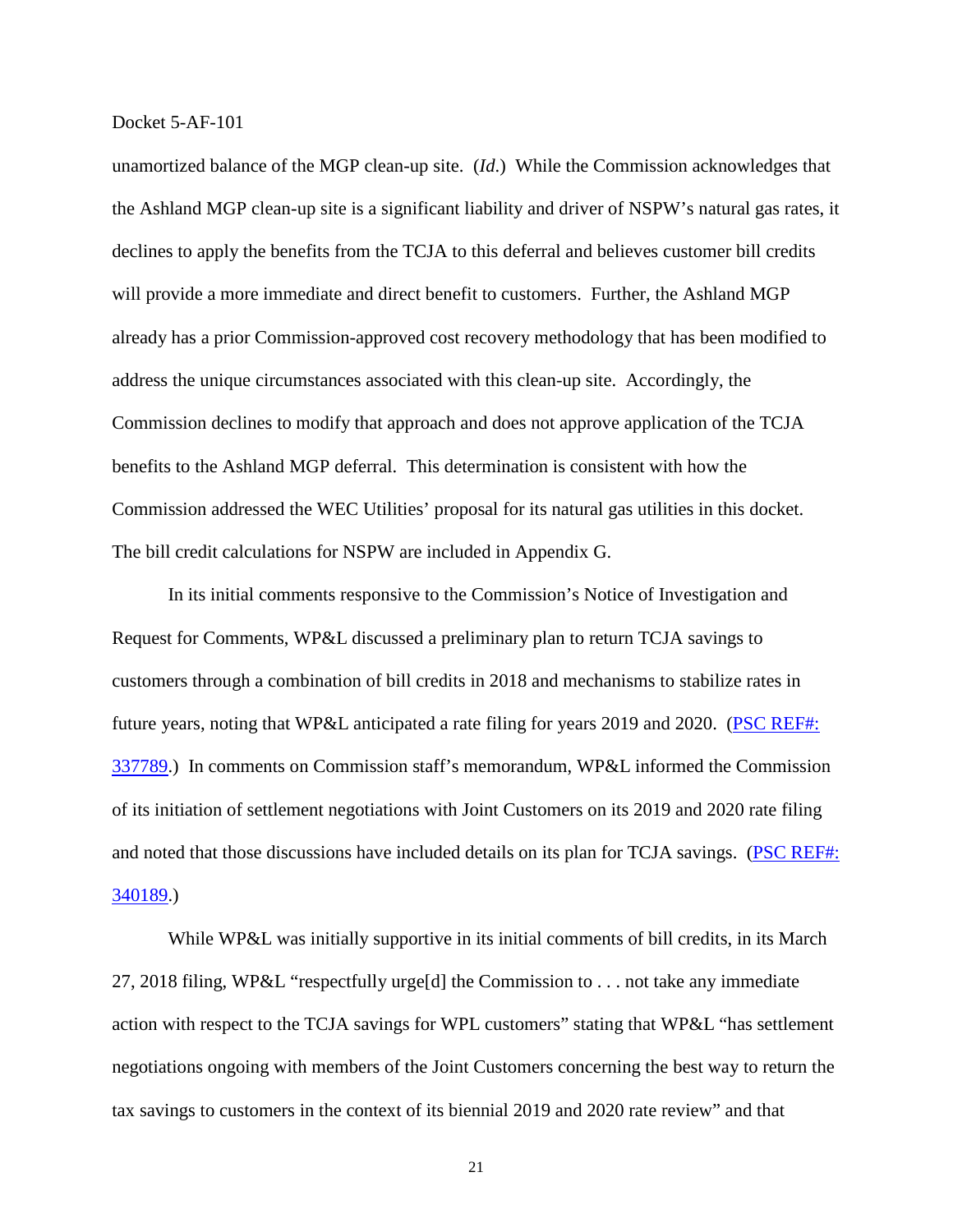unamortized balance of the MGP clean-up site. (*Id.*) While the Commission acknowledges that the Ashland MGP clean-up site is a significant liability and driver of NSPW's natural gas rates, it declines to apply the benefits from the TCJA to this deferral and believes customer bill credits will provide a more immediate and direct benefit to customers. Further, the Ashland MGP already has a prior Commission-approved cost recovery methodology that has been modified to address the unique circumstances associated with this clean-up site. Accordingly, the Commission declines to modify that approach and does not approve application of the TCJA benefits to the Ashland MGP deferral. This determination is consistent with how the Commission addressed the WEC Utilities' proposal for its natural gas utilities in this docket. The bill credit calculations for NSPW are included in Appendix G.

In its initial comments responsive to the Commission's Notice of Investigation and Request for Comments, WP&L discussed a preliminary plan to return TCJA savings to customers through a combination of bill credits in 2018 and mechanisms to stabilize rates in future years, noting that WP&L anticipated a rate filing for years 2019 and 2020. (PSC REF#: 337789.) In comments on Commission staff's memorandum, WP&L informed the Commission of its initiation of settlement negotiations with Joint Customers on its 2019 and 2020 rate filing and noted that those discussions have included details on its plan for TCJA savings. (PSC REF#: 340189.)

While WP&L was initially supportive in its initial comments of bill credits, in its March 27, 2018 filing, WP&L "respectfully urge[d] the Commission to . . . not take any immediate action with respect to the TCJA savings for WPL customers" stating that WP&L "has settlement negotiations ongoing with members of the Joint Customers concerning the best way to return the tax savings to customers in the context of its biennial 2019 and 2020 rate review" and that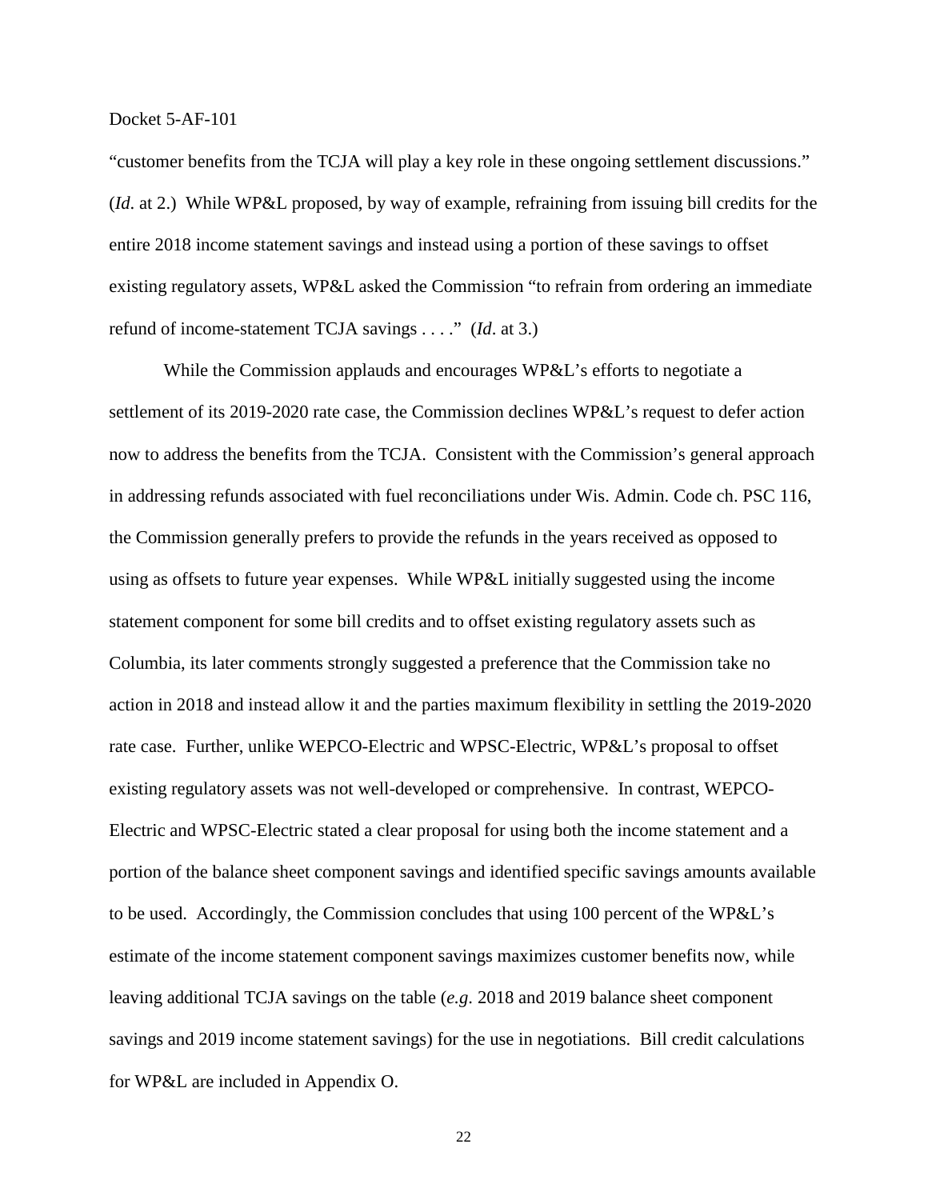"customer benefits from the TCJA will play a key role in these ongoing settlement discussions." (*Id*. at 2.) While WP&L proposed, by way of example, refraining from issuing bill credits for the entire 2018 income statement savings and instead using a portion of these savings to offset existing regulatory assets, WP&L asked the Commission "to refrain from ordering an immediate refund of income-statement TCJA savings . . . ." (*Id*. at 3.)

While the Commission applauds and encourages WP&L's efforts to negotiate a settlement of its 2019-2020 rate case, the Commission declines WP&L's request to defer action now to address the benefits from the TCJA. Consistent with the Commission's general approach in addressing refunds associated with fuel reconciliations under Wis. Admin. Code ch. PSC 116, the Commission generally prefers to provide the refunds in the years received as opposed to using as offsets to future year expenses. While WP&L initially suggested using the income statement component for some bill credits and to offset existing regulatory assets such as Columbia, its later comments strongly suggested a preference that the Commission take no action in 2018 and instead allow it and the parties maximum flexibility in settling the 2019-2020 rate case. Further, unlike WEPCO-Electric and WPSC-Electric, WP&L's proposal to offset existing regulatory assets was not well-developed or comprehensive. In contrast, WEPCO-Electric and WPSC-Electric stated a clear proposal for using both the income statement and a portion of the balance sheet component savings and identified specific savings amounts available to be used. Accordingly, the Commission concludes that using 100 percent of the WP&L's estimate of the income statement component savings maximizes customer benefits now, while leaving additional TCJA savings on the table (*e.g*. 2018 and 2019 balance sheet component savings and 2019 income statement savings) for the use in negotiations. Bill credit calculations for WP&L are included in Appendix O.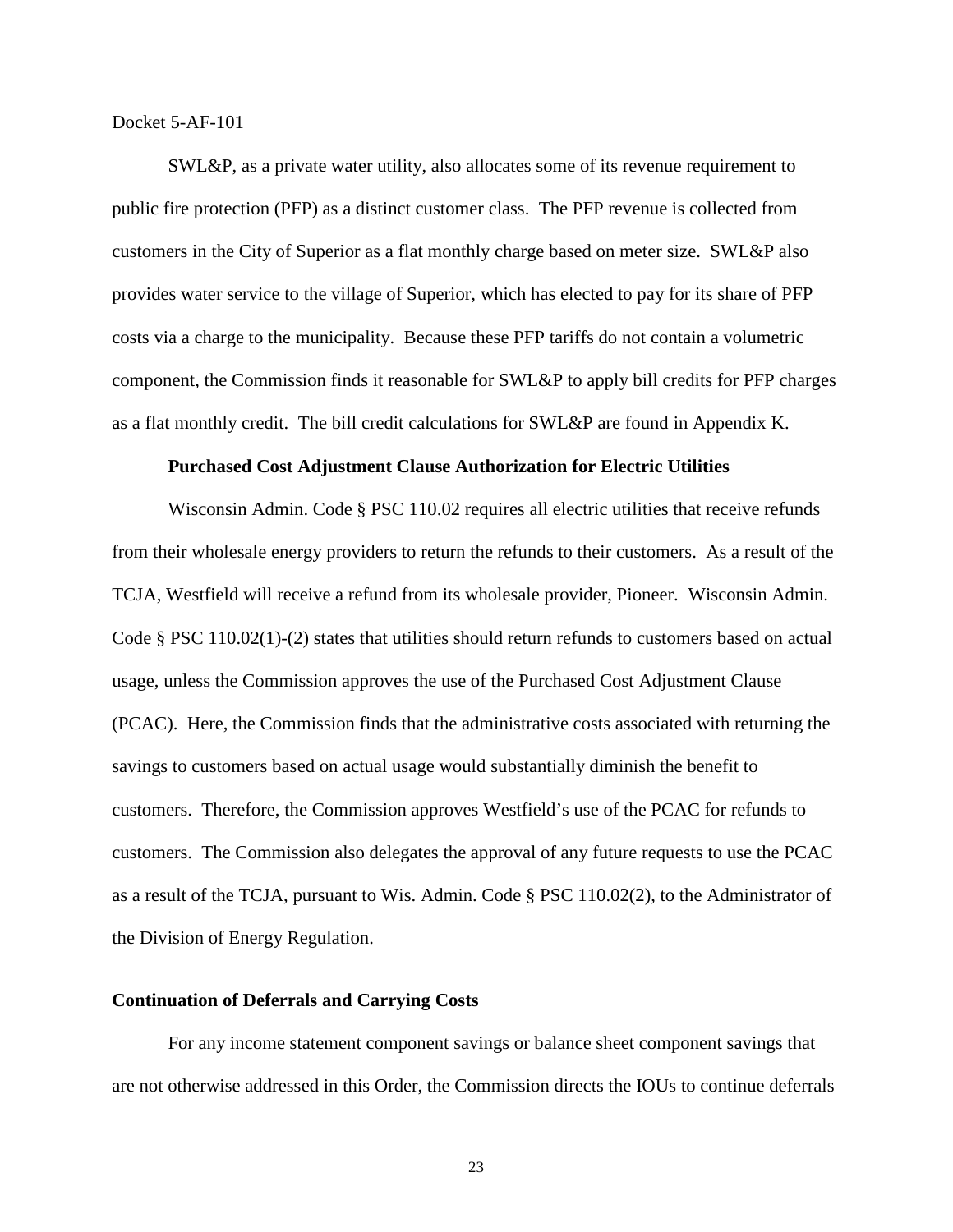SWL&P, as a private water utility, also allocates some of its revenue requirement to public fire protection (PFP) as a distinct customer class. The PFP revenue is collected from customers in the City of Superior as a flat monthly charge based on meter size. SWL&P also provides water service to the village of Superior, which has elected to pay for its share of PFP costs via a charge to the municipality. Because these PFP tariffs do not contain a volumetric component, the Commission finds it reasonable for SWL&P to apply bill credits for PFP charges as a flat monthly credit. The bill credit calculations for SWL&P are found in Appendix K.

### Purchased Cost Adjustment Clause Authorization for Electric Utilities

Wisconsin Admin. Code § PSC 110.02 requires all electric utilities that receive refunds from their wholesale energy providers to return the refunds to their customers. As a result of the TCJA, Westfield will receive a refund from its wholesale provider, Pioneer. Wisconsin Admin. Code § PSC 110.02(1)-(2) states that utilities should return refunds to customers based on actual usage, unless the Commission approves the use of the Purchased Cost Adjustment Clause (PCAC). Here, the Commission finds that the administrative costs associated with returning the savings to customers based on actual usage would substantially diminish the benefit to customers. Therefore, the Commission approves Westfield's use of the PCAC for refunds to customers. The Commission also delegates the approval of any future requests to use the PCAC as a result of the TCJA, pursuant to Wis. Admin. Code § PSC 110.02(2), to the Administrator of the Division of Energy Regulation.

## Continuation of Deferrals and Carrying Costs

For any income statement component savings or balance sheet component savings that are not otherwise addressed in this Order, the Commission directs the IOUs to continue deferrals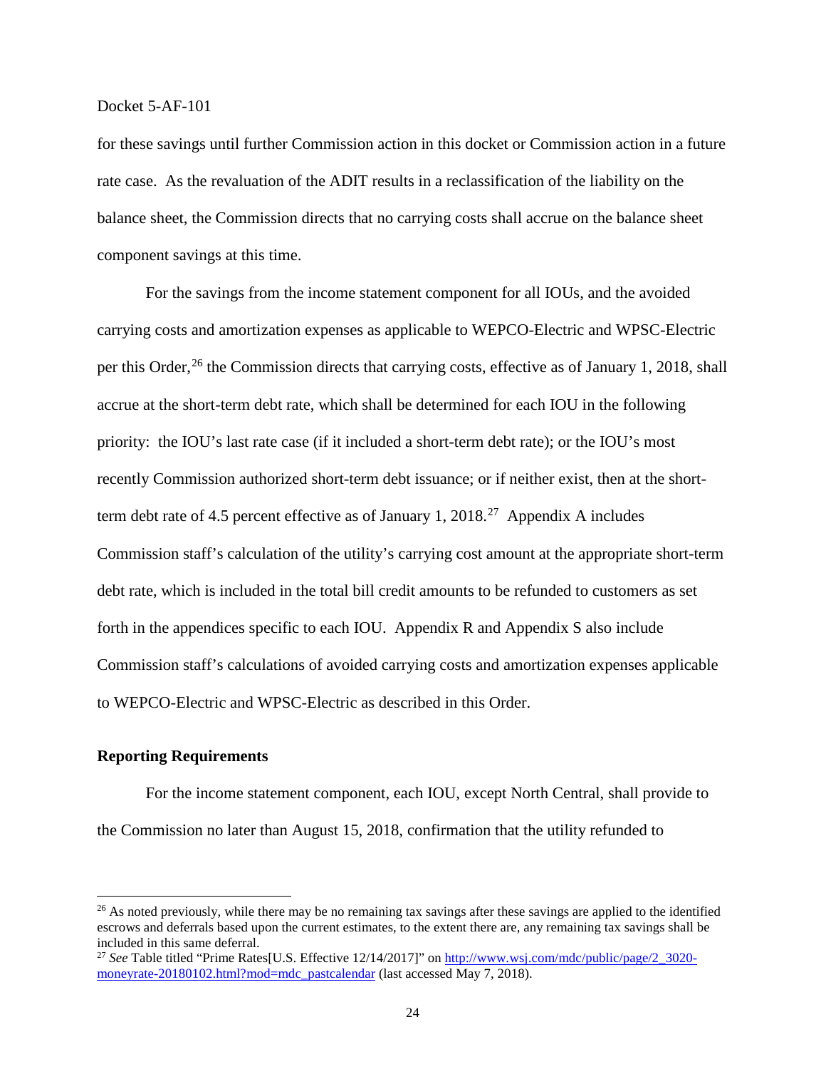for these savings until further Commission action in this docket or Commission action in a future rate case. As the revaluation of the ADIT results in a reclassification of the liability on the balance sheet, the Commission directs that no carrying costs shall accrue on the balance sheet component savings at this time.

For the savings from the income statement component for all IOUs, and the avoided carrying costs and amortization expenses as applicable to WEPCO-Electric and WPSC-Electric per this Order,[26] the Commission directs that carrying costs, effective as of January 1, 2018, shall accrue at the short-term debt rate, which shall be determined for each IOU in the following priority: the IOU's last rate case (if it included a short-term debt rate); or the IOU's most recently Commission authorized short-term debt issuance; or if neither exist, then at the short-term debt rate of 4.5 percent effective as of January 1, 2018.[27] Appendix A includes Commission staff's calculation of the utility's carrying cost amount at the appropriate short-term debt rate, which is included in the total bill credit amounts to be refunded to customers as set forth in the appendices specific to each IOU. Appendix R and Appendix S also include Commission staff's calculations of avoided carrying costs and amortization expenses applicable to WEPCO-Electric and WPSC-Electric as described in this Order.

**Reporting Requirements**

For the income statement component, each IOU, except North Central, shall provide to the Commission no later than August 15, 2018, confirmation that the utility refunded to

[26] As noted previously, while there may be no remaining tax savings after these savings are applied to the identified escrows and deferrals based upon the current estimates, to the extent there are, any remaining tax savings shall be included in this same deferral.

[27] *See* Table titled "Prime Rates[U.S. Effective 12/14/2017]" on [http://www.wsj.com/mdc/public/page/2_3020-moneyrate-20180102.html?mod=mdc_pastcalendar](http://www.wsj.com/mdc/public/page/2_3020-moneyrate-20180102.html?mod=mdc_pastcalendar) (last accessed May 7, 2018).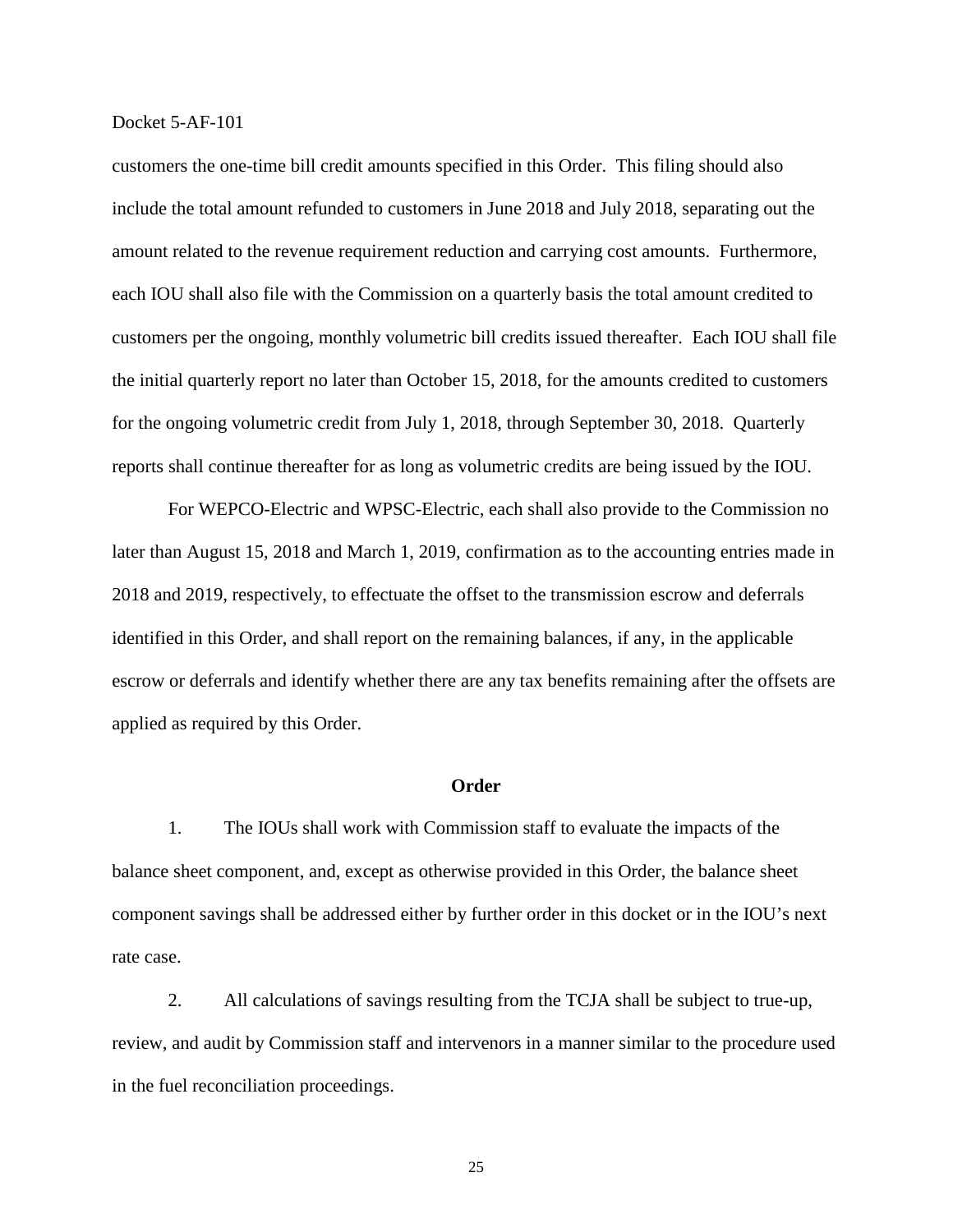customers the one-time bill credit amounts specified in this Order. This filing should also include the total amount refunded to customers in June 2018 and July 2018, separating out the amount related to the revenue requirement reduction and carrying cost amounts. Furthermore, each IOU shall also file with the Commission on a quarterly basis the total amount credited to customers per the ongoing, monthly volumetric bill credits issued thereafter. Each IOU shall file the initial quarterly report no later than October 15, 2018, for the amounts credited to customers for the ongoing volumetric credit from July 1, 2018, through September 30, 2018. Quarterly reports shall continue thereafter for as long as volumetric credits are being issued by the IOU.

For WEPCO-Electric and WPSC-Electric, each shall also provide to the Commission no later than August 15, 2018 and March 1, 2019, confirmation as to the accounting entries made in 2018 and 2019, respectively, to effectuate the offset to the transmission escrow and deferrals identified in this Order, and shall report on the remaining balances, if any, in the applicable escrow or deferrals and identify whether there are any tax benefits remaining after the offsets are applied as required by this Order.

## Order

1. The IOUs shall work with Commission staff to evaluate the impacts of the balance sheet component, and, except as otherwise provided in this Order, the balance sheet component savings shall be addressed either by further order in this docket or in the IOU's next rate case.

2. All calculations of savings resulting from the TCJA shall be subject to true-up, review, and audit by Commission staff and intervenors in a manner similar to the procedure used in the fuel reconciliation proceedings.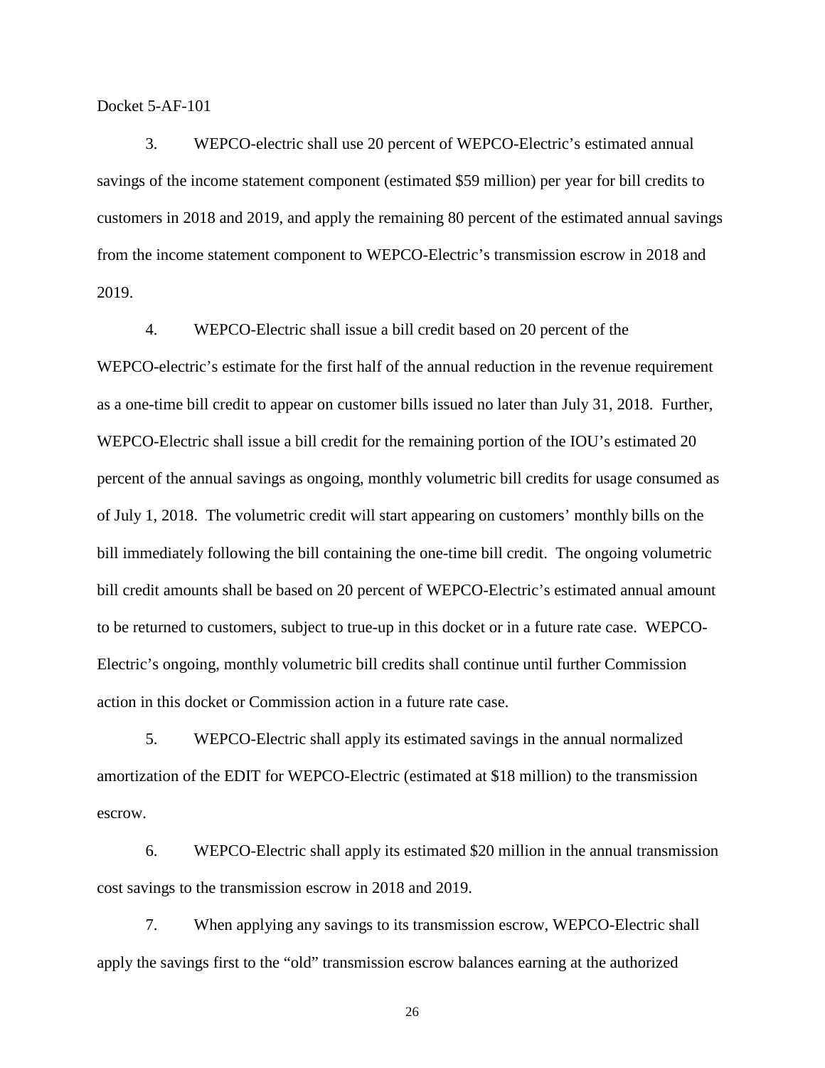Docket 5-AF-101

3. WEPCO-electric shall use 20 percent of WEPCO-Electric's estimated annual savings of the income statement component (estimated $59 million) per year for bill credits to customers in 2018 and 2019, and apply the remaining 80 percent of the estimated annual savings from the income statement component to WEPCO-Electric's transmission escrow in 2018 and 2019.

4. WEPCO-Electric shall issue a bill credit based on 20 percent of the WEPCO-electric's estimate for the first half of the annual reduction in the revenue requirement as a one-time bill credit to appear on customer bills issued no later than July 31, 2018. Further, WEPCO-Electric shall issue a bill credit for the remaining portion of the IOU's estimated 20 percent of the annual savings as ongoing, monthly volumetric bill credits for usage consumed as of July 1, 2018. The volumetric credit will start appearing on customers' monthly bills on the bill immediately following the bill containing the one-time bill credit. The ongoing volumetric bill credit amounts shall be based on 20 percent of WEPCO-Electric's estimated annual amount to be returned to customers, subject to true-up in this docket or in a future rate case. WEPCO-Electric's ongoing, monthly volumetric bill credits shall continue until further Commission action in this docket or Commission action in a future rate case.

5. WEPCO-Electric shall apply its estimated savings in the annual normalized amortization of the EDIT for WEPCO-Electric (estimated at $18 million) to the transmission escrow.

6. WEPCO-Electric shall apply its estimated $20 million in the annual transmission cost savings to the transmission escrow in 2018 and 2019.

7. When applying any savings to its transmission escrow, WEPCO-Electric shall apply the savings first to the "old" transmission escrow balances earning at the authorized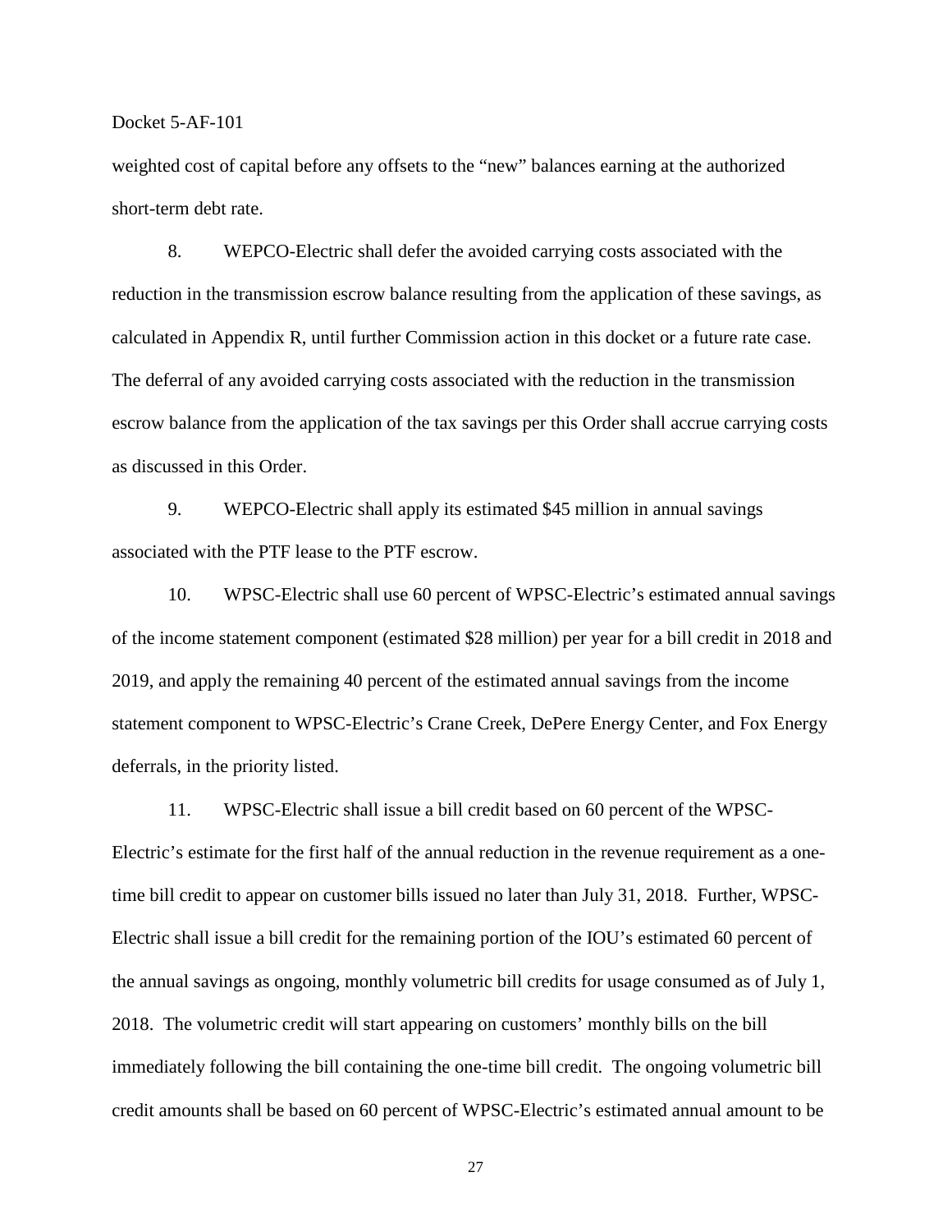weighted cost of capital before any offsets to the "new" balances earning at the authorized short-term debt rate.

8. WEPCO-Electric shall defer the avoided carrying costs associated with the reduction in the transmission escrow balance resulting from the application of these savings, as calculated in Appendix R, until further Commission action in this docket or a future rate case. The deferral of any avoided carrying costs associated with the reduction in the transmission escrow balance from the application of the tax savings per this Order shall accrue carrying costs as discussed in this Order.

9. WEPCO-Electric shall apply its estimated $45 million in annual savings associated with the PTF lease to the PTF escrow.

10. WPSC-Electric shall use 60 percent of WPSC-Electric's estimated annual savings of the income statement component (estimated $28 million) per year for a bill credit in 2018 and 2019, and apply the remaining 40 percent of the estimated annual savings from the income statement component to WPSC-Electric's Crane Creek, DePere Energy Center, and Fox Energy deferrals, in the priority listed.

11. WPSC-Electric shall issue a bill credit based on 60 percent of the WPSC-Electric's estimate for the first half of the annual reduction in the revenue requirement as a one-time bill credit to appear on customer bills issued no later than July 31, 2018. Further, WPSC-Electric shall issue a bill credit for the remaining portion of the IOU's estimated 60 percent of the annual savings as ongoing, monthly volumetric bill credits for usage consumed as of July 1, 2018. The volumetric credit will start appearing on customers' monthly bills on the bill immediately following the bill containing the one-time bill credit. The ongoing volumetric bill credit amounts shall be based on 60 percent of WPSC-Electric's estimated annual amount to be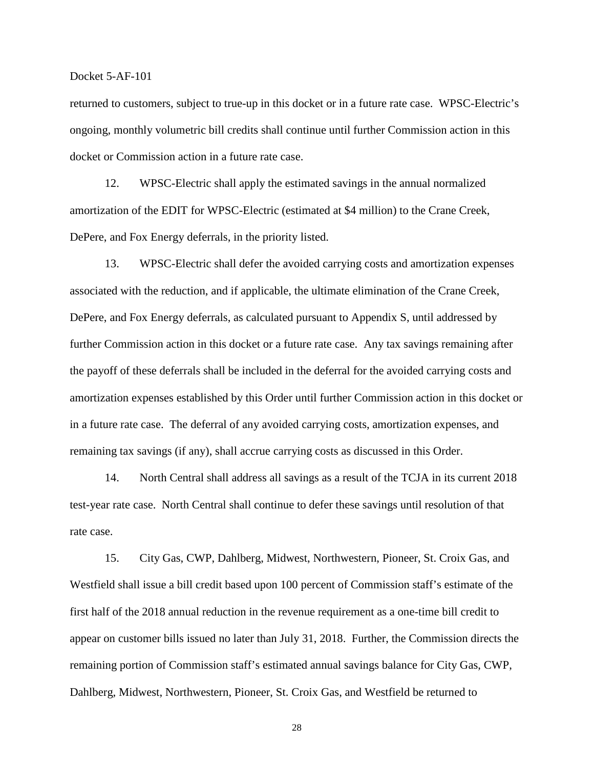returned to customers, subject to true-up in this docket or in a future rate case. WPSC-Electric's ongoing, monthly volumetric bill credits shall continue until further Commission action in this docket or Commission action in a future rate case.

12. WPSC-Electric shall apply the estimated savings in the annual normalized amortization of the EDIT for WPSC-Electric (estimated at $4 million) to the Crane Creek, DePere, and Fox Energy deferrals, in the priority listed.

13. WPSC-Electric shall defer the avoided carrying costs and amortization expenses associated with the reduction, and if applicable, the ultimate elimination of the Crane Creek, DePere, and Fox Energy deferrals, as calculated pursuant to Appendix S, until addressed by further Commission action in this docket or a future rate case. Any tax savings remaining after the payoff of these deferrals shall be included in the deferral for the avoided carrying costs and amortization expenses established by this Order until further Commission action in this docket or in a future rate case. The deferral of any avoided carrying costs, amortization expenses, and remaining tax savings (if any), shall accrue carrying costs as discussed in this Order.

14. North Central shall address all savings as a result of the TCJA in its current 2018 test-year rate case. North Central shall continue to defer these savings until resolution of that rate case.

15. City Gas, CWP, Dahlberg, Midwest, Northwestern, Pioneer, St. Croix Gas, and Westfield shall issue a bill credit based upon 100 percent of Commission staff's estimate of the first half of the 2018 annual reduction in the revenue requirement as a one-time bill credit to appear on customer bills issued no later than July 31, 2018. Further, the Commission directs the remaining portion of Commission staff's estimated annual savings balance for City Gas, CWP, Dahlberg, Midwest, Northwestern, Pioneer, St. Croix Gas, and Westfield be returned to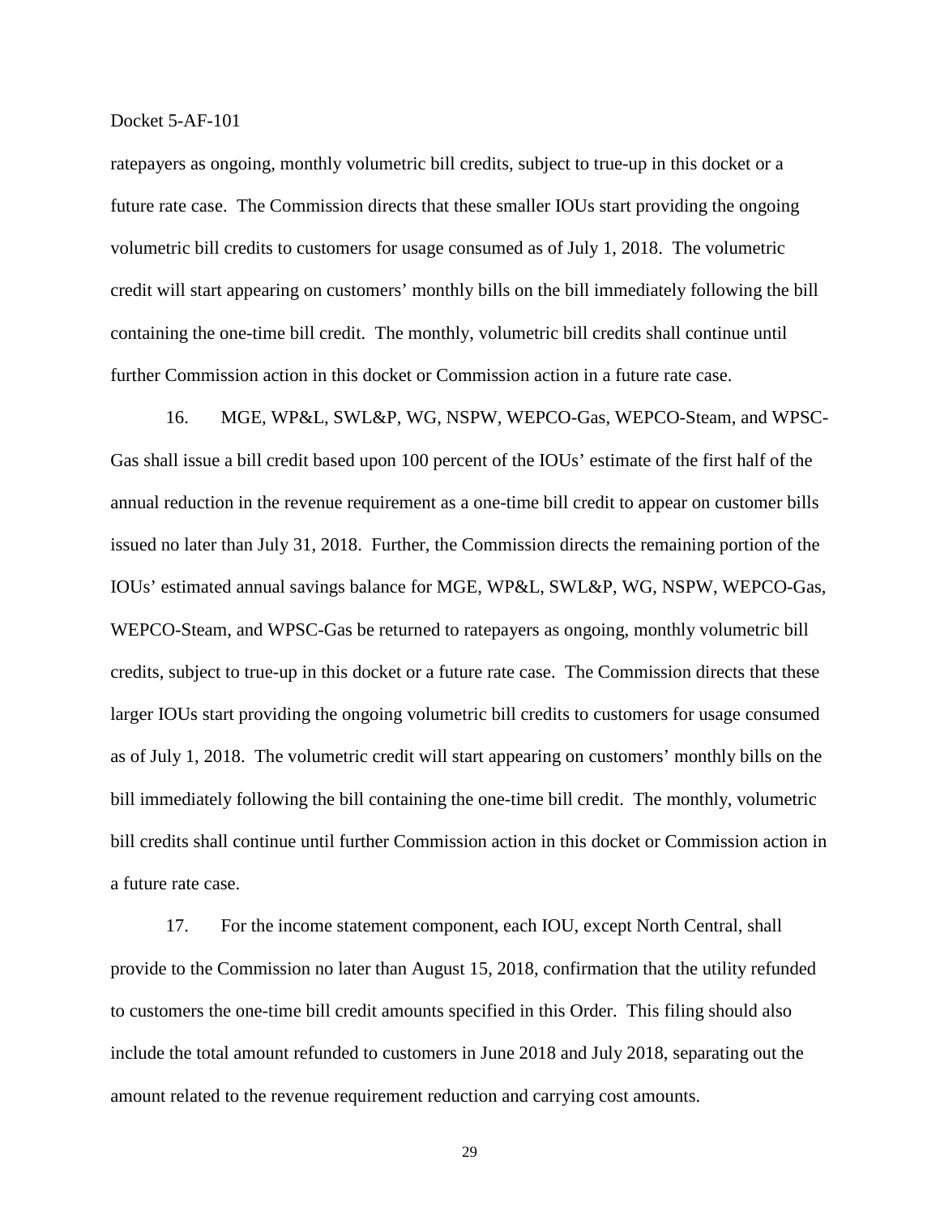ratepayers as ongoing, monthly volumetric bill credits, subject to true-up in this docket or a future rate case. The Commission directs that these smaller IOUs start providing the ongoing volumetric bill credits to customers for usage consumed as of July 1, 2018. The volumetric credit will start appearing on customers' monthly bills on the bill immediately following the bill containing the one-time bill credit. The monthly, volumetric bill credits shall continue until further Commission action in this docket or Commission action in a future rate case.

16. MGE, WP&L, SWL&P, WG, NSPW, WEPCO-Gas, WEPCO-Steam, and WPSC-Gas shall issue a bill credit based upon 100 percent of the IOUs' estimate of the first half of the annual reduction in the revenue requirement as a one-time bill credit to appear on customer bills issued no later than July 31, 2018. Further, the Commission directs the remaining portion of the IOUs' estimated annual savings balance for MGE, WP&L, SWL&P, WG, NSPW, WEPCO-Gas, WEPCO-Steam, and WPSC-Gas be returned to ratepayers as ongoing, monthly volumetric bill credits, subject to true-up in this docket or a future rate case. The Commission directs that these larger IOUs start providing the ongoing volumetric bill credits to customers for usage consumed as of July 1, 2018. The volumetric credit will start appearing on customers' monthly bills on the bill immediately following the bill containing the one-time bill credit. The monthly, volumetric bill credits shall continue until further Commission action in this docket or Commission action in a future rate case.

17. For the income statement component, each IOU, except North Central, shall provide to the Commission no later than August 15, 2018, confirmation that the utility refunded to customers the one-time bill credit amounts specified in this Order. This filing should also include the total amount refunded to customers in June 2018 and July 2018, separating out the amount related to the revenue requirement reduction and carrying cost amounts.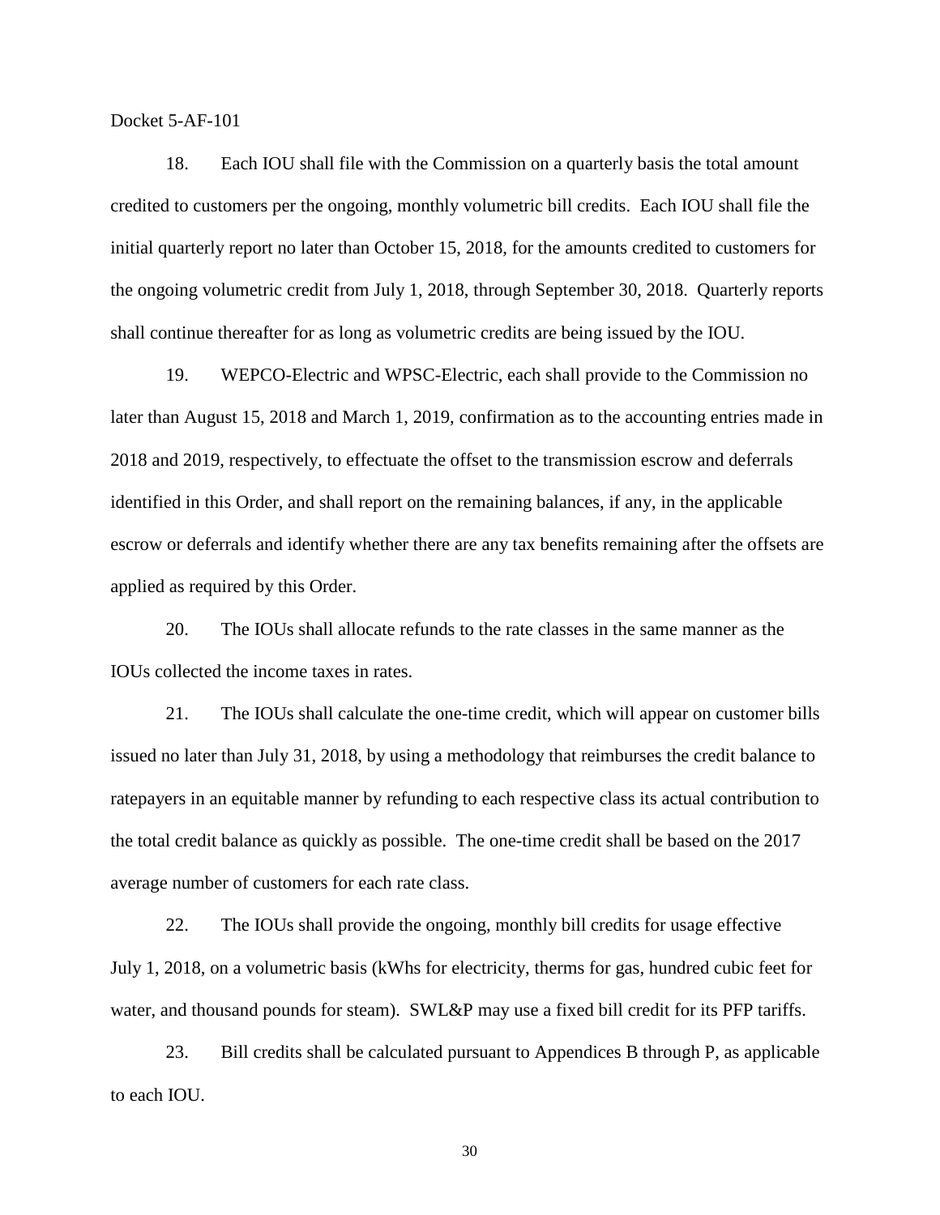18. Each IOU shall file with the Commission on a quarterly basis the total amount credited to customers per the ongoing, monthly volumetric bill credits. Each IOU shall file the initial quarterly report no later than October 15, 2018, for the amounts credited to customers for the ongoing volumetric credit from July 1, 2018, through September 30, 2018. Quarterly reports shall continue thereafter for as long as volumetric credits are being issued by the IOU.

19. WEPCO-Electric and WPSC-Electric, each shall provide to the Commission no later than August 15, 2018 and March 1, 2019, confirmation as to the accounting entries made in 2018 and 2019, respectively, to effectuate the offset to the transmission escrow and deferrals identified in this Order, and shall report on the remaining balances, if any, in the applicable escrow or deferrals and identify whether there are any tax benefits remaining after the offsets are applied as required by this Order.

20. The IOUs shall allocate refunds to the rate classes in the same manner as the IOUs collected the income taxes in rates.

21. The IOUs shall calculate the one-time credit, which will appear on customer bills issued no later than July 31, 2018, by using a methodology that reimburses the credit balance to ratepayers in an equitable manner by refunding to each respective class its actual contribution to the total credit balance as quickly as possible. The one-time credit shall be based on the 2017 average number of customers for each rate class.

22. The IOUs shall provide the ongoing, monthly bill credits for usage effective July 1, 2018, on a volumetric basis (kWhs for electricity, therms for gas, hundred cubic feet for water, and thousand pounds for steam). SWL&P may use a fixed bill credit for its PFP tariffs.

23. Bill credits shall be calculated pursuant to Appendices B through P, as applicable to each IOU.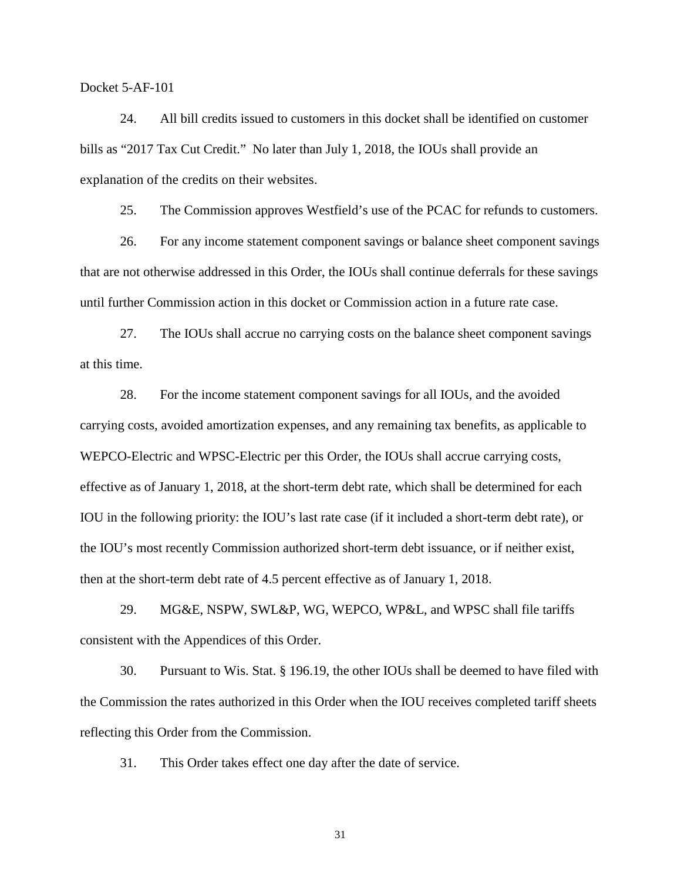24. All bill credits issued to customers in this docket shall be identified on customer bills as "2017 Tax Cut Credit." No later than July 1, 2018, the IOUs shall provide an explanation of the credits on their websites.

25. The Commission approves Westfield's use of the PCAC for refunds to customers.

26. For any income statement component savings or balance sheet component savings that are not otherwise addressed in this Order, the IOUs shall continue deferrals for these savings until further Commission action in this docket or Commission action in a future rate case.

27. The IOUs shall accrue no carrying costs on the balance sheet component savings at this time.

28. For the income statement component savings for all IOUs, and the avoided carrying costs, avoided amortization expenses, and any remaining tax benefits, as applicable to WEPCO-Electric and WPSC-Electric per this Order, the IOUs shall accrue carrying costs, effective as of January 1, 2018, at the short-term debt rate, which shall be determined for each IOU in the following priority: the IOU's last rate case (if it included a short-term debt rate), or the IOU's most recently Commission authorized short-term debt issuance, or if neither exist, then at the short-term debt rate of 4.5 percent effective as of January 1, 2018.

29. MG&E, NSPW, SWL&P, WG, WEPCO, WP&L, and WPSC shall file tariffs consistent with the Appendices of this Order.

30. Pursuant to Wis. Stat. § 196.19, the other IOUs shall be deemed to have filed with the Commission the rates authorized in this Order when the IOU receives completed tariff sheets reflecting this Order from the Commission.

31. This Order takes effect one day after the date of service.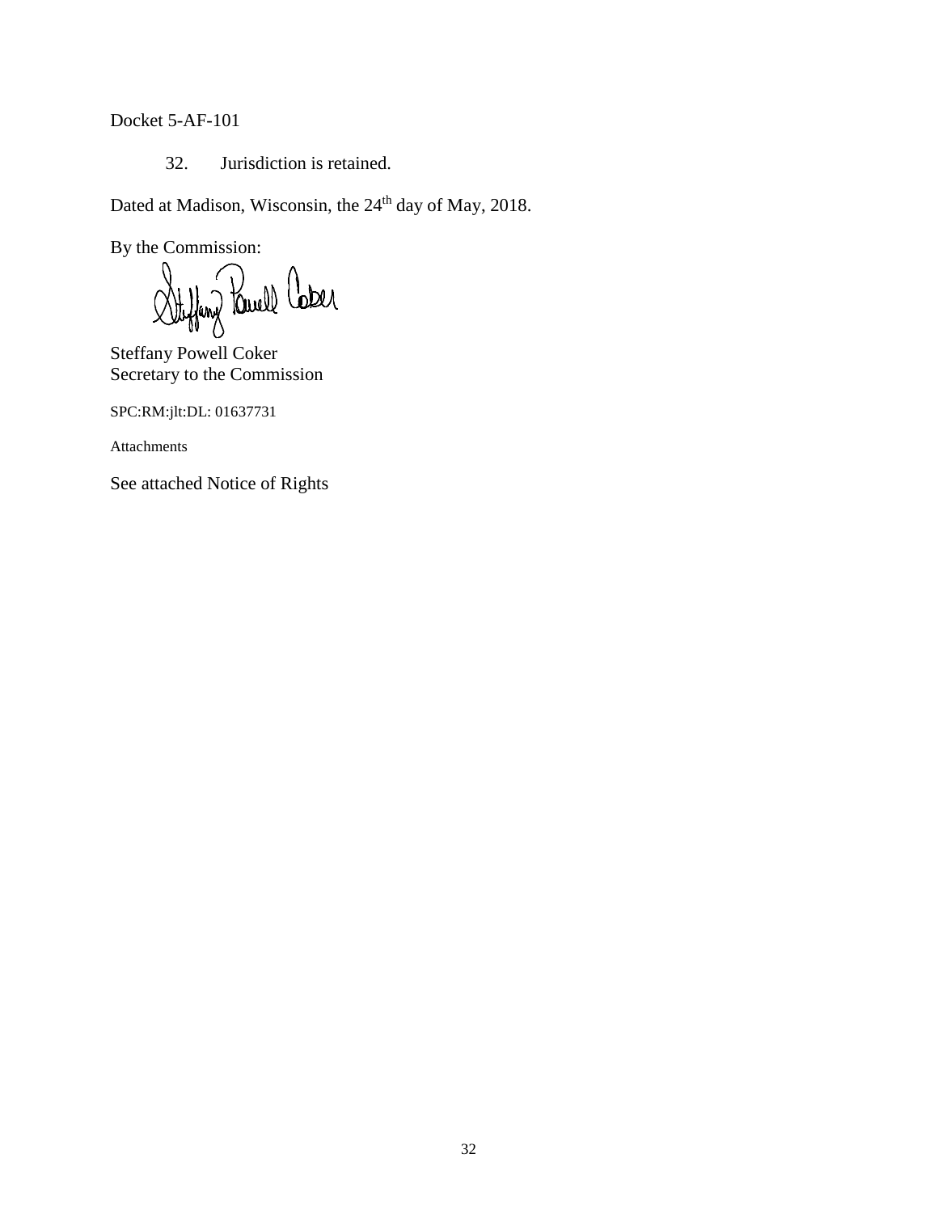Docket 5-AF-101

32. Jurisdiction is retained.

Dated at Madison, Wisconsin, the 24th day of May, 2018.

By the Commission:

Steffany Powell Coker
Secretary to the Commission

SPC:RM:jlt:DL: 01637731

Attachments

See attached Notice of Rights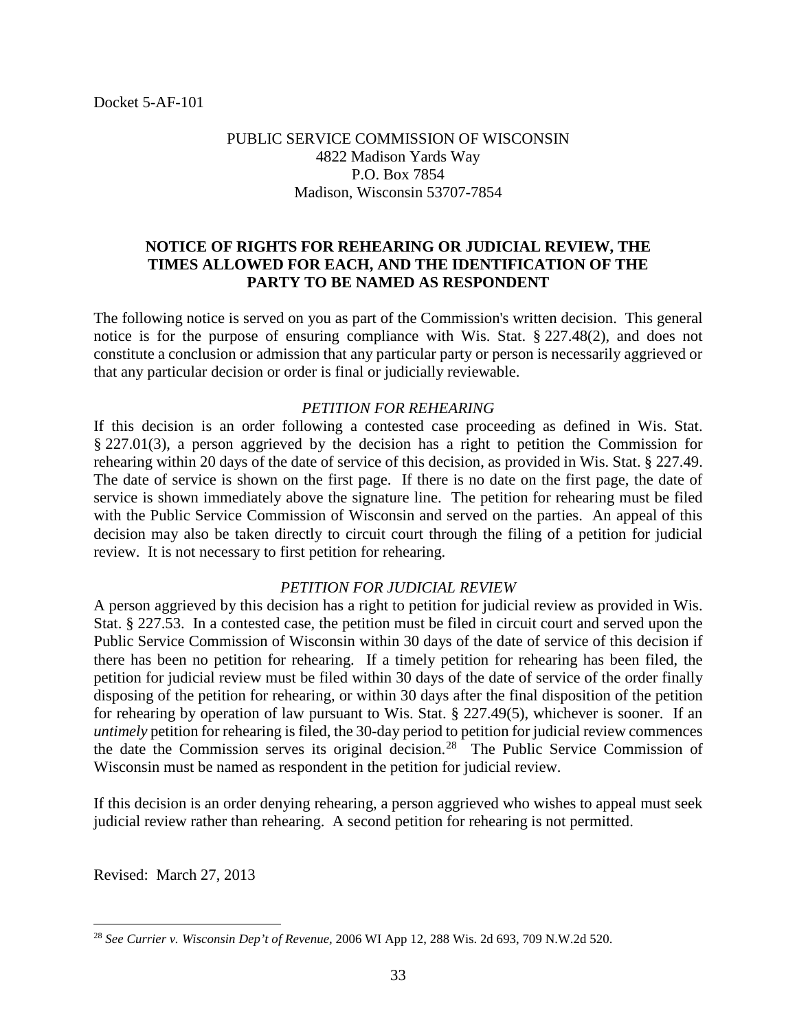Docket 5-AF-101

PUBLIC SERVICE COMMISSION OF WISCONSIN
4822 Madison Yards Way
P.O. Box 7854
Madison, Wisconsin 53707-7854

## NOTICE OF RIGHTS FOR REHEARING OR JUDICIAL REVIEW, THE TIMES ALLOWED FOR EACH, AND THE IDENTIFICATION OF THE PARTY TO BE NAMED AS RESPONDENT

The following notice is served on you as part of the Commission's written decision. This general notice is for the purpose of ensuring compliance with Wis. Stat. § 227.48(2), and does not constitute a conclusion or admission that any particular party or person is necessarily aggrieved or that any particular decision or order is final or judicially reviewable.

*PETITION FOR REHEARING*

If this decision is an order following a contested case proceeding as defined in Wis. Stat. § 227.01(3), a person aggrieved by the decision has a right to petition the Commission for rehearing within 20 days of the date of service of this decision, as provided in Wis. Stat. § 227.49. The date of service is shown on the first page. If there is no date on the first page, the date of service is shown immediately above the signature line. The petition for rehearing must be filed with the Public Service Commission of Wisconsin and served on the parties. An appeal of this decision may also be taken directly to circuit court through the filing of a petition for judicial review. It is not necessary to first petition for rehearing.

*PETITION FOR JUDICIAL REVIEW*

A person aggrieved by this decision has a right to petition for judicial review as provided in Wis. Stat. § 227.53. In a contested case, the petition must be filed in circuit court and served upon the Public Service Commission of Wisconsin within 30 days of the date of service of this decision if there has been no petition for rehearing. If a timely petition for rehearing has been filed, the petition for judicial review must be filed within 30 days of the date of service of the order finally disposing of the petition for rehearing, or within 30 days after the final disposition of the petition for rehearing by operation of law pursuant to Wis. Stat. § 227.49(5), whichever is sooner. If an *untimely* petition for rehearing is filed, the 30-day period to petition for judicial review commences the date the Commission serves its original decision.[28] The Public Service Commission of Wisconsin must be named as respondent in the petition for judicial review.

If this decision is an order denying rehearing, a person aggrieved who wishes to appeal must seek judicial review rather than rehearing. A second petition for rehearing is not permitted.

Revised: March 27, 2013

---

[28] *See Currier v. Wisconsin Dep't of Revenue,* 2006 WI App 12, 288 Wis. 2d 693, 709 N.W.2d 520.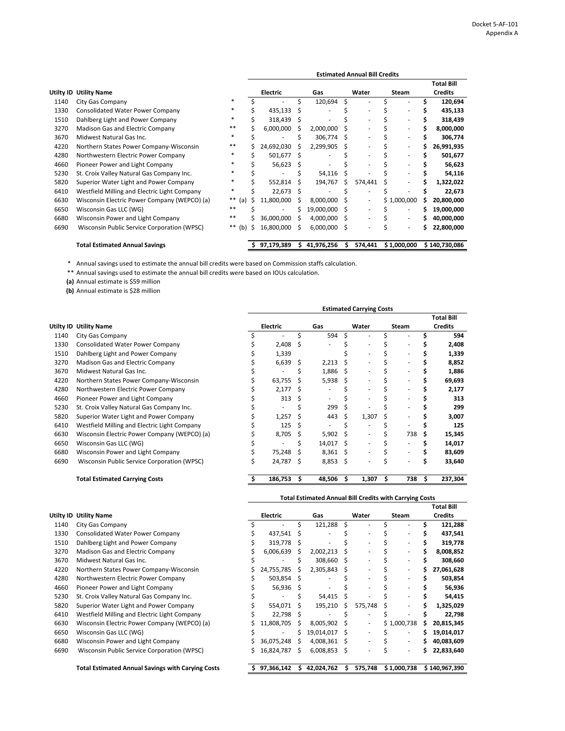| Utilty ID | Utility Name | | Estimated Annual Bill Credits | | | | |
|---|---|---|---|---|---|---|---|
| | | | Electric | Gas | Water | Steam | Total Bill Credits |
| 1140 | City Gas Company | * | $ - | $ 120,694 | $ - | $ - | **$ 120,694** |
| 1330 | Consolidated Water Power Company | * | $ 435,133 | $ - | $ - | $ - | **$ 435,133** |
| 1510 | Dahlberg Light and Power Company | * | $ 318,439 | $ - | $ - | $ - | **$ 318,439** |
| 3270 | Madison Gas and Electric Company | ** | $ 6,000,000 | $ 2,000,000 | $ - | $ - | **$ 8,000,000** |
| 3670 | Midwest Natural Gas Inc. | * | $ - | $ 306,774 | $ - | $ - | **$ 306,774** |
| 4220 | Northern States Power Company-Wisconsin | ** | $ 24,692,030 | $ 2,299,905 | $ - | $ - | **$ 26,991,935** |
| 4280 | Northwestern Electric Power Company | * | $ 501,677 | $ - | $ - | $ - | **$ 501,677** |
| 4660 | Pioneer Power and Light Company | * | $ 56,623 | $ - | $ - | $ - | **$ 56,623** |
| 5230 | St. Croix Valley Natural Gas Company Inc. | * | $ - | $ 54,116 | $ - | $ - | **$ 54,116** |
| 5820 | Superior Water Light and Power Company | * | $ 552,814 | $ 194,767 | $ 574,441 | $ - | **$ 1,322,022** |
| 6410 | Westfield Milling and Electric Light Company | * | $ 22,673 | $ - | $ - | $ - | **$ 22,673** |
| 6630 | Wisconsin Electric Power Company (WEPCO) (a) | ** (a) | $ 11,800,000 | $ 8,000,000 | $ - | $ 1,000,000 | **$ 20,800,000** |
| 6650 | Wisconsin Gas LLC (WG) | ** | $ - | $ 19,000,000 | $ - | $ - | **$ 19,000,000** |
| 6680 | Wisconsin Power and Light Company | ** | $ 36,000,000 | $ 4,000,000 | $ - | $ - | **$ 40,000,000** |
| 6690 | Wisconsin Public Service Corporation (WPSC) | ** (b) | $ 16,800,000 | $ 6,000,000 | $ - | $ - | **$ 22,800,000** |
| | **Total Estimated Annual Savings** | | **$ 97,179,389** | **$ 41,976,256** | **$ 574,441** | **$ 1,000,000** | **$ 140,730,086** |

\* Annual savings used to estimate the annual bill credits were based on Commission staffs calculation.

\*\* Annual savings used to estimate the annual bill credits were based on IOUs calculation.

**(a)** Annual estimate is $59 million

**(b)** Annual estimate is $28 million

| Utilty ID | Utility Name | Estimated Carrying Costs | | | | |
|---|---|---|---|---|---|---|
| | | Electric | Gas | Water | Steam | Total Bill Credits |
| 1140 | City Gas Company | $ - | $ 594 | $ - | $ - | **$ 594** |
| 1330 | Consolidated Water Power Company | $ 2,408 | $ - | $ - | $ - | **$ 2,408** |
| 1510 | Dahlberg Light and Power Company | $ 1,339 | | $ - | $ - | **$ 1,339** |
| 3270 | Madison Gas and Electric Company | $ 6,639 | $ 2,213 | $ - | $ - | **$ 8,852** |
| 3670 | Midwest Natural Gas Inc. | $ - | $ 1,886 | $ - | $ - | **$ 1,886** |
| 4220 | Northern States Power Company-Wisconsin | $ 63,755 | $ 5,938 | $ - | $ - | **$ 69,693** |
| 4280 | Northwestern Electric Power Company | $ 2,177 | $ - | $ - | $ - | **$ 2,177** |
| 4660 | Pioneer Power and Light Company | $ 313 | $ - | $ - | $ - | **$ 313** |
| 5230 | St. Croix Valley Natural Gas Company Inc. | $ - | $ 299 | $ - | $ - | **$ 299** |
| 5820 | Superior Water Light and Power Company | $ 1,257 | $ 443 | $ 1,307 | $ - | **$ 3,007** |
| 6410 | Westfield Milling and Electric Light Company | $ 125 | $ - | $ - | $ - | **$ 125** |
| 6630 | Wisconsin Electric Power Company (WEPCO) (a) | $ 8,705 | $ 5,902 | $ - | $ 738 | **$ 15,345** |
| 6650 | Wisconsin Gas LLC (WG) | $ - | $ 14,017 | $ - | $ - | **$ 14,017** |
| 6680 | Wisconsin Power and Light Company | $ 75,248 | $ 8,361 | $ - | $ - | **$ 83,609** |
| 6690 | Wisconsin Public Service Corporation (WPSC) | $ 24,787 | $ 8,853 | $ - | $ - | **$ 33,640** |
| | **Total Estimated Carrying Costs** | **$ 186,753** | **$ 48,506** | **$ 1,307** | **$ 738** | **$ 237,304** |

| Utilty ID | Utility Name | Total Estimated Annual Bill Credits with Carrying Costs | | | | |
|---|---|---|---|---|---|---|
| | | Electric | Gas | Water | Steam | Total Bill Credits |
| 1140 | City Gas Company | $ - | $ 121,288 | $ - | $ - | **$ 121,288** |
| 1330 | Consolidated Water Power Company | $ 437,541 | $ - | $ - | $ - | **$ 437,541** |
| 1510 | Dahlberg Light and Power Company | $ 319,778 | $ - | $ - | $ - | **$ 319,778** |
| 3270 | Madison Gas and Electric Company | $ 6,006,639 | $ 2,002,213 | $ - | $ - | **$ 8,008,852** |
| 3670 | Midwest Natural Gas Inc. | $ - | $ 308,660 | $ - | $ - | **$ 308,660** |
| 4220 | Northern States Power Company-Wisconsin | $ 24,755,785 | $ 2,305,843 | $ - | $ - | **$ 27,061,628** |
| 4280 | Northwestern Electric Power Company | $ 503,854 | $ - | $ - | $ - | **$ 503,854** |
| 4660 | Pioneer Power and Light Company | $ 56,936 | $ - | $ - | $ - | **$ 56,936** |
| 5230 | St. Croix Valley Natural Gas Company Inc. | $ - | $ 54,415 | $ - | $ - | **$ 54,415** |
| 5820 | Superior Water Light and Power Company | $ 554,071 | $ 195,210 | $ 575,748 | $ - | **$ 1,325,029** |
| 6410 | Westfield Milling and Electric Light Company | $ 22,798 | $ - | $ - | $ - | **$ 22,798** |
| 6630 | Wisconsin Electric Power Company (WEPCO) (a) | $ 11,808,705 | $ 8,005,902 | $ - | $ 1,000,738 | **$ 20,815,345** |
| 6650 | Wisconsin Gas LLC (WG) | $ - | $ 19,014,017 | $ - | $ - | **$ 19,014,017** |
| 6680 | Wisconsin Power and Light Company | $ 36,075,248 | $ 4,008,361 | $ - | $ - | **$ 40,083,609** |
| 6690 | Wisconsin Public Service Corporation (WPSC) | $ 16,824,787 | $ 6,008,853 | $ - | $ - | **$ 22,833,640** |
| | **Total Estimated Annual Savings with Carying Costs** | **$ 97,366,142** | **$ 42,024,762** | **$ 575,748** | **$ 1,000,738** | **$ 140,967,390** |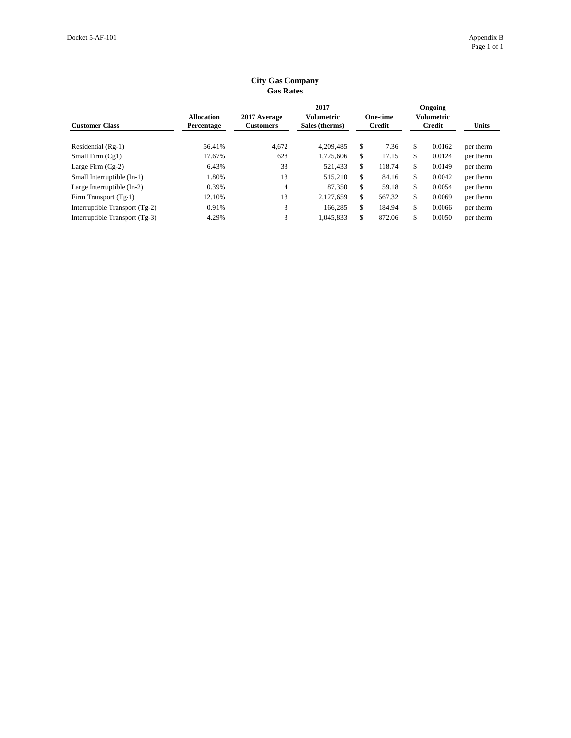Docket 5-AF-101

Appendix B

**City Gas Company**
**Gas Rates**

| Customer Class | Allocation Percentage | 2017 Average Customers | 2017 Volumetric Sales (therms) | One-time Credit | Ongoing Volumetric Credit | Units |
|---|---|---|---|---|---|---|
| Residential (Rg-1) | 56.41% | 4,672 | 4,209,485 | $ 7.36 | $ 0.0162 | per therm |
| Small Firm (Cg1) | 17.67% | 628 | 1,725,606 | $ 17.15 | $ 0.0124 | per therm |
| Large Firm (Cg-2) | 6.43% | 33 | 521,433 | $ 118.74 | $ 0.0149 | per therm |
| Small Interruptible (In-1) | 1.80% | 13 | 515,210 | $ 84.16 | $ 0.0042 | per therm |
| Large Interruptible (In-2) | 0.39% | 4 | 87,350 | $ 59.18 | $ 0.0054 | per therm |
| Firm Transport (Tg-1) | 12.10% | 13 | 2,127,659 | $ 567.32 | $ 0.0069 | per therm |
| Interruptible Transport (Tg-2) | 0.91% | 3 | 166,285 | $ 184.94 | $ 0.0066 | per therm |
| Interruptible Transport (Tg-3) | 4.29% | 3 | 1,045,833 | $ 872.06 | $ 0.0050 | per therm |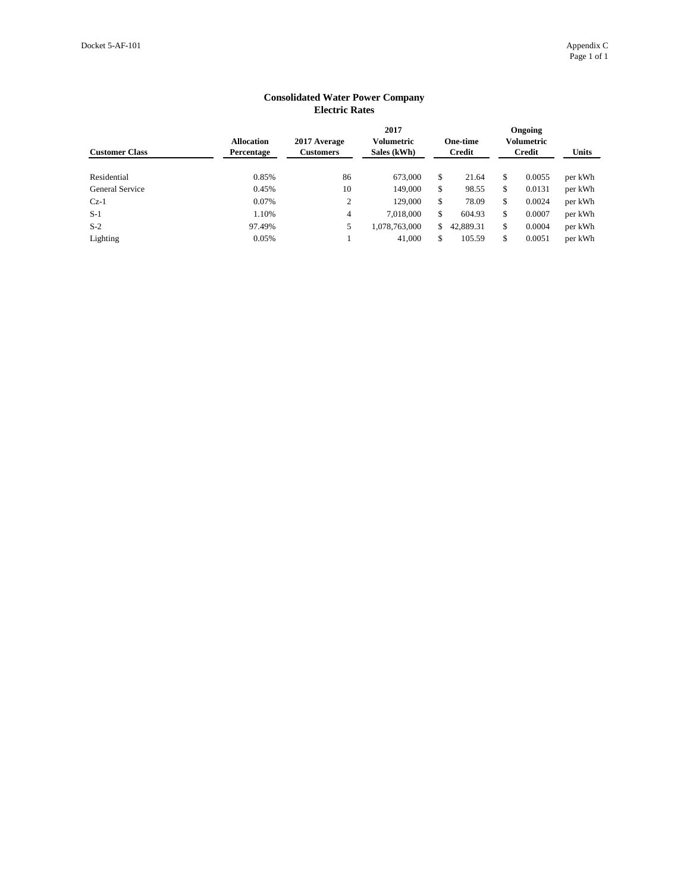## Consolidated Water Power Company
## Electric Rates

| Customer Class | Allocation Percentage | 2017 Average Customers | 2017 Volumetric Sales (kWh) | One-time Credit | Ongoing Volumetric Credit | Units |
|---|---|---|---|---|---|---|
| Residential | 0.85% | 86 | 673,000 | $ 21.64 | $ 0.0055 | per kWh |
| General Service | 0.45% | 10 | 149,000 | $ 98.55 | $ 0.0131 | per kWh |
| Cz-1 | 0.07% | 2 | 129,000 | $ 78.09 | $ 0.0024 | per kWh |
| S-1 | 1.10% | 4 | 7,018,000 | $ 604.93 | $ 0.0007 | per kWh |
| S-2 | 97.49% | 5 | 1,078,763,000 | $ 42,889.31 | $ 0.0004 | per kWh |
| Lighting | 0.05% | 1 | 41,000 | $ 105.59 | $ 0.0051 | per kWh |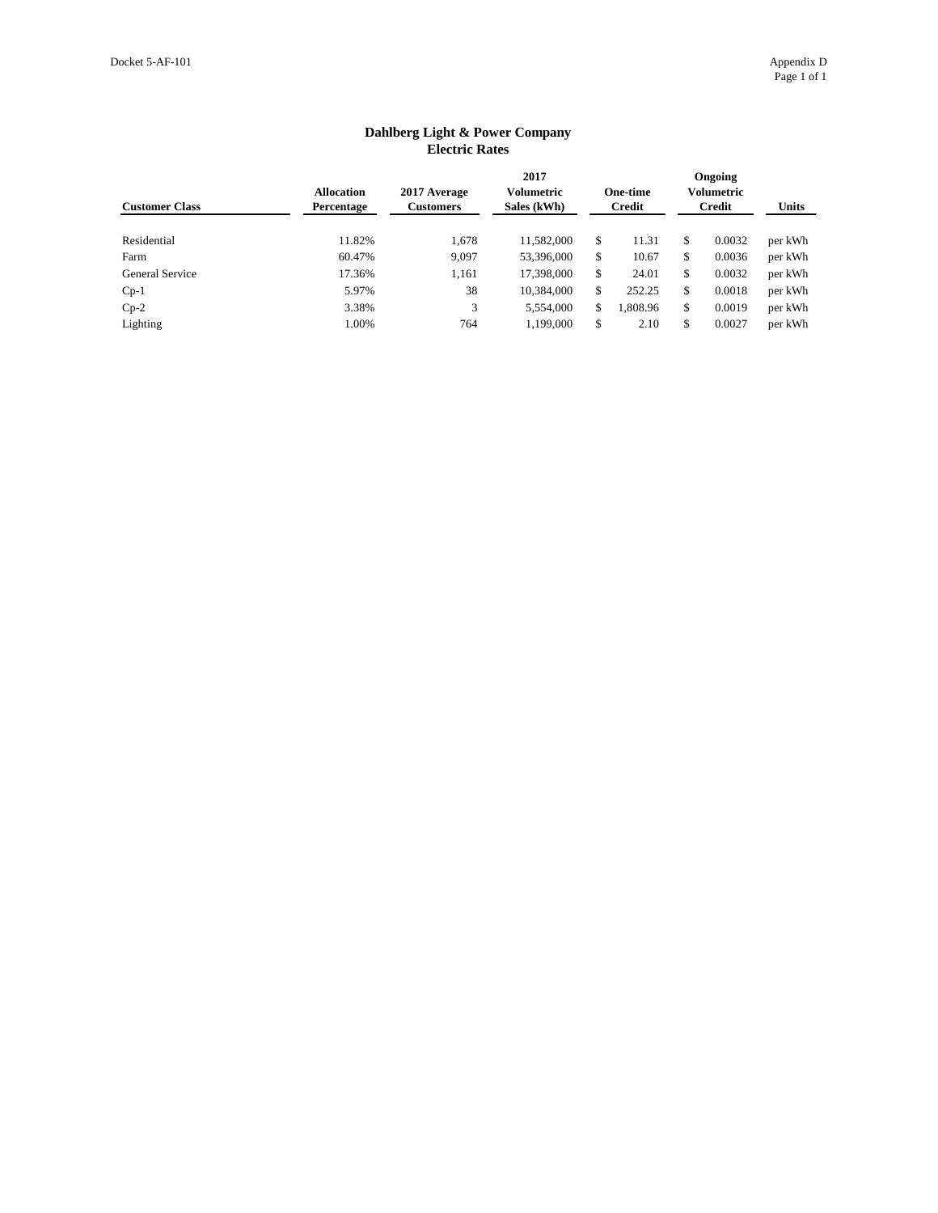# Dahlberg Light & Power Company
## Electric Rates

| Customer Class | Allocation Percentage | 2017 Average Customers | 2017 Volumetric Sales (kWh) | One-time Credit | Ongoing Volumetric Credit | Units |
|---|---|---|---|---|---|---|
| Residential | 11.82% | 1,678 | 11,582,000 | $ 11.31 | $ 0.0032 | per kWh |
| Farm | 60.47% | 9,097 | 53,396,000 | $ 10.67 | $ 0.0036 | per kWh |
| General Service | 17.36% | 1,161 | 17,398,000 | $ 24.01 | $ 0.0032 | per kWh |
| Cp-1 | 5.97% | 38 | 10,384,000 | $ 252.25 | $ 0.0018 | per kWh |
| Cp-2 | 3.38% | 3 | 5,554,000 | $ 1,808.96 | $ 0.0019 | per kWh |
| Lighting | 1.00% | 764 | 1,199,000 | $ 2.10 | $ 0.0027 | per kWh |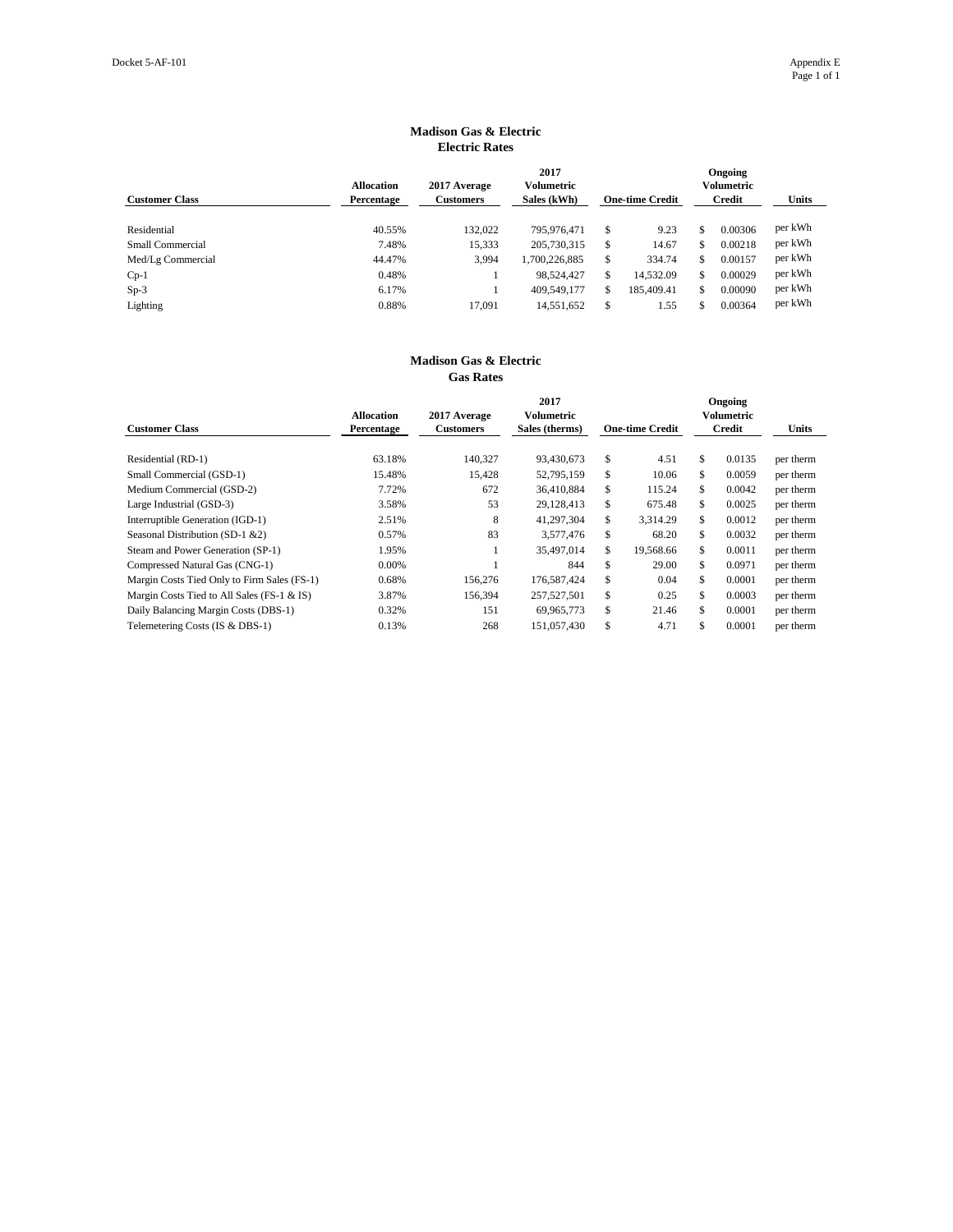## Madison Gas & Electric
### Electric Rates

| Customer Class | Allocation Percentage | 2017 Average Customers | 2017 Volumetric Sales (kWh) | One-time Credit | Ongoing Volumetric Credit | Units |
|---|---|---|---|---|---|---|
| Residential | 40.55% | 132,022 | 795,976,471 | $ 9.23 | $ 0.00306 | per kWh |
| Small Commercial | 7.48% | 15,333 | 205,730,315 | $ 14.67 | $ 0.00218 | per kWh |
| Med/Lg Commercial | 44.47% | 3,994 | 1,700,226,885 | $ 334.74 | $ 0.00157 | per kWh |
| Cp-1 | 0.48% | 1 | 98,524,427 | $ 14,532.09 | $ 0.00029 | per kWh |
| Sp-3 | 6.17% | 1 | 409,549,177 | $ 185,409.41 | $ 0.00090 | per kWh |
| Lighting | 0.88% | 17,091 | 14,551,652 | $ 1.55 | $ 0.00364 | per kWh |

## Madison Gas & Electric
### Gas Rates

| Customer Class | Allocation Percentage | 2017 Average Customers | 2017 Volumetric Sales (therms) | One-time Credit | Ongoing Volumetric Credit | Units |
|---|---|---|---|---|---|---|
| Residential (RD-1) | 63.18% | 140,327 | 93,430,673 | $ 4.51 | $ 0.0135 | per therm |
| Small Commercial (GSD-1) | 15.48% | 15,428 | 52,795,159 | $ 10.06 | $ 0.0059 | per therm |
| Medium Commercial (GSD-2) | 7.72% | 672 | 36,410,884 | $ 115.24 | $ 0.0042 | per therm |
| Large Industrial (GSD-3) | 3.58% | 53 | 29,128,413 | $ 675.48 | $ 0.0025 | per therm |
| Interruptible Generation (IGD-1) | 2.51% | 8 | 41,297,304 | $ 3,314.29 | $ 0.0012 | per therm |
| Seasonal Distribution (SD-1 &2) | 0.57% | 83 | 3,577,476 | $ 68.20 | $ 0.0032 | per therm |
| Steam and Power Generation (SP-1) | 1.95% | 1 | 35,497,014 | $ 19,568.66 | $ 0.0011 | per therm |
| Compressed Natural Gas (CNG-1) | 0.00% | 1 | 844 | $ 29.00 | $ 0.0971 | per therm |
| Margin Costs Tied Only to Firm Sales (FS-1) | 0.68% | 156,276 | 176,587,424 | $ 0.04 | $ 0.0001 | per therm |
| Margin Costs Tied to All Sales (FS-1 & IS) | 3.87% | 156,394 | 257,527,501 | $ 0.25 | $ 0.0003 | per therm |
| Daily Balancing Margin Costs (DBS-1) | 0.32% | 151 | 69,965,773 | $ 21.46 | $ 0.0001 | per therm |
| Telemetering Costs (IS & DBS-1) | 0.13% | 268 | 151,057,430 | $ 4.71 | $ 0.0001 | per therm |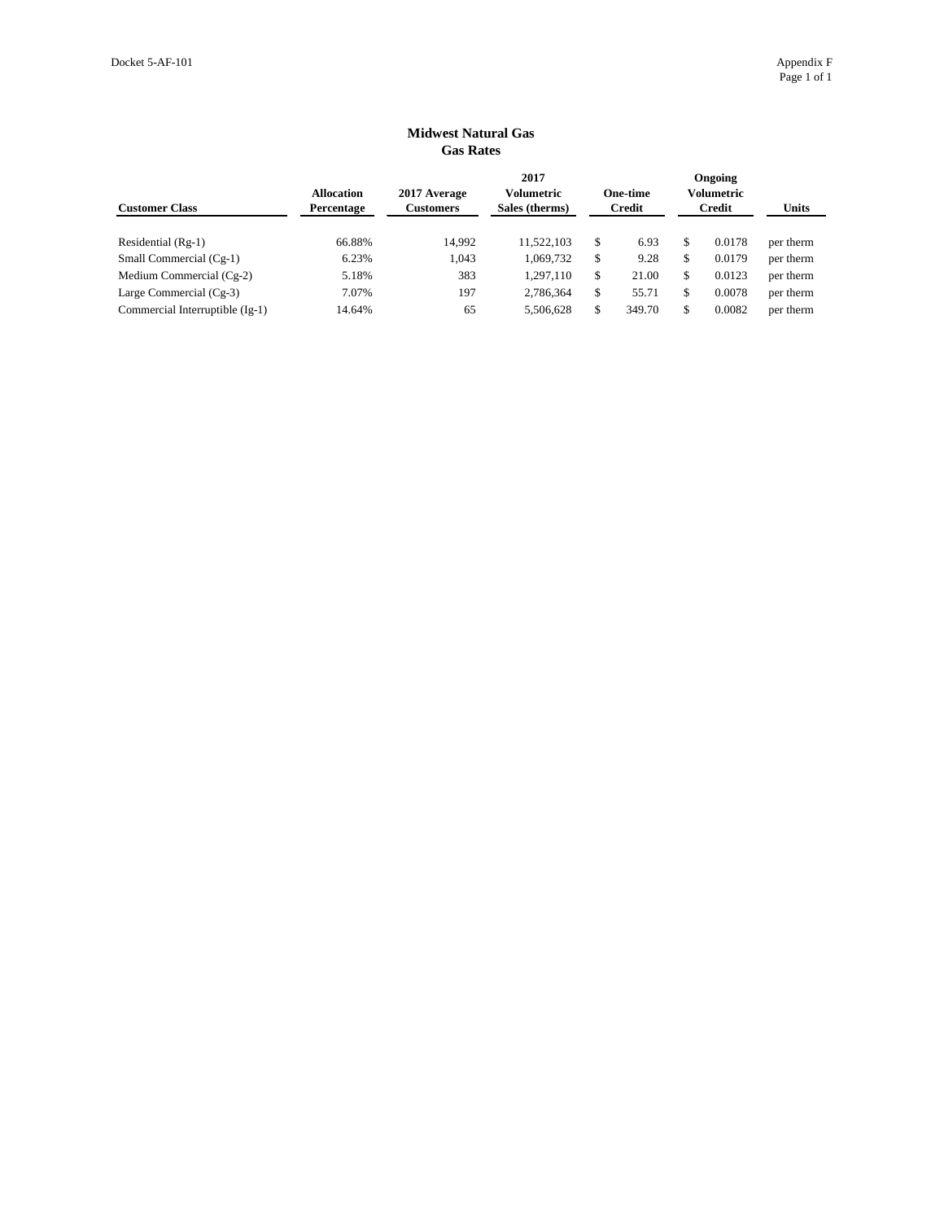## Midwest Natural Gas
## Gas Rates

| Customer Class | Allocation Percentage | 2017 Average Customers | 2017 Volumetric Sales (therms) | One-time Credit | Ongoing Volumetric Credit | Units |
|---|---|---|---|---|---|---|
| Residential (Rg-1) | 66.88% | 14,992 | 11,522,103 | $ 6.93 | $ 0.0178 | per therm |
| Small Commercial (Cg-1) | 6.23% | 1,043 | 1,069,732 | $ 9.28 | $ 0.0179 | per therm |
| Medium Commercial (Cg-2) | 5.18% | 383 | 1,297,110 | $ 21.00 | $ 0.0123 | per therm |
| Large Commercial (Cg-3) | 7.07% | 197 | 2,786,364 | $ 55.71 | $ 0.0078 | per therm |
| Commercial Interruptible (Ig-1) | 14.64% | 65 | 5,506,628 | $ 349.70 | $ 0.0082 | per therm |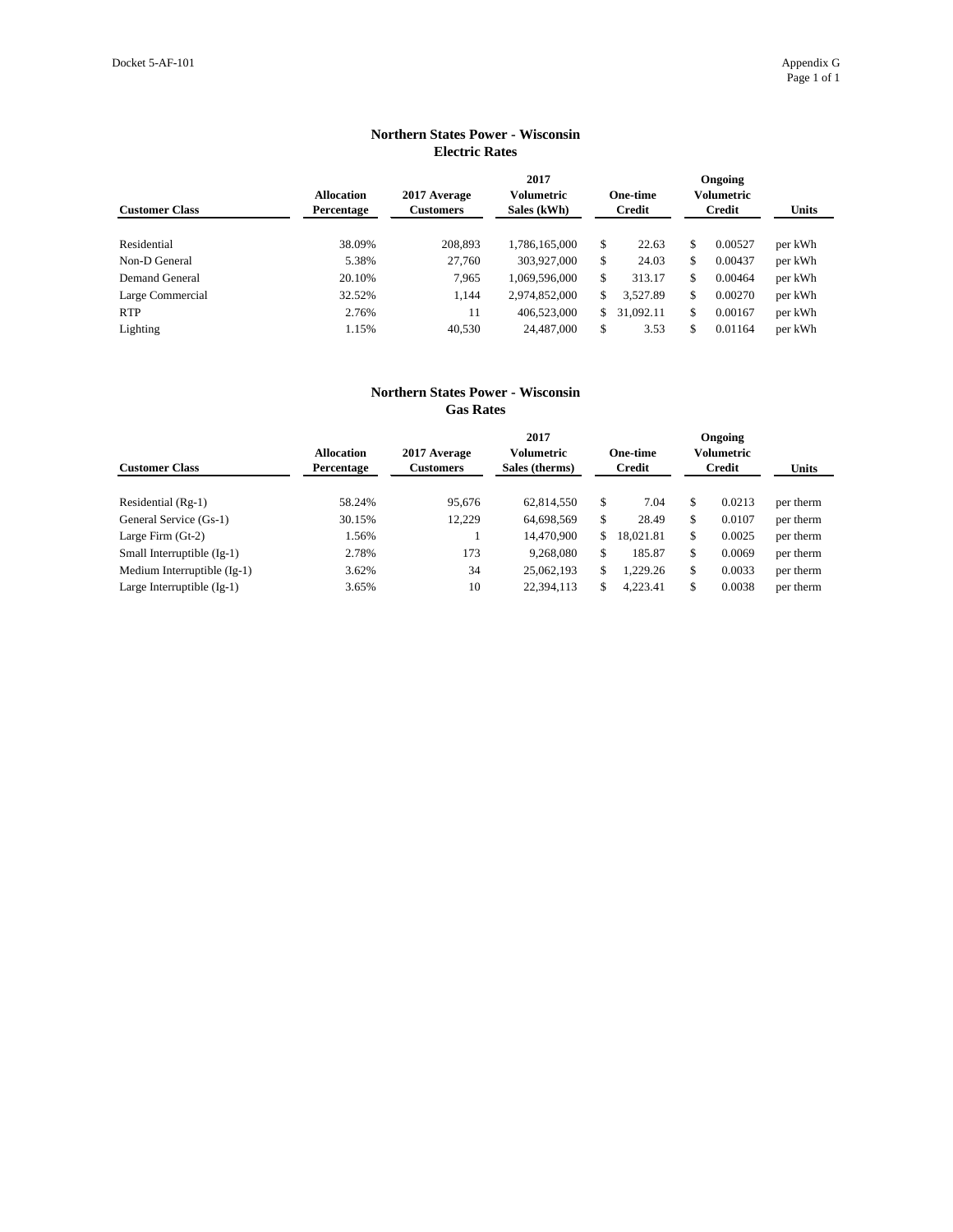## Northern States Power - Wisconsin
## Electric Rates

| Customer Class | Allocation Percentage | 2017 Average Customers | 2017 Volumetric Sales (kWh) | One-time Credit | Ongoing Volumetric Credit | Units |
|---|---|---|---|---|---|---|
| Residential | 38.09% | 208,893 | 1,786,165,000 | $ 22.63 | $ 0.00527 | per kWh |
| Non-D General | 5.38% | 27,760 | 303,927,000 | $ 24.03 | $ 0.00437 | per kWh |
| Demand General | 20.10% | 7,965 | 1,069,596,000 | $ 313.17 | $ 0.00464 | per kWh |
| Large Commercial | 32.52% | 1,144 | 2,974,852,000 | $ 3,527.89 | $ 0.00270 | per kWh |
| RTP | 2.76% | 11 | 406,523,000 | $ 31,092.11 | $ 0.00167 | per kWh |
| Lighting | 1.15% | 40,530 | 24,487,000 | $ 3.53 | $ 0.01164 | per kWh |

## Northern States Power - Wisconsin
## Gas Rates

| Customer Class | Allocation Percentage | 2017 Average Customers | 2017 Volumetric Sales (therms) | One-time Credit | Ongoing Volumetric Credit | Units |
|---|---|---|---|---|---|---|
| Residential (Rg-1) | 58.24% | 95,676 | 62,814,550 | $ 7.04 | $ 0.0213 | per therm |
| General Service (Gs-1) | 30.15% | 12,229 | 64,698,569 | $ 28.49 | $ 0.0107 | per therm |
| Large Firm (Gt-2) | 1.56% | 1 | 14,470,900 | $ 18,021.81 | $ 0.0025 | per therm |
| Small Interruptible (Ig-1) | 2.78% | 173 | 9,268,080 | $ 185.87 | $ 0.0069 | per therm |
| Medium Interruptible (Ig-1) | 3.62% | 34 | 25,062,193 | $ 1,229.26 | $ 0.0033 | per therm |
| Large Interruptible (Ig-1) | 3.65% | 10 | 22,394,113 | $ 4,223.41 | $ 0.0038 | per therm |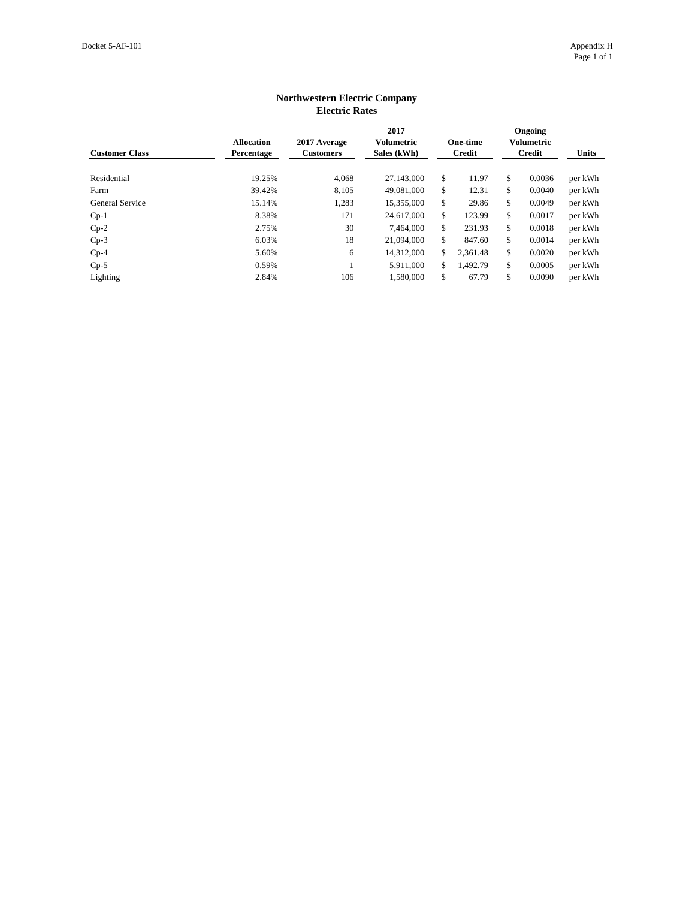# Northwestern Electric Company
## Electric Rates

| Customer Class | Allocation Percentage | 2017 Average Customers | 2017 Volumetric Sales (kWh) | One-time Credit | Ongoing Volumetric Credit | Units |
|---|---|---|---|---|---|---|
| Residential | 19.25% | 4,068 | 27,143,000 | $ 11.97 | $ 0.0036 | per kWh |
| Farm | 39.42% | 8,105 | 49,081,000 | $ 12.31 | $ 0.0040 | per kWh |
| General Service | 15.14% | 1,283 | 15,355,000 | $ 29.86 | $ 0.0049 | per kWh |
| Cp-1 | 8.38% | 171 | 24,617,000 | $ 123.99 | $ 0.0017 | per kWh |
| Cp-2 | 2.75% | 30 | 7,464,000 | $ 231.93 | $ 0.0018 | per kWh |
| Cp-3 | 6.03% | 18 | 21,094,000 | $ 847.60 | $ 0.0014 | per kWh |
| Cp-4 | 5.60% | 6 | 14,312,000 | $ 2,361.48 | $ 0.0020 | per kWh |
| Cp-5 | 0.59% | 1 | 5,911,000 | $ 1,492.79 | $ 0.0005 | per kWh |
| Lighting | 2.84% | 106 | 1,580,000 | $ 67.79 | $ 0.0090 | per kWh |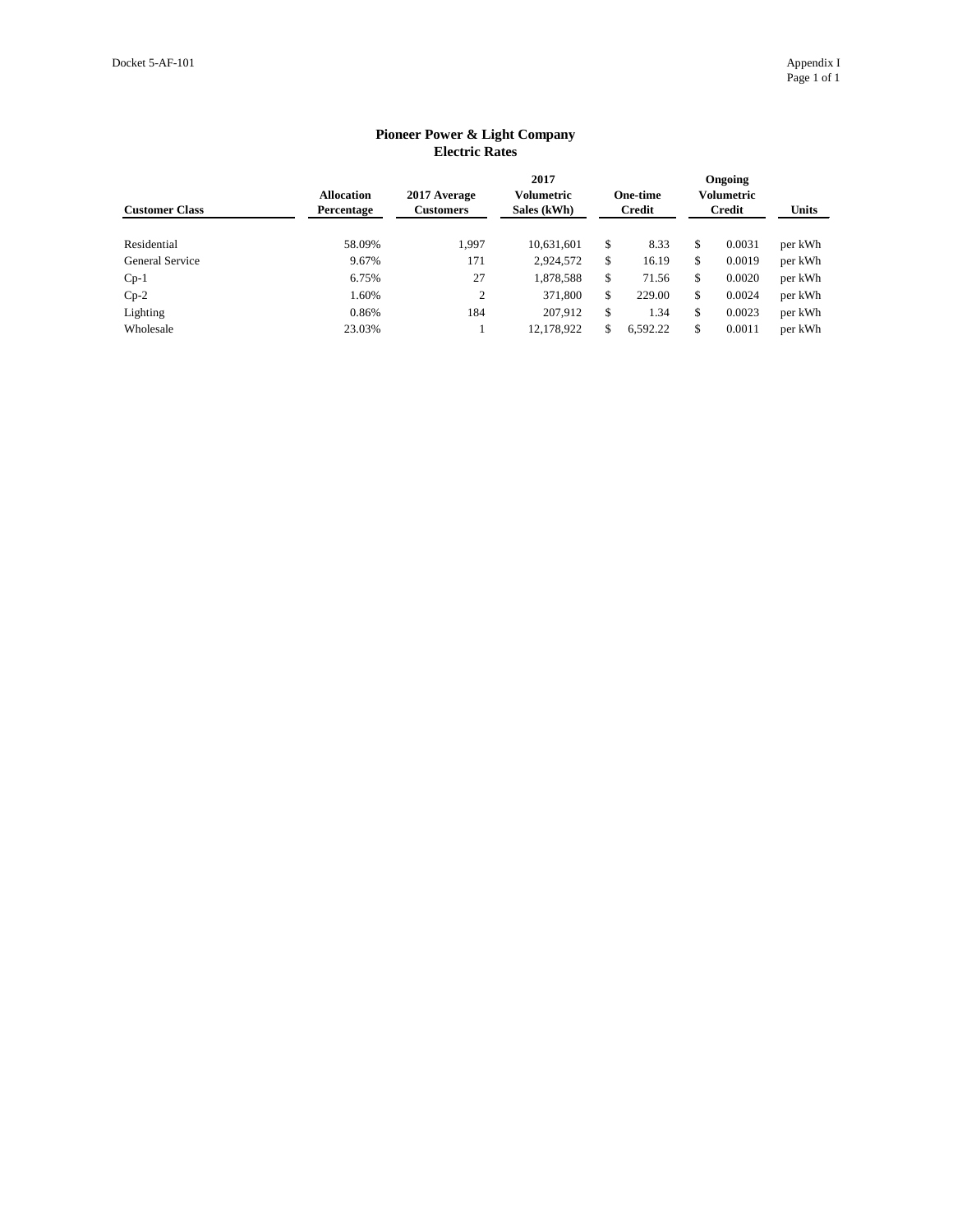Docket 5-AF-101

Appendix I

## Pioneer Power & Light Company
## Electric Rates

| Customer Class | Allocation Percentage | 2017 Average Customers | 2017 Volumetric Sales (kWh) | One-time Credit | Ongoing Volumetric Credit | Units |
|---|---|---|---|---|---|---|
| Residential | 58.09% | 1,997 | 10,631,601 | $ 8.33 | $ 0.0031 | per kWh |
| General Service | 9.67% | 171 | 2,924,572 | $ 16.19 | $ 0.0019 | per kWh |
| Cp-1 | 6.75% | 27 | 1,878,588 | $ 71.56 | $ 0.0020 | per kWh |
| Cp-2 | 1.60% | 2 | 371,800 | $ 229.00 | $ 0.0024 | per kWh |
| Lighting | 0.86% | 184 | 207,912 | $ 1.34 | $ 0.0023 | per kWh |
| Wholesale | 23.03% | 1 | 12,178,922 | $ 6,592.22 | $ 0.0011 | per kWh |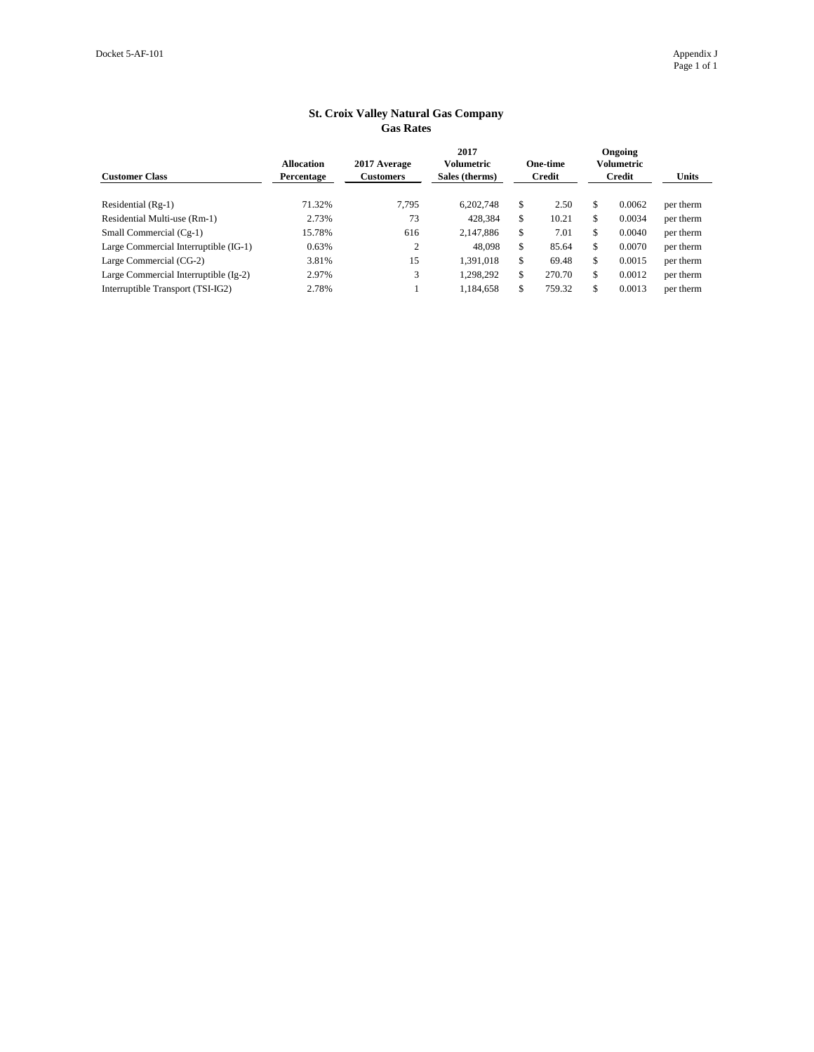## St. Croix Valley Natural Gas Company
## Gas Rates

| Customer Class | Allocation Percentage | 2017 Average Customers | 2017 Volumetric Sales (therms) | One-time Credit | Ongoing Volumetric Credit | Units |
|---|---|---|---|---|---|---|
| Residential (Rg-1) | 71.32% | 7,795 | 6,202,748 | $ 2.50 | $ 0.0062 | per therm |
| Residential Multi-use (Rm-1) | 2.73% | 73 | 428,384 | $ 10.21 | $ 0.0034 | per therm |
| Small Commercial (Cg-1) | 15.78% | 616 | 2,147,886 | $ 7.01 | $ 0.0040 | per therm |
| Large Commercial Interruptible (IG-1) | 0.63% | 2 | 48,098 | $ 85.64 | $ 0.0070 | per therm |
| Large Commercial (CG-2) | 3.81% | 15 | 1,391,018 | $ 69.48 | $ 0.0015 | per therm |
| Large Commercial Interruptible (Ig-2) | 2.97% | 3 | 1,298,292 | $ 270.70 | $ 0.0012 | per therm |
| Interruptible Transport (TSI-IG2) | 2.78% | 1 | 1,184,658 | $ 759.32 | $ 0.0013 | per therm |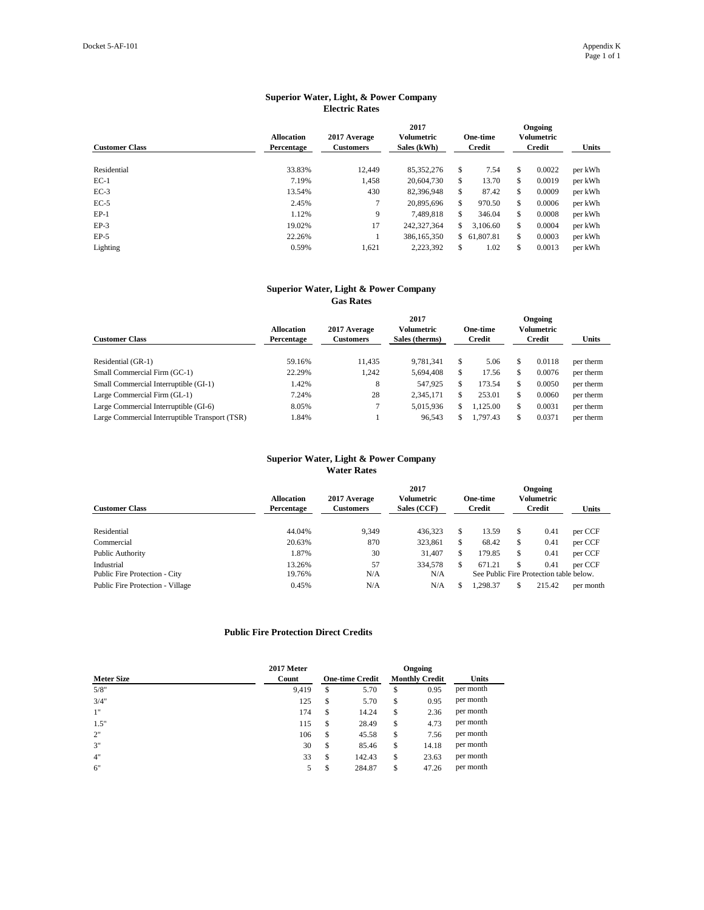## Superior Water, Light, & Power Company
### Electric Rates

| Customer Class | Allocation Percentage | 2017 Average Customers | 2017 Volumetric Sales (kWh) | One-time Credit | Ongoing Volumetric Credit | Units |
|---|---|---|---|---|---|---|
| Residential | 33.83% | 12,449 | 85,352,276 | $ 7.54 | $ 0.0022 | per kWh |
| EC-1 | 7.19% | 1,458 | 20,604,730 | $ 13.70 | $ 0.0019 | per kWh |
| EC-3 | 13.54% | 430 | 82,396,948 | $ 87.42 | $ 0.0009 | per kWh |
| EC-5 | 2.45% | 7 | 20,895,696 | $ 970.50 | $ 0.0006 | per kWh |
| EP-1 | 1.12% | 9 | 7,489,818 | $ 346.04 | $ 0.0008 | per kWh |
| EP-3 | 19.02% | 17 | 242,327,364 | $ 3,106.60 | $ 0.0004 | per kWh |
| EP-5 | 22.26% | 1 | 386,165,350 | $ 61,807.81 | $ 0.0003 | per kWh |
| Lighting | 0.59% | 1,621 | 2,223,392 | $ 1.02 | $ 0.0013 | per kWh |

## Superior Water, Light & Power Company
### Gas Rates

| Customer Class | Allocation Percentage | 2017 Average Customers | 2017 Volumetric Sales (therms) | One-time Credit | Ongoing Volumetric Credit | Units |
|---|---|---|---|---|---|---|
| Residential (GR-1) | 59.16% | 11,435 | 9,781,341 | $ 5.06 | $ 0.0118 | per therm |
| Small Commercial Firm (GC-1) | 22.29% | 1,242 | 5,694,408 | $ 17.56 | $ 0.0076 | per therm |
| Small Commercial Interruptible (GI-1) | 1.42% | 8 | 547,925 | $ 173.54 | $ 0.0050 | per therm |
| Large Commercial Firm (GL-1) | 7.24% | 28 | 2,345,171 | $ 253.01 | $ 0.0060 | per therm |
| Large Commercial Interruptible (GI-6) | 8.05% | 7 | 5,015,936 | $ 1,125.00 | $ 0.0031 | per therm |
| Large Commercial Interruptible Transport (TSR) | 1.84% | 1 | 96,543 | $ 1,797.43 | $ 0.0371 | per therm |

## Superior Water, Light & Power Company
### Water Rates

| Customer Class | Allocation Percentage | 2017 Average Customers | 2017 Volumetric Sales (CCF) | One-time Credit | Ongoing Volumetric Credit | Units |
|---|---|---|---|---|---|---|
| Residential | 44.04% | 9,349 | 436,323 | $ 13.59 | $ 0.41 | per CCF |
| Commercial | 20.63% | 870 | 323,861 | $ 68.42 | $ 0.41 | per CCF |
| Public Authority | 1.87% | 30 | 31,407 | $ 179.85 | $ 0.41 | per CCF |
| Industrial | 13.26% | 57 | 334,578 | $ 671.21 | $ 0.41 | per CCF |
| Public Fire Protection - City | 19.76% | N/A | N/A | See Public Fire Protection table below. | | |
| Public Fire Protection - Village | 0.45% | N/A | N/A | $ 1,298.37 | $ 215.42 | per month |

### Public Fire Protection Direct Credits

| Meter Size | 2017 Meter Count | One-time Credit | Ongoing Monthly Credit | Units |
|---|---|---|---|---|
| 5/8" | 9,419 | $ 5.70 | $ 0.95 | per month |
| 3/4" | 125 | $ 5.70 | $ 0.95 | per month |
| 1" | 174 | $ 14.24 | $ 2.36 | per month |
| 1.5" | 115 | $ 28.49 | $ 4.73 | per month |
| 2" | 106 | $ 45.58 | $ 7.56 | per month |
| 3" | 30 | $ 85.46 | $ 14.18 | per month |
| 4" | 33 | $ 142.43 | $ 23.63 | per month |
| 6" | 5 | $ 284.87 | $ 47.26 | per month |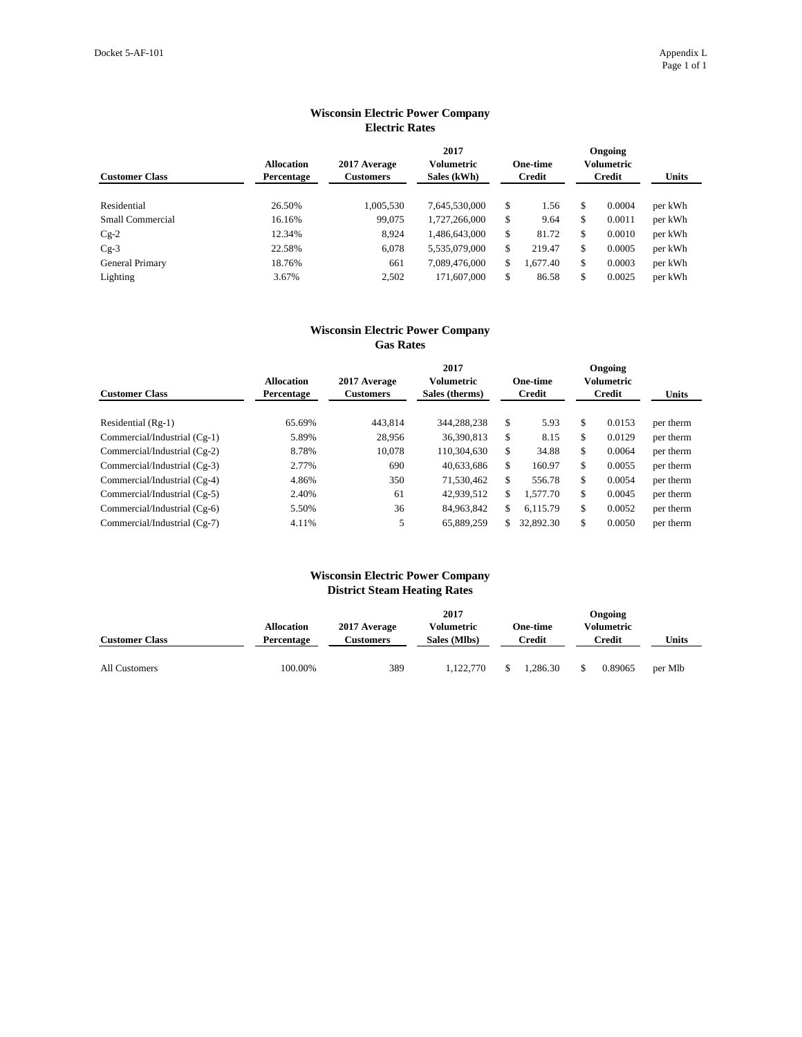Docket 5-AF-101

Appendix L

## Wisconsin Electric Power Company
### Electric Rates

| Customer Class | Allocation Percentage | 2017 Average Customers | 2017 Volumetric Sales (kWh) | One-time Credit | Ongoing Volumetric Credit | Units |
|---|---|---|---|---|---|---|
| Residential | 26.50% | 1,005,530 | 7,645,530,000 | $ 1.56 | $ 0.0004 | per kWh |
| Small Commercial | 16.16% | 99,075 | 1,727,266,000 | $ 9.64 | $ 0.0011 | per kWh |
| Cg-2 | 12.34% | 8,924 | 1,486,643,000 | $ 81.72 | $ 0.0010 | per kWh |
| Cg-3 | 22.58% | 6,078 | 5,535,079,000 | $ 219.47 | $ 0.0005 | per kWh |
| General Primary | 18.76% | 661 | 7,089,476,000 | $ 1,677.40 | $ 0.0003 | per kWh |
| Lighting | 3.67% | 2,502 | 171,607,000 | $ 86.58 | $ 0.0025 | per kWh |

## Wisconsin Electric Power Company
### Gas Rates

| Customer Class | Allocation Percentage | 2017 Average Customers | 2017 Volumetric Sales (therms) | One-time Credit | Ongoing Volumetric Credit | Units |
|---|---|---|---|---|---|---|
| Residential (Rg-1) | 65.69% | 443,814 | 344,288,238 | $ 5.93 | $ 0.0153 | per therm |
| Commercial/Industrial (Cg-1) | 5.89% | 28,956 | 36,390,813 | $ 8.15 | $ 0.0129 | per therm |
| Commercial/Industrial (Cg-2) | 8.78% | 10,078 | 110,304,630 | $ 34.88 | $ 0.0064 | per therm |
| Commercial/Industrial (Cg-3) | 2.77% | 690 | 40,633,686 | $ 160.97 | $ 0.0055 | per therm |
| Commercial/Industrial (Cg-4) | 4.86% | 350 | 71,530,462 | $ 556.78 | $ 0.0054 | per therm |
| Commercial/Industrial (Cg-5) | 2.40% | 61 | 42,939,512 | $ 1,577.70 | $ 0.0045 | per therm |
| Commercial/Industrial (Cg-6) | 5.50% | 36 | 84,963,842 | $ 6,115.79 | $ 0.0052 | per therm |
| Commercial/Industrial (Cg-7) | 4.11% | 5 | 65,889,259 | $ 32,892.30 | $ 0.0050 | per therm |

## Wisconsin Electric Power Company
### District Steam Heating Rates

| Customer Class | Allocation Percentage | 2017 Average Customers | 2017 Volumetric Sales (Mlbs) | One-time Credit | Ongoing Volumetric Credit | Units |
|---|---|---|---|---|---|---|
| All Customers | 100.00% | 389 | 1,122,770 | $ 1,286.30 | $ 0.89065 | per Mlb |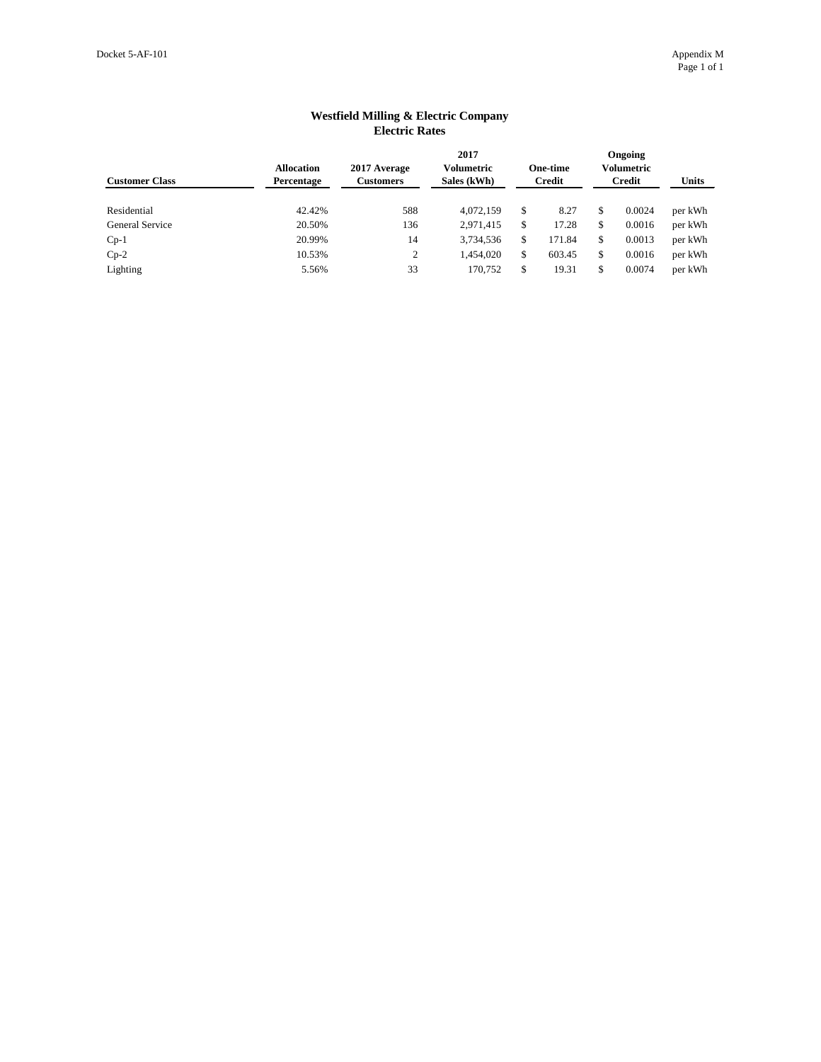# Westfield Milling & Electric Company
## Electric Rates

| Customer Class | Allocation Percentage | 2017 Average Customers | 2017 Volumetric Sales (kWh) | One-time Credit | Ongoing Volumetric Credit | Units |
|---|---|---|---|---|---|---|
| Residential | 42.42% | 588 | 4,072,159 | $ 8.27 | $ 0.0024 | per kWh |
| General Service | 20.50% | 136 | 2,971,415 | $ 17.28 | $ 0.0016 | per kWh |
| Cp-1 | 20.99% | 14 | 3,734,536 | $ 171.84 | $ 0.0013 | per kWh |
| Cp-2 | 10.53% | 2 | 1,454,020 | $ 603.45 | $ 0.0016 | per kWh |
| Lighting | 5.56% | 33 | 170,752 | $ 19.31 | $ 0.0074 | per kWh |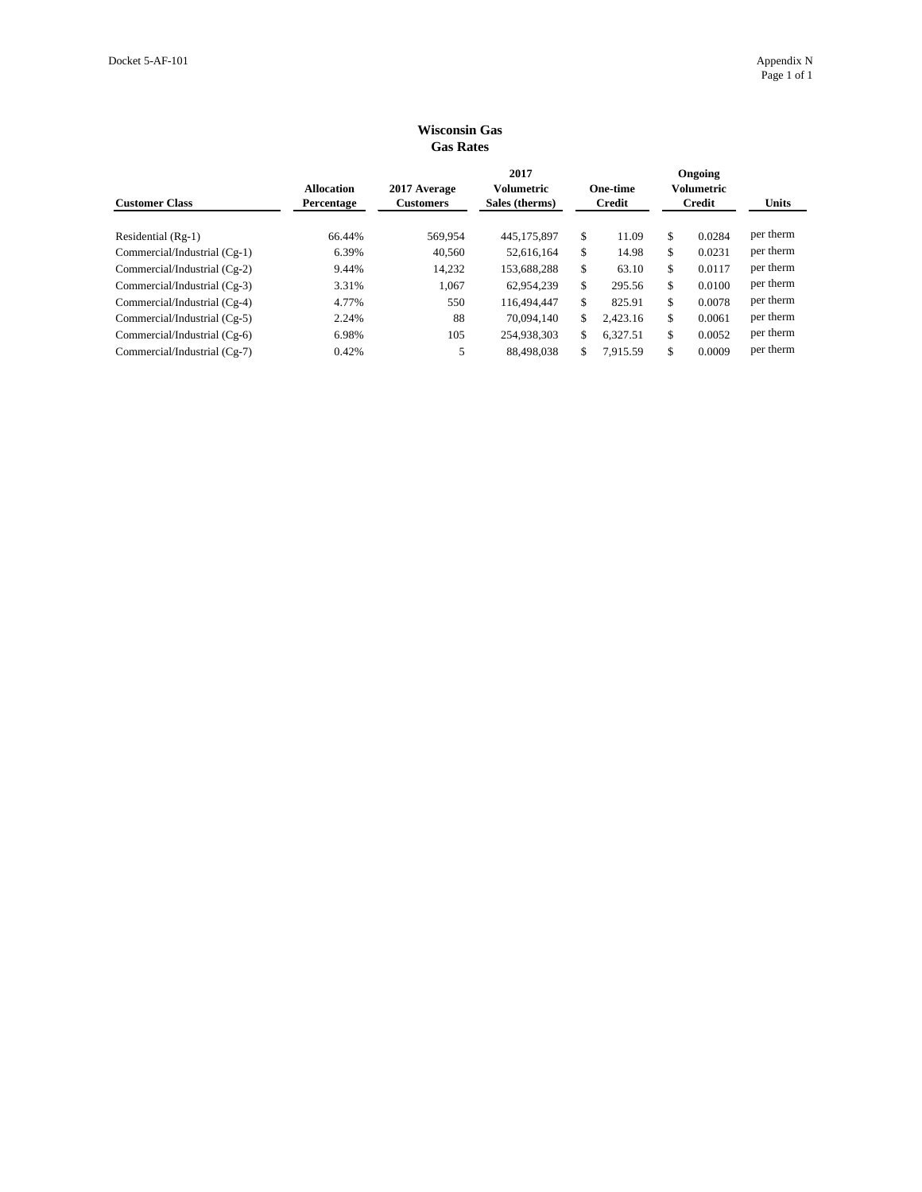# Wisconsin Gas
## Gas Rates

| Customer Class | Allocation Percentage | 2017 Average Customers | 2017 Volumetric Sales (therms) | One-time Credit | Ongoing Volumetric Credit | Units |
|---|---|---|---|---|---|---|
| Residential (Rg-1) | 66.44% | 569,954 | 445,175,897 | $ 11.09 | $ 0.0284 | per therm |
| Commercial/Industrial (Cg-1) | 6.39% | 40,560 | 52,616,164 | $ 14.98 | $ 0.0231 | per therm |
| Commercial/Industrial (Cg-2) | 9.44% | 14,232 | 153,688,288 | $ 63.10 | $ 0.0117 | per therm |
| Commercial/Industrial (Cg-3) | 3.31% | 1,067 | 62,954,239 | $ 295.56 | $ 0.0100 | per therm |
| Commercial/Industrial (Cg-4) | 4.77% | 550 | 116,494,447 | $ 825.91 | $ 0.0078 | per therm |
| Commercial/Industrial (Cg-5) | 2.24% | 88 | 70,094,140 | $ 2,423.16 | $ 0.0061 | per therm |
| Commercial/Industrial (Cg-6) | 6.98% | 105 | 254,938,303 | $ 6,327.51 | $ 0.0052 | per therm |
| Commercial/Industrial (Cg-7) | 0.42% | 5 | 88,498,038 | $ 7,915.59 | $ 0.0009 | per therm |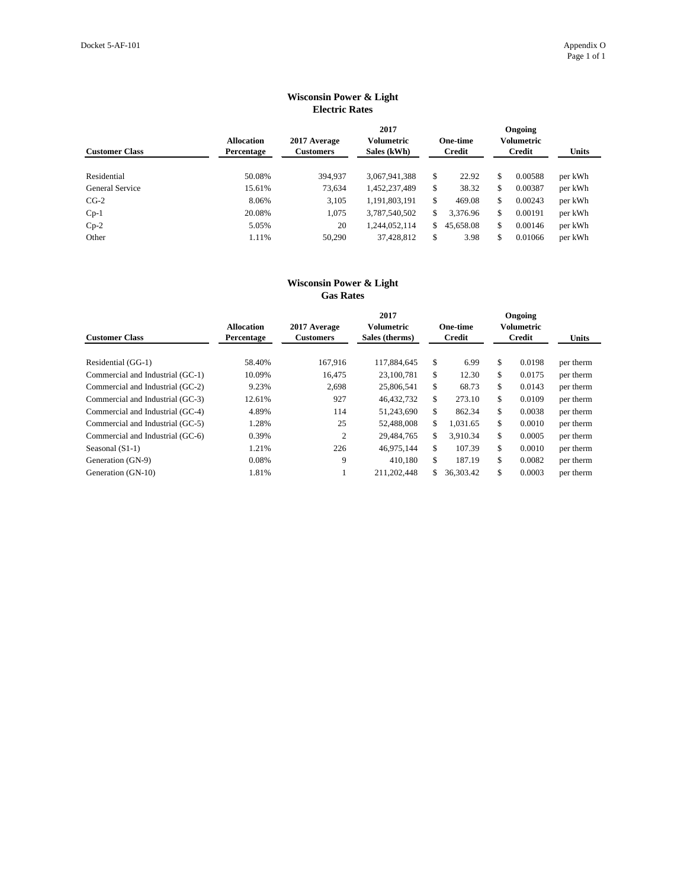Docket 5-AF-101

Appendix O

## Wisconsin Power & Light
### Electric Rates

| Customer Class | Allocation Percentage | 2017 Average Customers | 2017 Volumetric Sales (kWh) | One-time Credit | Ongoing Volumetric Credit | Units |
|---|---|---|---|---|---|---|
| Residential | 50.08% | 394,937 | 3,067,941,388 | $ 22.92 | $ 0.00588 | per kWh |
| General Service | 15.61% | 73,634 | 1,452,237,489 | $ 38.32 | $ 0.00387 | per kWh |
| CG-2 | 8.06% | 3,105 | 1,191,803,191 | $ 469.08 | $ 0.00243 | per kWh |
| Cp-1 | 20.08% | 1,075 | 3,787,540,502 | $ 3,376.96 | $ 0.00191 | per kWh |
| Cp-2 | 5.05% | 20 | 1,244,052,114 | $ 45,658.08 | $ 0.00146 | per kWh |
| Other | 1.11% | 50,290 | 37,428,812 | $ 3.98 | $ 0.01066 | per kWh |

## Wisconsin Power & Light
### Gas Rates

| Customer Class | Allocation Percentage | 2017 Average Customers | 2017 Volumetric Sales (therms) | One-time Credit | Ongoing Volumetric Credit | Units |
|---|---|---|---|---|---|---|
| Residential (GG-1) | 58.40% | 167,916 | 117,884,645 | $ 6.99 | $ 0.0198 | per therm |
| Commercial and Industrial (GC-1) | 10.09% | 16,475 | 23,100,781 | $ 12.30 | $ 0.0175 | per therm |
| Commercial and Industrial (GC-2) | 9.23% | 2,698 | 25,806,541 | $ 68.73 | $ 0.0143 | per therm |
| Commercial and Industrial (GC-3) | 12.61% | 927 | 46,432,732 | $ 273.10 | $ 0.0109 | per therm |
| Commercial and Industrial (GC-4) | 4.89% | 114 | 51,243,690 | $ 862.34 | $ 0.0038 | per therm |
| Commercial and Industrial (GC-5) | 1.28% | 25 | 52,488,008 | $ 1,031.65 | $ 0.0010 | per therm |
| Commercial and Industrial (GC-6) | 0.39% | 2 | 29,484,765 | $ 3,910.34 | $ 0.0005 | per therm |
| Seasonal (S1-1) | 1.21% | 226 | 46,975,144 | $ 107.39 | $ 0.0010 | per therm |
| Generation (GN-9) | 0.08% | 9 | 410,180 | $ 187.19 | $ 0.0082 | per therm |
| Generation (GN-10) | 1.81% | 1 | 211,202,448 | $ 36,303.42 | $ 0.0003 | per therm |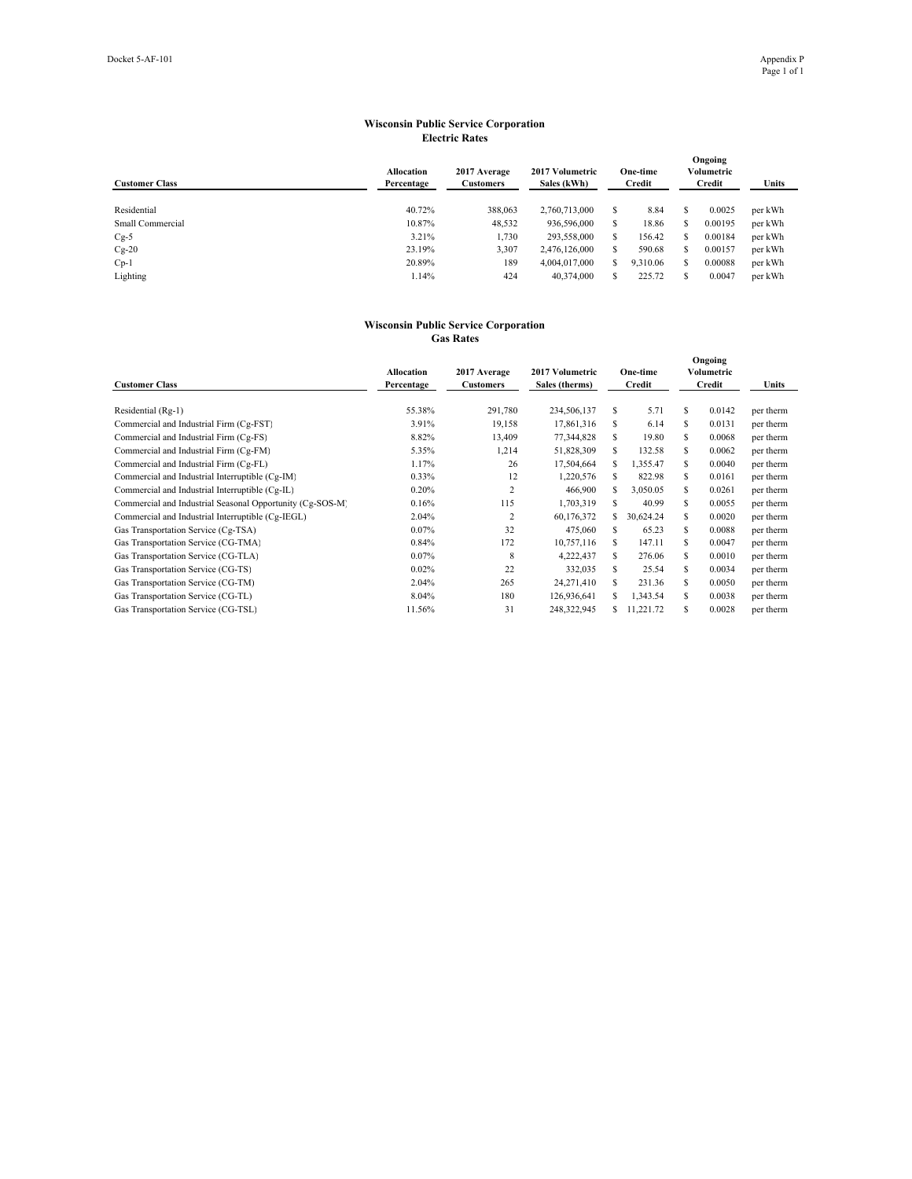Docket 5-AF-101

Appendix P

### Wisconsin Public Service Corporation
### Electric Rates

| Customer Class | Allocation Percentage | 2017 Average Customers | 2017 Volumetric Sales (kWh) | One-time Credit | Ongoing Volumetric Credit | Units |
|---|---|---|---|---|---|---|
| Residential | 40.72% | 388,063 | 2,760,713,000 | $ 8.84 | $ 0.0025 | per kWh |
| Small Commercial | 10.87% | 48,532 | 936,596,000 | $ 18.86 | $ 0.00195 | per kWh |
| Cg-5 | 3.21% | 1,730 | 293,558,000 | $ 156.42 | $ 0.00184 | per kWh |
| Cg-20 | 23.19% | 3,307 | 2,476,126,000 | $ 590.68 | $ 0.00157 | per kWh |
| Cp-1 | 20.89% | 189 | 4,004,017,000 | $ 9,310.06 | $ 0.00088 | per kWh |
| Lighting | 1.14% | 424 | 40,374,000 | $ 225.72 | $ 0.0047 | per kWh |

### Wisconsin Public Service Corporation
### Gas Rates

| Customer Class | Allocation Percentage | 2017 Average Customers | 2017 Volumetric Sales (therms) | One-time Credit | Ongoing Volumetric Credit | Units |
|---|---|---|---|---|---|---|
| Residential (Rg-1) | 55.38% | 291,780 | 234,506,137 | $ 5.71 | $ 0.0142 | per therm |
| Commercial and Industrial Firm (Cg-FST) | 3.91% | 19,158 | 17,861,316 | $ 6.14 | $ 0.0131 | per therm |
| Commercial and Industrial Firm (Cg-FS) | 8.82% | 13,409 | 77,344,828 | $ 19.80 | $ 0.0068 | per therm |
| Commercial and Industrial Firm (Cg-FM) | 5.35% | 1,214 | 51,828,309 | $ 132.58 | $ 0.0062 | per therm |
| Commercial and Industrial Firm (Cg-FL) | 1.17% | 26 | 17,504,664 | $ 1,355.47 | $ 0.0040 | per therm |
| Commercial and Industrial Interruptible (Cg-IM) | 0.33% | 12 | 1,220,576 | $ 822.98 | $ 0.0161 | per therm |
| Commercial and Industrial Interruptible (Cg-IL) | 0.20% | 2 | 466,900 | $ 3,050.05 | $ 0.0261 | per therm |
| Commercial and Industrial Seasonal Opportunity (Cg-SOS-M) | 0.16% | 115 | 1,703,319 | $ 40.99 | $ 0.0055 | per therm |
| Commercial and Industrial Interruptible (Cg-IEGL) | 2.04% | 2 | 60,176,372 | $ 30,624.24 | $ 0.0020 | per therm |
| Gas Transportation Service (Cg-TSA) | 0.07% | 32 | 475,060 | $ 65.23 | $ 0.0088 | per therm |
| Gas Transportation Service (CG-TMA) | 0.84% | 172 | 10,757,116 | $ 147.11 | $ 0.0047 | per therm |
| Gas Transportation Service (CG-TLA) | 0.07% | 8 | 4,222,437 | $ 276.06 | $ 0.0010 | per therm |
| Gas Transportation Service (CG-TS) | 0.02% | 22 | 332,035 | $ 25.54 | $ 0.0034 | per therm |
| Gas Transportation Service (CG-TM) | 2.04% | 265 | 24,271,410 | $ 231.36 | $ 0.0050 | per therm |
| Gas Transportation Service (CG-TL) | 8.04% | 180 | 126,936,641 | $ 1,343.54 | $ 0.0038 | per therm |
| Gas Transportation Service (CG-TSL) | 11.56% | 31 | 248,322,945 | $ 11,221.72 | $ 0.0028 | per therm |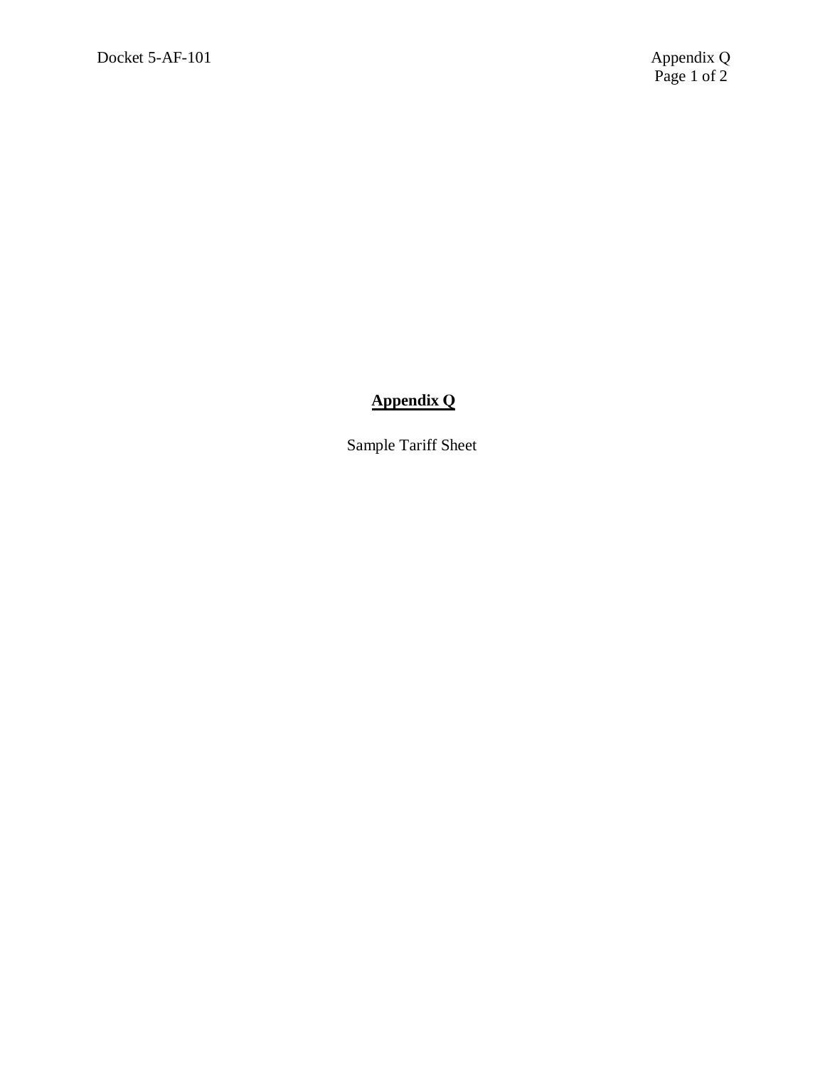# Appendix Q

Sample Tariff Sheet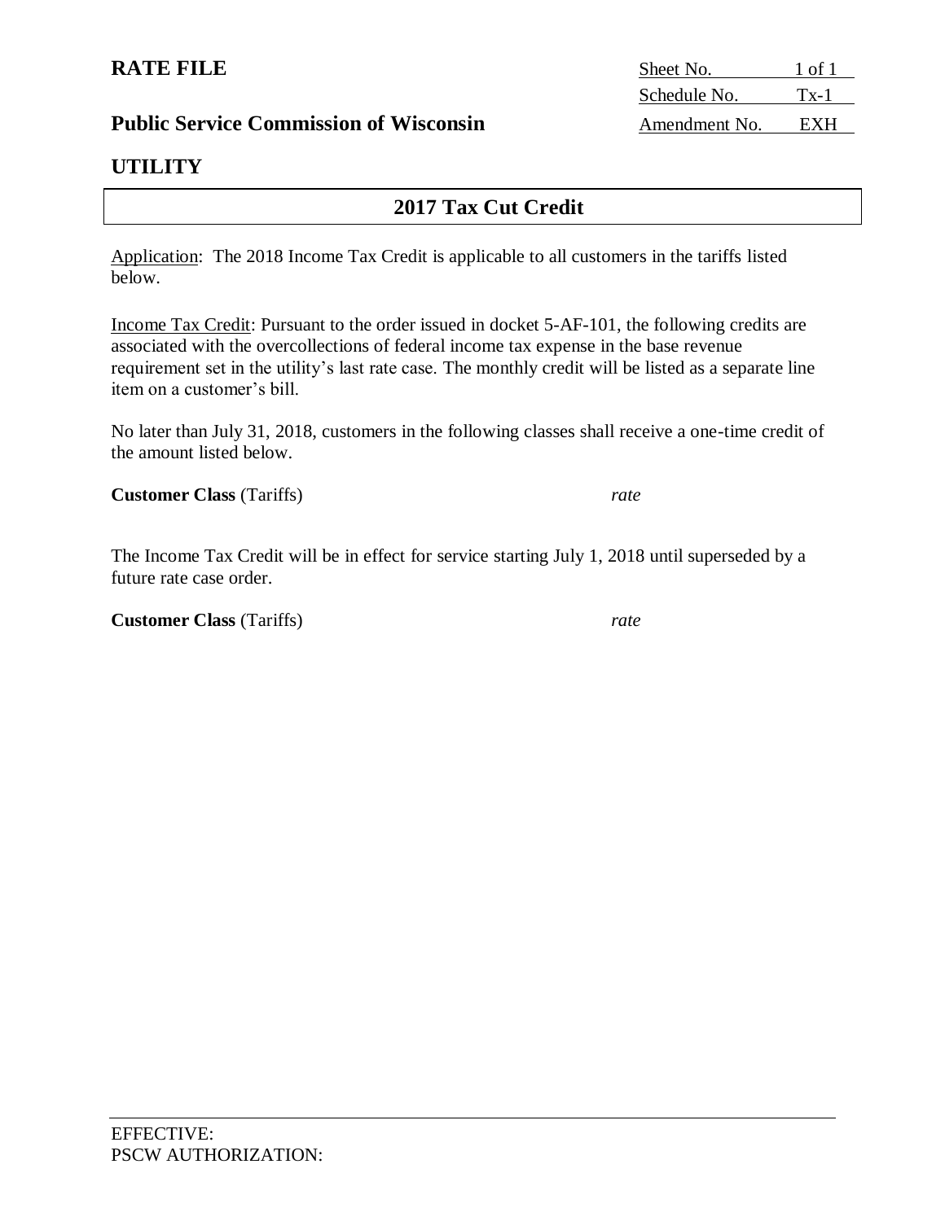**RATE FILE**

| Sheet No. | 1 of 1 |
|---|---|
| Schedule No. | Tx-1 |
| Amendment No. | EXH |

**Public Service Commission of Wisconsin**

**UTILITY**

## 2017 Tax Cut Credit

Application: The 2018 Income Tax Credit is applicable to all customers in the tariffs listed below.

Income Tax Credit: Pursuant to the order issued in docket 5-AF-101, the following credits are associated with the overcollections of federal income tax expense in the base revenue requirement set in the utility's last rate case. The monthly credit will be listed as a separate line item on a customer's bill.

No later than July 31, 2018, customers in the following classes shall receive a one-time credit of the amount listed below.

| **Customer Class** (Tariffs) | *rate* |
|---|---|

The Income Tax Credit will be in effect for service starting July 1, 2018 until superseded by a future rate case order.

| **Customer Class** (Tariffs) | *rate* |
|---|---|

EFFECTIVE:
PSCW AUTHORIZATION: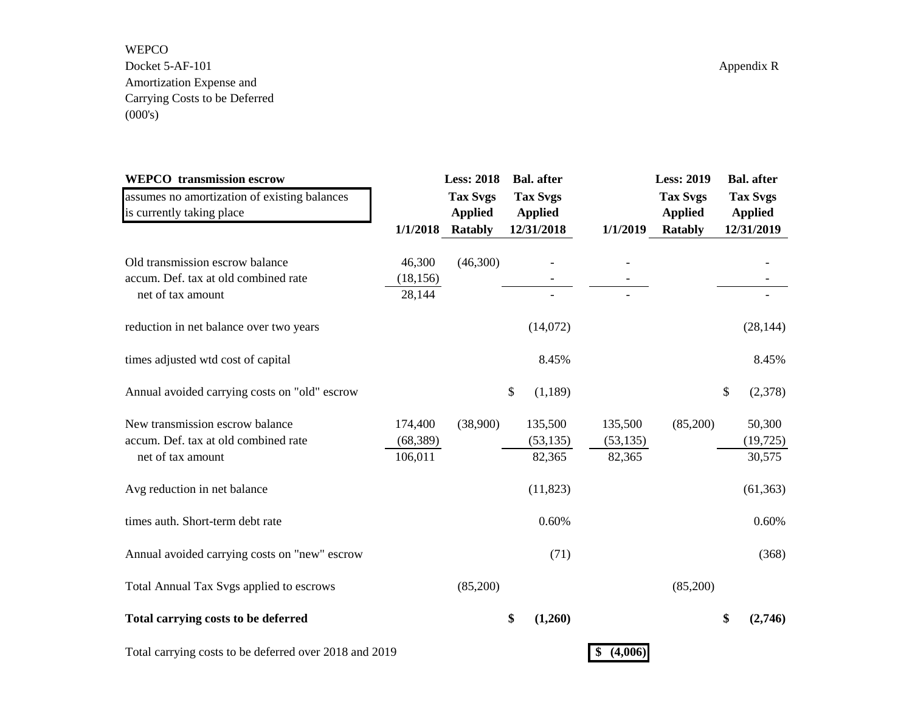WEPCO
Docket 5-AF-101
Amortization Expense and
Carrying Costs to be Deferred
(000's)

Appendix R

| **WEPCO transmission escrow** <br> assumes no amortization of existing balances is currently taking place | **1/1/2018** | **Less: 2018 Tax Svgs Applied Ratably** | **Bal. after Tax Svgs Applied 12/31/2018** | **1/1/2019** | **Less: 2019 Tax Svgs Applied Ratably** | **Bal. after Tax Svgs Applied 12/31/2019** |
|---|---|---|---|---|---|---|
| Old transmission escrow balance | 46,300 | (46,300) | - | - | | - |
| accum. Def. tax at old combined rate | (18,156) | | - | - | | - |
| net of tax amount | 28,144 | | - | - | | - |
| reduction in net balance over two years | | | (14,072) | | | (28,144) |
| times adjusted wtd cost of capital | | | 8.45% | | | 8.45% |
| Annual avoided carrying costs on "old" escrow | | | $ (1,189) | | | $ (2,378) |
| New transmission escrow balance | 174,400 | (38,900) | 135,500 | 135,500 | (85,200) | 50,300 |
| accum. Def. tax at old combined rate | (68,389) | | (53,135) | (53,135) | | (19,725) |
| net of tax amount | 106,011 | | 82,365 | 82,365 | | 30,575 |
| Avg reduction in net balance | | | (11,823) | | | (61,363) |
| times auth. Short-term debt rate | | | 0.60% | | | 0.60% |
| Annual avoided carrying costs on "new" escrow | | | (71) | | | (368) |
| Total Annual Tax Svgs applied to escrows | | (85,200) | | | (85,200) | |
| **Total carrying costs to be deferred** | | | **$ (1,260)** | | | **$ (2,746)** |
| Total carrying costs to be deferred over 2018 and 2019 | | | | **$ (4,006)** | | |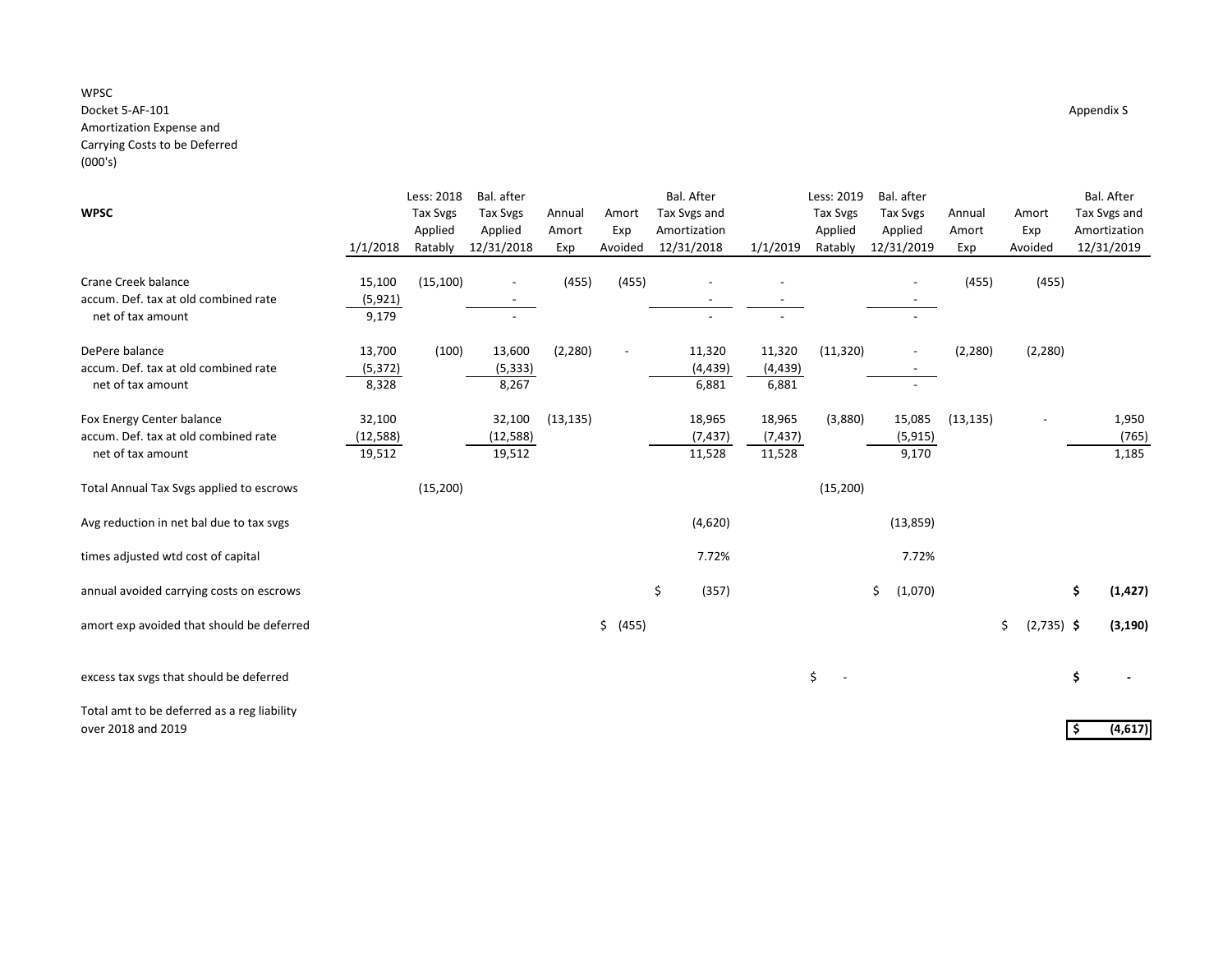WPSC
Docket 5-AF-101
Amortization Expense and
Carrying Costs to be Deferred
(000's)

Appendix S

| WPSC | 1/1/2018 | Less: 2018 Tax Svgs Applied Ratably | Bal. after Tax Svgs Applied 12/31/2018 | Annual Amort Exp | Amort Exp Avoided | Bal. After Tax Svgs and Amortization 12/31/2018 | 1/1/2019 | Less: 2019 Tax Svgs Applied Ratably | Bal. after Tax Svgs Applied 12/31/2019 | Annual Amort Exp | Amort Exp Avoided | Bal. After Tax Svgs and Amortization 12/31/2019 |
|---|---|---|---|---|---|---|---|---|---|---|---|---|
| Crane Creek balance | 15,100 | (15,100) | - | (455) | (455) | - | - | | - | (455) | (455) | |
| accum. Def. tax at old combined rate | (5,921) | | - | | | - | - | | - | | | |
| net of tax amount | 9,179 | | - | | | - | - | | - | | | |
| DePere balance | 13,700 | (100) | 13,600 | (2,280) | - | 11,320 | 11,320 | (11,320) | - | (2,280) | (2,280) | |
| accum. Def. tax at old combined rate | (5,372) | | (5,333) | | | (4,439) | (4,439) | | - | | | |
| net of tax amount | 8,328 | | 8,267 | | | 6,881 | 6,881 | | - | | | |
| Fox Energy Center balance | 32,100 | | 32,100 | (13,135) | | 18,965 | 18,965 | (3,880) | 15,085 | (13,135) | - | 1,950 |
| accum. Def. tax at old combined rate | (12,588) | | (12,588) | | | (7,437) | (7,437) | | (5,915) | | | (765) |
| net of tax amount | 19,512 | | 19,512 | | | 11,528 | 11,528 | | 9,170 | | | 1,185 |
| Total Annual Tax Svgs applied to escrows | | (15,200) | | | | | | (15,200) | | | | |
| Avg reduction in net bal due to tax svgs | | | | | | (4,620) | | | (13,859) | | | |
| times adjusted wtd cost of capital | | | | | | 7.72% | | | 7.72% | | | |
| annual avoided carrying costs on escrows | | | | | | $ (357) | | | $ (1,070) | | | **$ (1,427)** |
| amort exp avoided that should be deferred | | | | | $ (455) | | | | | | $ (2,735) | **$ (3,190)** |
| excess tax svgs that should be deferred | | | | | | | | $ - | | | | **$ -** |
| Total amt to be deferred as a reg liability over 2018 and 2019 | | | | | | | | | | | | **$ (4,617)** |